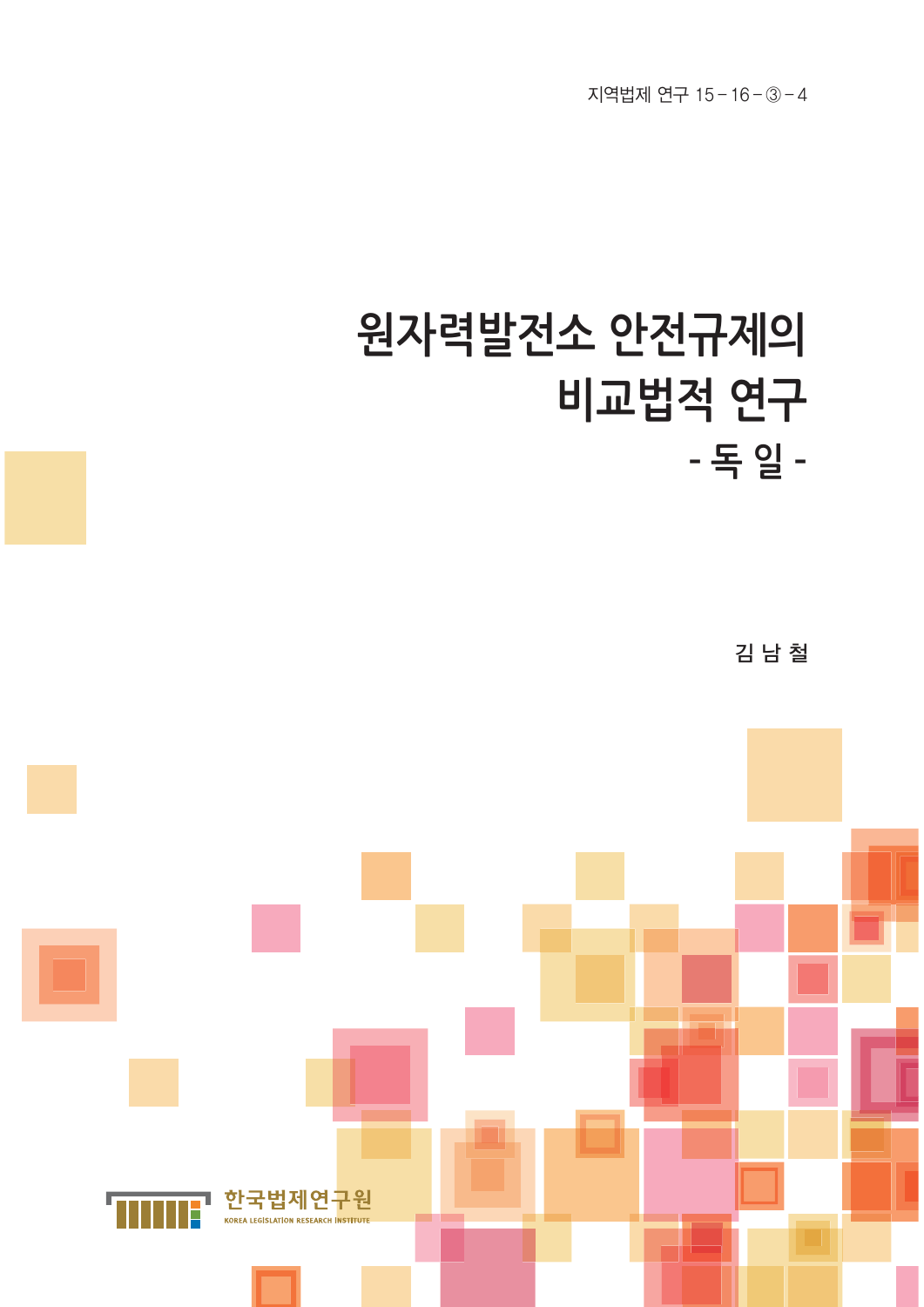지역법제 연구 15-16-③-4

# 원자력발전소 안전규제의 비교법적 연구

## - 독 일 -

김 남 철

한국법제연구원

KOREA LEGISLATION RESEARCH INSTITUTE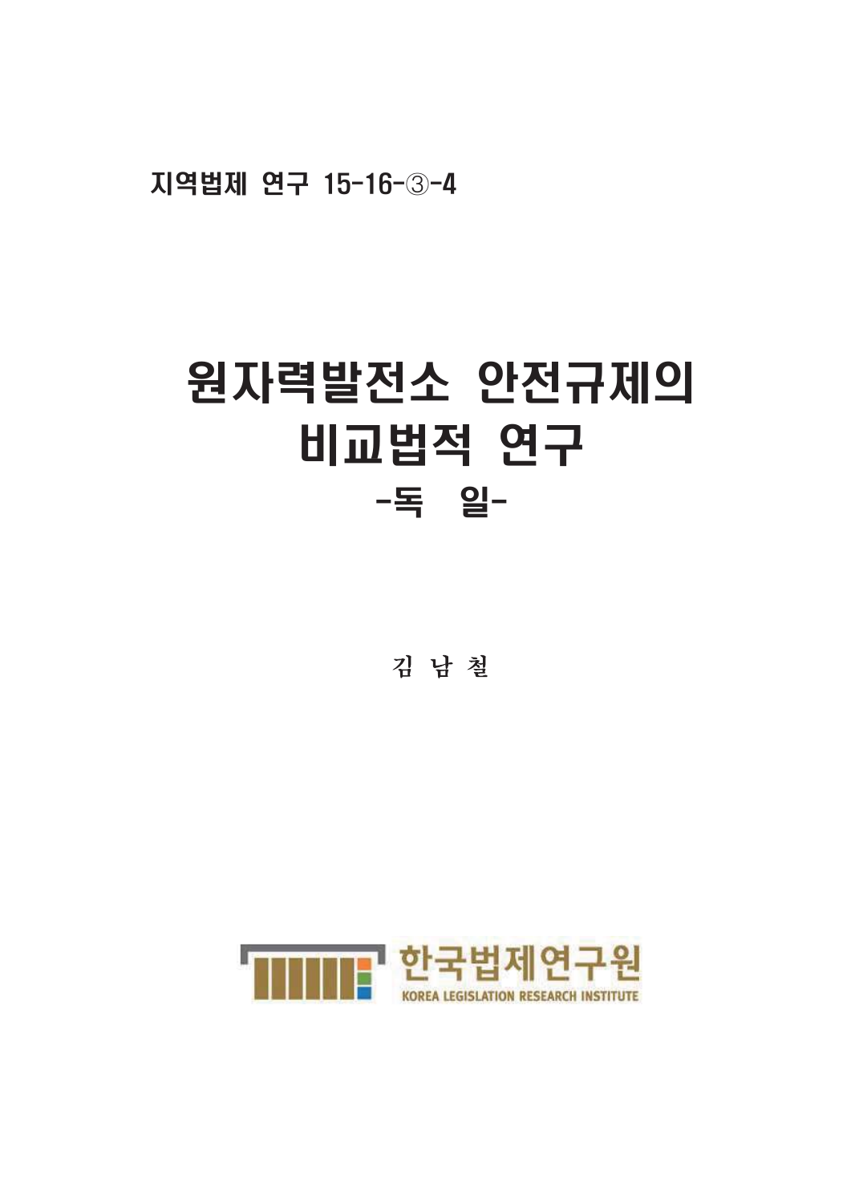지역법제 연구 15-16-③-4

# 원자력발전소 안전규제의 비교법적 연구

## -독 일-

김 남 철

한국법제연구원

KOREA LEGISLATION RESEARCH INSTITUTE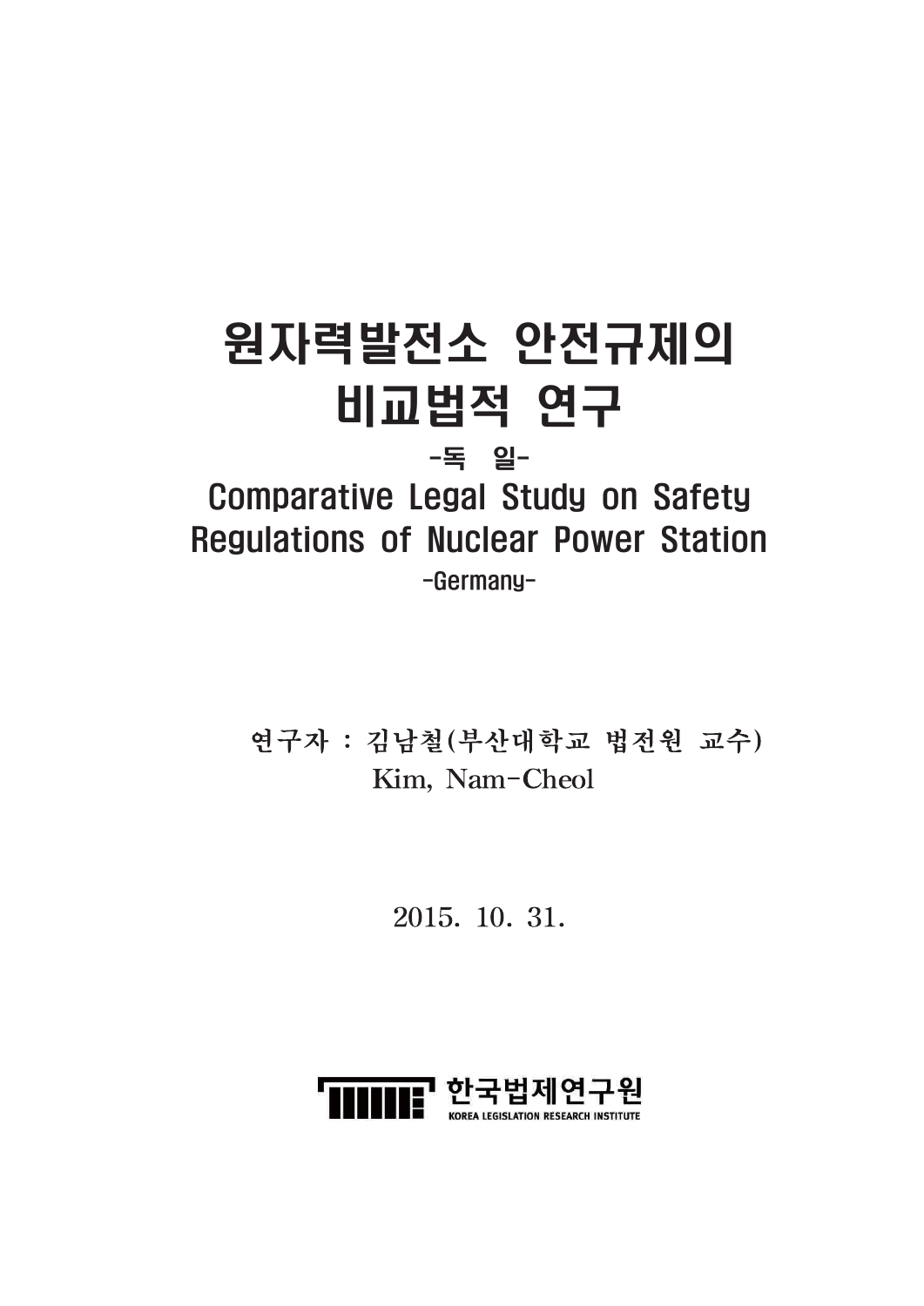# 원자력발전소 안전규제의 비교법적 연구

-독 일-

# Comparative Legal Study on Safety Regulations of Nuclear Power Station

-Germany-

연구자 : 김남철(부산대학교 법전원 교수)
Kim, Nam-Cheol

2015. 10. 31.

한국법제연구원
KOREA LEGISLATION RESEARCH INSTITUTE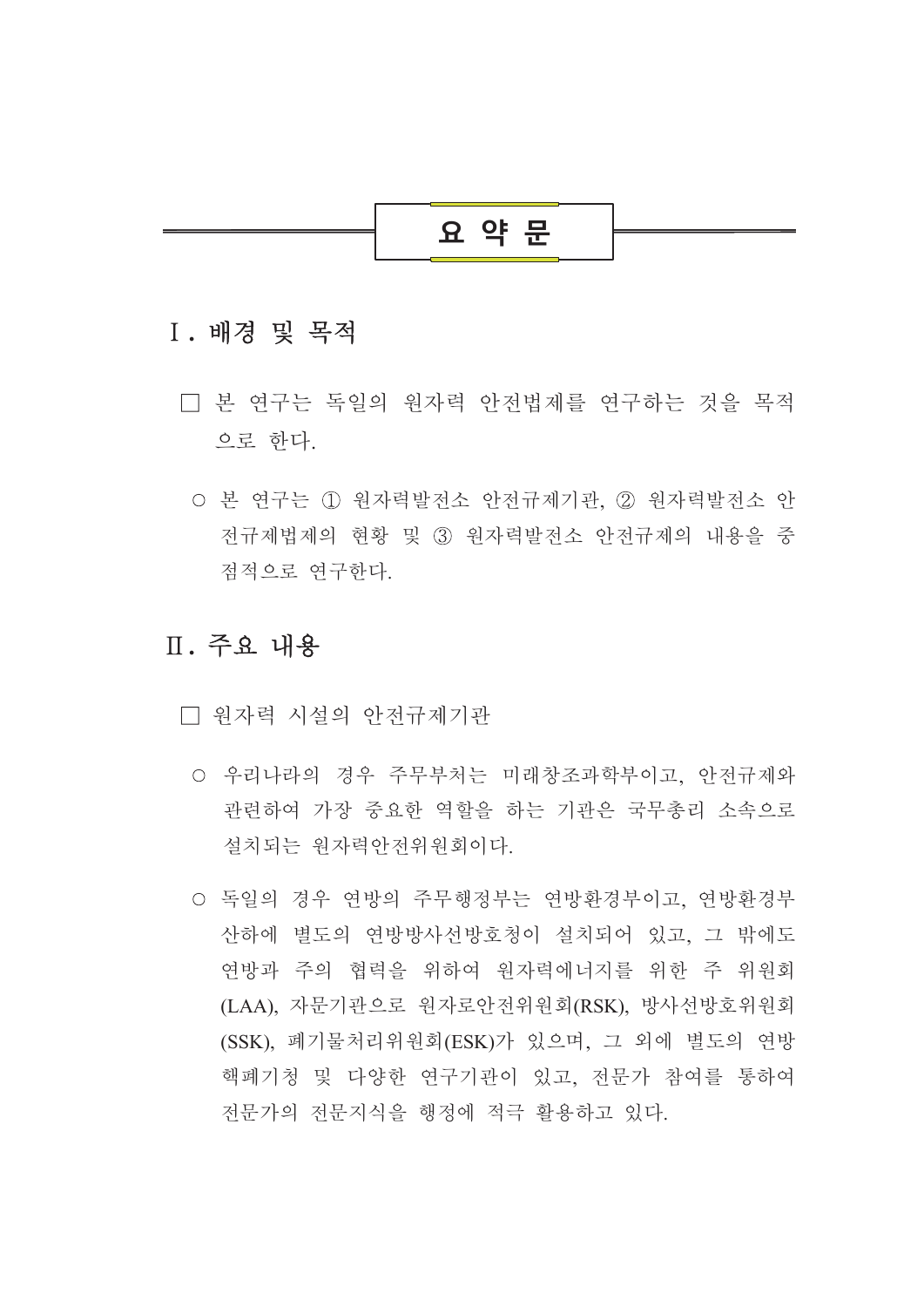# 요 약 문

## Ⅰ. 배경 및 목적

□ 본 연구는 독일의 원자력 안전법제를 연구하는 것을 목적으로 한다.

○ 본 연구는 ① 원자력발전소 안전규제기관, ② 원자력발전소 안전규제법제의 현황 및 ③ 원자력발전소 안전규제의 내용을 중점적으로 연구한다.

## Ⅱ. 주요 내용

□ 원자력 시설의 안전규제기관

○ 우리나라의 경우 주무부처는 미래창조과학부이고, 안전규제와 관련하여 가장 중요한 역할을 하는 기관은 국무총리 소속으로 설치되는 원자력안전위원회이다.

○ 독일의 경우 연방의 주무행정부는 연방환경부이고, 연방환경부 산하에 별도의 연방방사선방호청이 설치되어 있고, 그 밖에도 연방과 주의 협력을 위하여 원자력에너지를 위한 주 위원회(LAA), 자문기관으로 원자로안전위원회(RSK), 방사선방호위원회(SSK), 폐기물처리위원회(ESK)가 있으며, 그 외에 별도의 연방핵폐기청 및 다양한 연구기관이 있고, 전문가 참여를 통하여 전문가의 전문지식을 행정에 적극 활용하고 있다.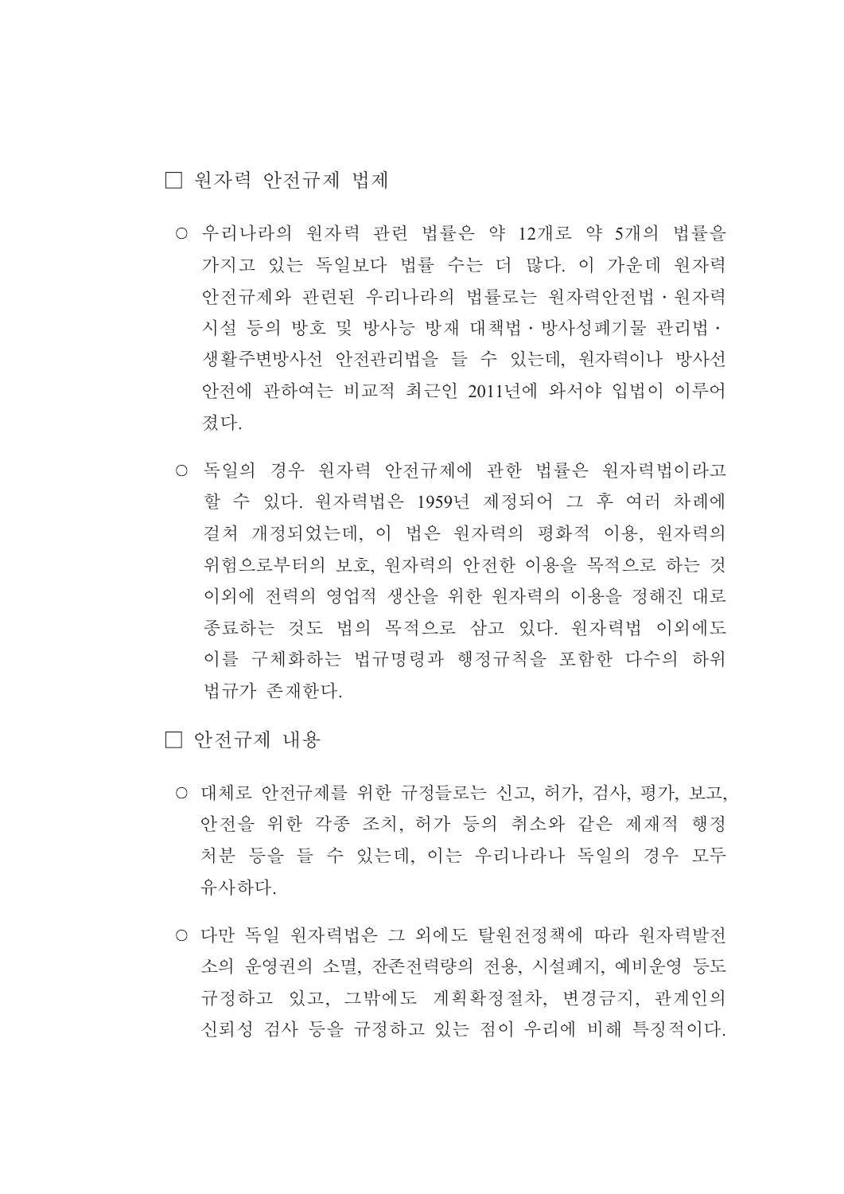□ 원자력 안전규제 법제

○ 우리나라의 원자력 관련 법률은 약 12개로 약 5개의 법률을 가지고 있는 독일보다 법률 수는 더 많다. 이 가운데 원자력 안전규제와 관련된 우리나라의 법률로는 원자력안전법 · 원자력시설 등의 방호 및 방사능 방재 대책법 · 방사성폐기물 관리법 · 생활주변방사선 안전관리법을 들 수 있는데, 원자력이나 방사선 안전에 관하여는 비교적 최근인 2011년에 와서야 입법이 이루어졌다.

○ 독일의 경우 원자력 안전규제에 관한 법률은 원자력법이라고 할 수 있다. 원자력법은 1959년 제정되어 그 후 여러 차례에 걸쳐 개정되었는데, 이 법은 원자력의 평화적 이용, 원자력의 위험으로부터의 보호, 원자력의 안전한 이용을 목적으로 하는 것 이외에 전력의 영업적 생산을 위한 원자력의 이용을 정해진 대로 종료하는 것도 법의 목적으로 삼고 있다. 원자력법 이외에도 이를 구체화하는 법규명령과 행정규칙을 포함한 다수의 하위 법규가 존재한다.

□ 안전규제 내용

○ 대체로 안전규제를 위한 규정들로는 신고, 허가, 검사, 평가, 보고, 안전을 위한 각종 조치, 허가 등의 취소와 같은 제재적 행정처분 등을 들 수 있는데, 이는 우리나라나 독일의 경우 모두 유사하다.

○ 다만 독일 원자력법은 그 외에도 탈원전정책에 따라 원자력발전소의 운영권의 소멸, 잔존전력량의 전용, 시설폐지, 예비운영 등도 규정하고 있고, 그밖에도 계획확정절차, 변경금지, 관계인의 신뢰성 검사 등을 규정하고 있는 점이 우리에 비해 특징적이다.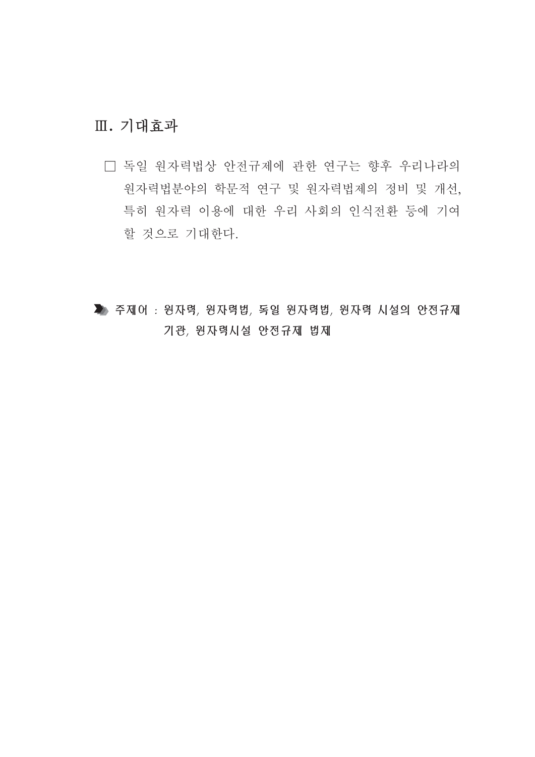## Ⅲ. 기대효과

□ 독일 원자력법상 안전규제에 관한 연구는 향후 우리나라의 원자력법분야의 학문적 연구 및 원자력법제의 정비 및 개선, 특히 원자력 이용에 대한 우리 사회의 인식전환 등에 기여할 것으로 기대한다.

**주제어 : 원자력, 원자력법, 독일 원자력법, 원자력 시설의 안전규제 기관, 원자력시설 안전규제 법제**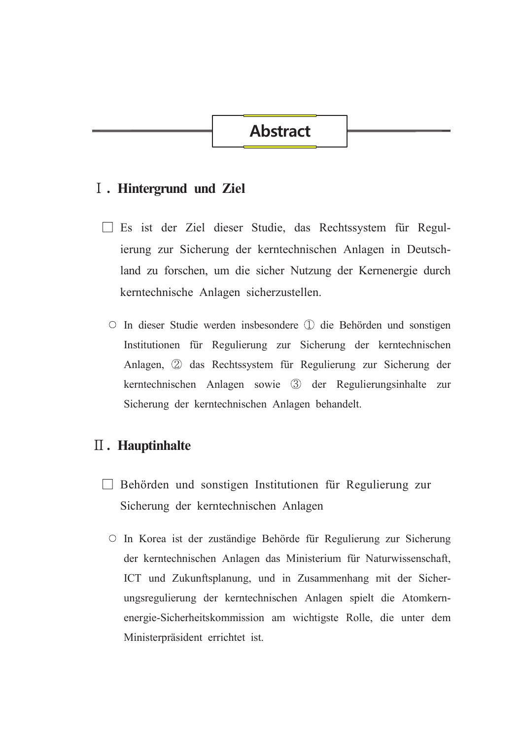# Abstract

## Ⅰ. Hintergrund und Ziel

□ Es ist der Ziel dieser Studie, das Rechtssystem für Regulierung zur Sicherung der kerntechnischen Anlagen in Deutschland zu forschen, um die sicher Nutzung der Kernenergie durch kerntechnische Anlagen sicherzustellen.

○ In dieser Studie werden insbesondere ① die Behörden und sonstigen Institutionen für Regulierung zur Sicherung der kerntechnischen Anlagen, ② das Rechtssystem für Regulierung zur Sicherung der kerntechnischen Anlagen sowie ③ der Regulierungsinhalte zur Sicherung der kerntechnischen Anlagen behandelt.

## Ⅱ. Hauptinhalte

□ Behörden und sonstigen Institutionen für Regulierung zur Sicherung der kerntechnischen Anlagen

○ In Korea ist der zuständige Behörde für Regulierung zur Sicherung der kerntechnischen Anlagen das Ministerium für Naturwissenschaft, ICT und Zukunftsplanung, und in Zusammenhang mit der Sicherungsregulierung der kerntechnischen Anlagen spielt die Atomkernenergie-Sicherheitskommission am wichtigste Rolle, die unter dem Ministerpräsident errichtet ist.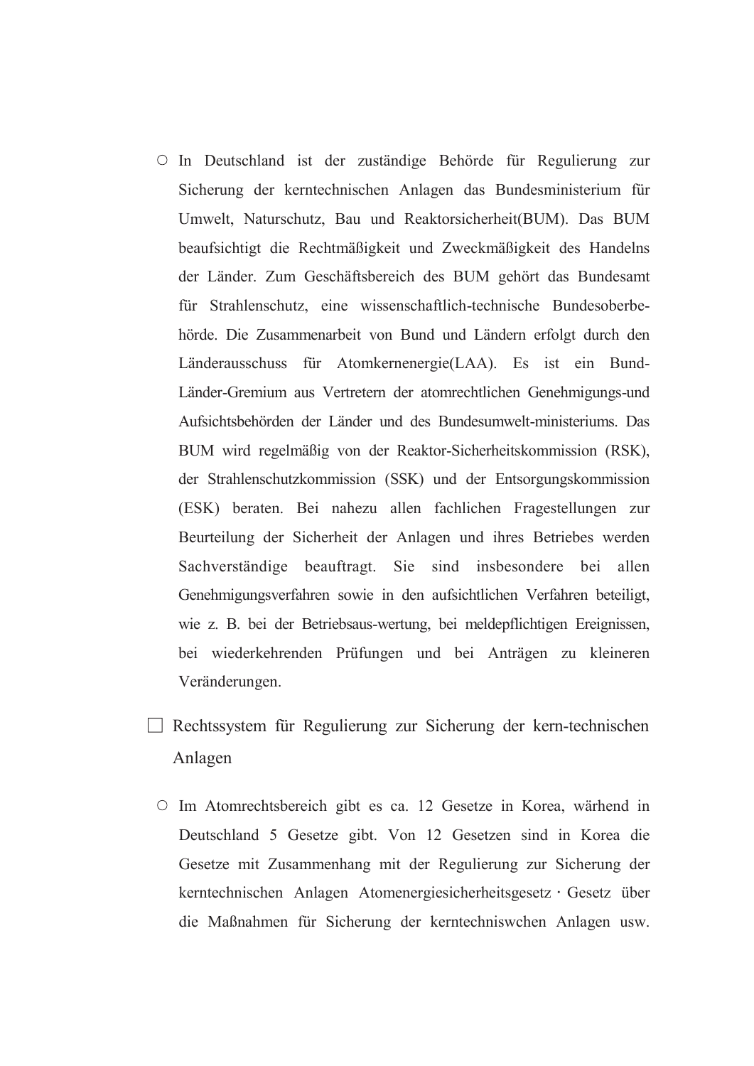○ In Deutschland ist der zuständige Behörde für Regulierung zur Sicherung der kerntechnischen Anlagen das Bundesministerium für Umwelt, Naturschutz, Bau und Reaktorsicherheit(BUM). Das BUM beaufsichtigt die Rechtmäßigkeit und Zweckmäßigkeit des Handelns der Länder. Zum Geschäftsbereich des BUM gehört das Bundesamt für Strahlenschutz, eine wissenschaftlich-technische Bundesoberbehörde. Die Zusammenarbeit von Bund und Ländern erfolgt durch den Länderausschuss für Atomkernenergie(LAA). Es ist ein Bund-Länder-Gremium aus Vertretern der atomrechtlichen Genehmigungs-und Aufsichtsbehörden der Länder und des Bundesumwelt-ministeriums. Das BUM wird regelmäßig von der Reaktor-Sicherheitskommission (RSK), der Strahlenschutzkommission (SSK) und der Entsorgungskommission (ESK) beraten. Bei nahezu allen fachlichen Fragestellungen zur Beurteilung der Sicherheit der Anlagen und ihres Betriebes werden Sachverständige beauftragt. Sie sind insbesondere bei allen Genehmigungsverfahren sowie in den aufsichtlichen Verfahren beteiligt, wie z. B. bei der Betriebsaus-wertung, bei meldepflichtigen Ereignissen, bei wiederkehrenden Prüfungen und bei Anträgen zu kleineren Veränderungen.

## □ Rechtssystem für Regulierung zur Sicherung der kern-technischen Anlagen

○ Im Atomrechtsbereich gibt es ca. 12 Gesetze in Korea, wärhend in Deutschland 5 Gesetze gibt. Von 12 Gesetzen sind in Korea die Gesetze mit Zusammenhang mit der Regulierung zur Sicherung der kerntechnischen Anlagen Atomenergiesicherheitsgesetz · Gesetz über die Maßnahmen für Sicherung der kerntechniswchen Anlagen usw.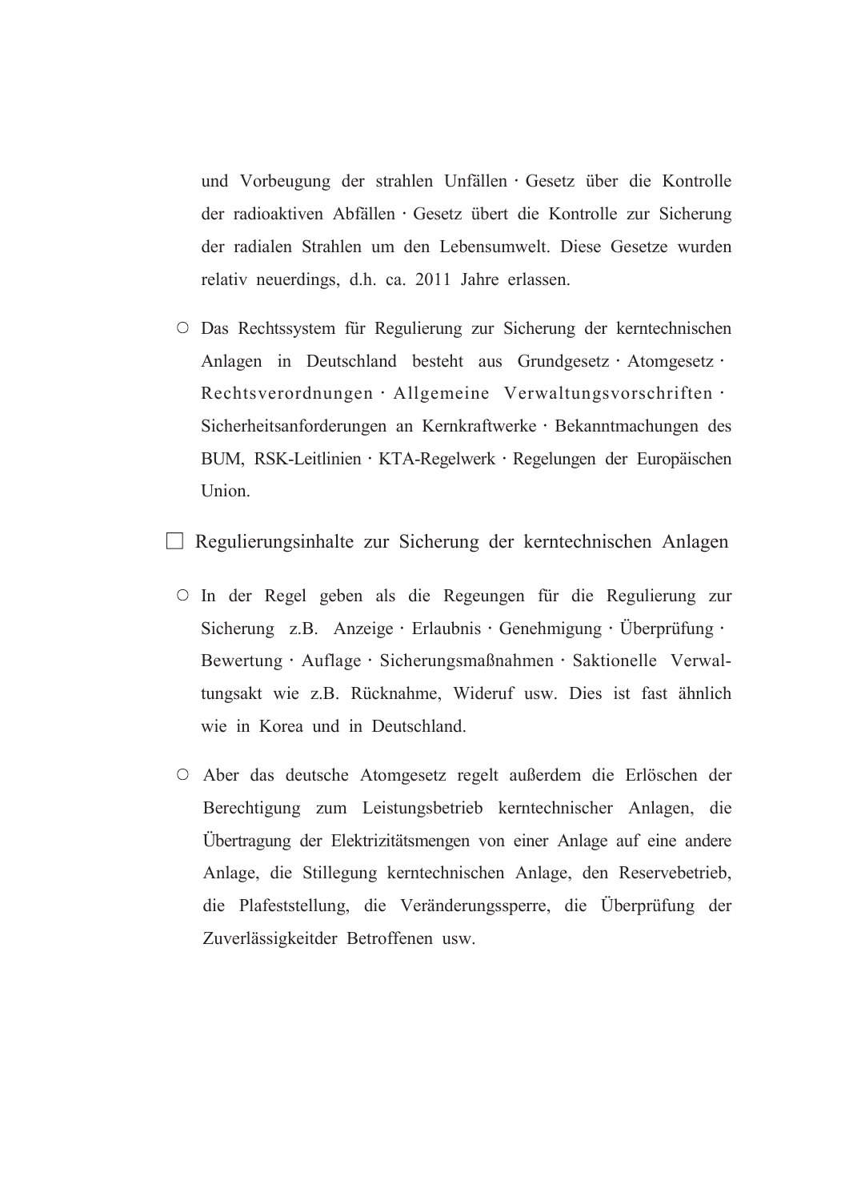und Vorbeugung der strahlen Unfällen · Gesetz über die Kontrolle der radioaktiven Abfällen · Gesetz übert die Kontrolle zur Sicherung der radialen Strahlen um den Lebensumwelt. Diese Gesetze wurden relativ neuerdings, d.h. ca. 2011 Jahre erlassen.

○ Das Rechtssystem für Regulierung zur Sicherung der kerntechnischen Anlagen in Deutschland besteht aus Grundgesetz · Atomgesetz · Rechtsverordnungen · Allgemeine Verwaltungsvorschriften · Sicherheitsanforderungen an Kernkraftwerke · Bekanntmachungen des BUM, RSK-Leitlinien · KTA-Regelwerk · Regelungen der Europäischen Union.

□ Regulierungsinhalte zur Sicherung der kerntechnischen Anlagen

○ In der Regel geben als die Regeungen für die Regulierung zur Sicherung z.B. Anzeige · Erlaubnis · Genehmigung · Überprüfung · Bewertung · Auflage · Sicherungsmaßnahmen · Saktionelle Verwaltungsakt wie z.B. Rücknahme, Wideruf usw. Dies ist fast ähnlich wie in Korea und in Deutschland.

○ Aber das deutsche Atomgesetz regelt außerdem die Erlöschen der Berechtigung zum Leistungsbetrieb kerntechnischer Anlagen, die Übertragung der Elektrizitätsmengen von einer Anlage auf eine andere Anlage, die Stillegung kerntechnischen Anlage, den Reservebetrieb, die Plafeststellung, die Veränderungssperre, die Überprüfung der Zuverlässigkeitder Betroffenen usw.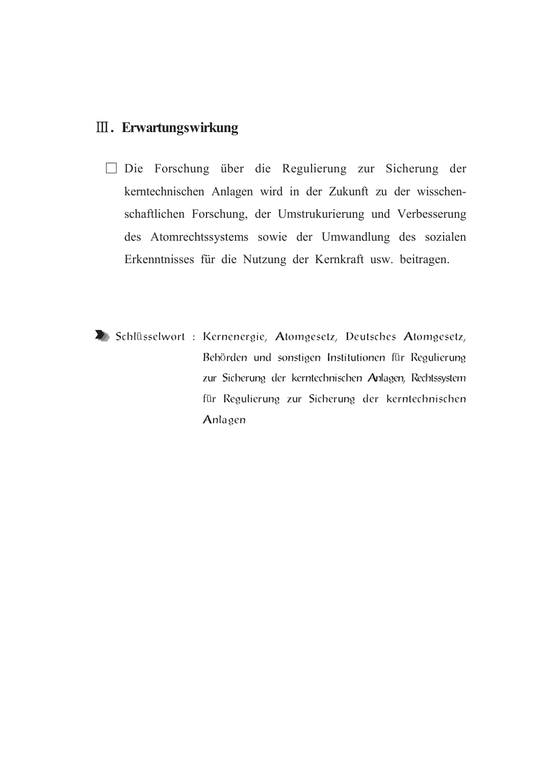## Ⅲ. Erwartungswirkung

□ Die Forschung über die Regulierung zur Sicherung der kerntechnischen Anlagen wird in der Zukunft zu der wisschenschaftlichen Forschung, der Umstrukurierung und Verbesserung des Atomrechtssystems sowie der Umwandlung des sozialen Erkenntnisses für die Nutzung der Kernkraft usw. beitragen.

Schlüsselwort : Kernenergie, Atomgesetz, Deutsches Atomgesetz, Behörden und sonstigen Institutionen für Regulierung zur Sicherung der kerntechnischen Anlagen, Rechtssystem für Regulierung zur Sicherung der kerntechnischen Anlagen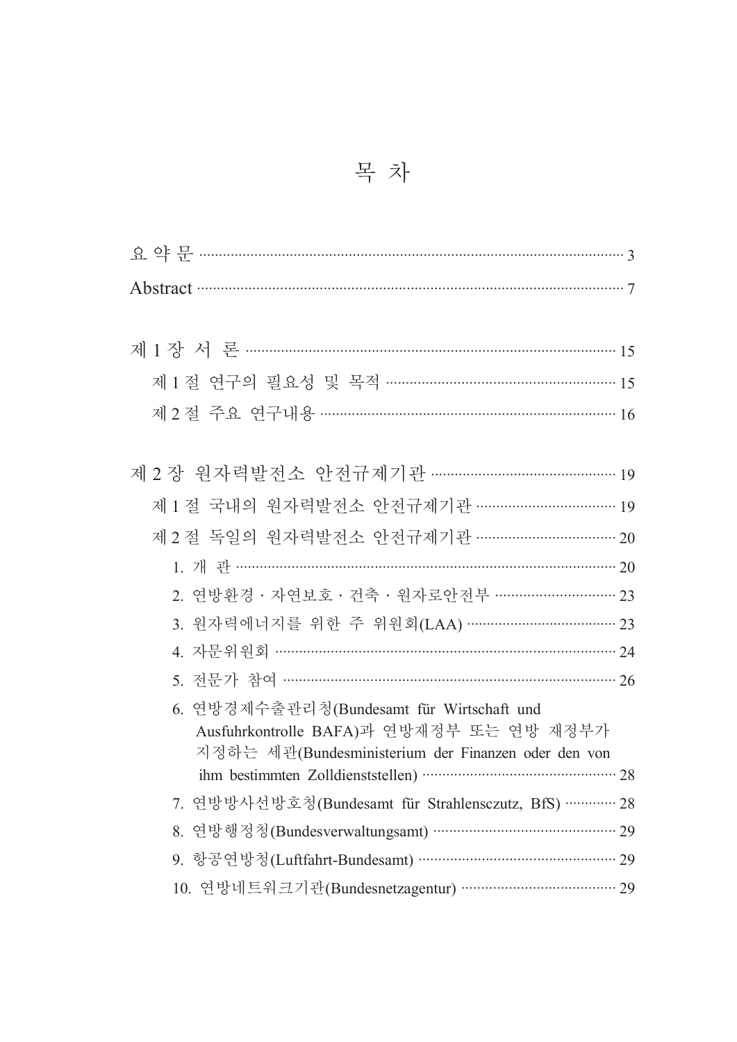# 목 차

요 약 문 ··········································································································· 3

Abstract ··········································································································· 7

제 1 장 서 론 ··································································································· 15

  제 1 절 연구의 필요성 및 목적 ··························································· 15

  제 2 절 주요 연구내용 ············································································ 16

제 2 장 원자력발전소 안전규제기관 ······················································· 19

  제 1 절 국내의 원자력발전소 안전규제기관 ······································ 19

  제 2 절 독일의 원자력발전소 안전규제기관 ······································ 20

    1. 개 관 ······································································································ 20

    2. 연방환경 · 자연보호 · 건축 · 원자로안전부 ··································· 23

    3. 원자력에너지를 위한 주 위원회(LAA) ········································· 23

    4. 자문위원회 ···························································································· 24

    5. 전문가 참여 ·························································································· 26

    6. 연방경제수출관리청(Bundesamt für Wirtschaft und Ausfuhrkontrolle BAFA)과 연방재정부 또는 연방 재정부가 지정하는 세관(Bundesministerium der Finanzen oder den von ihm bestimmten Zolldienststellen) ····················································· 28

    7. 연방방사선방호청(Bundesamt für Strahlensczutz, BfS) ············· 28

    8. 연방행정청(Bundesverwaltungsamt) ················································ 29

    9. 항공연방청(Luftfahrt-Bundesamt) ···················································· 29

    10. 연방네트워크기관(Bundesnetzagentur) ·········································· 29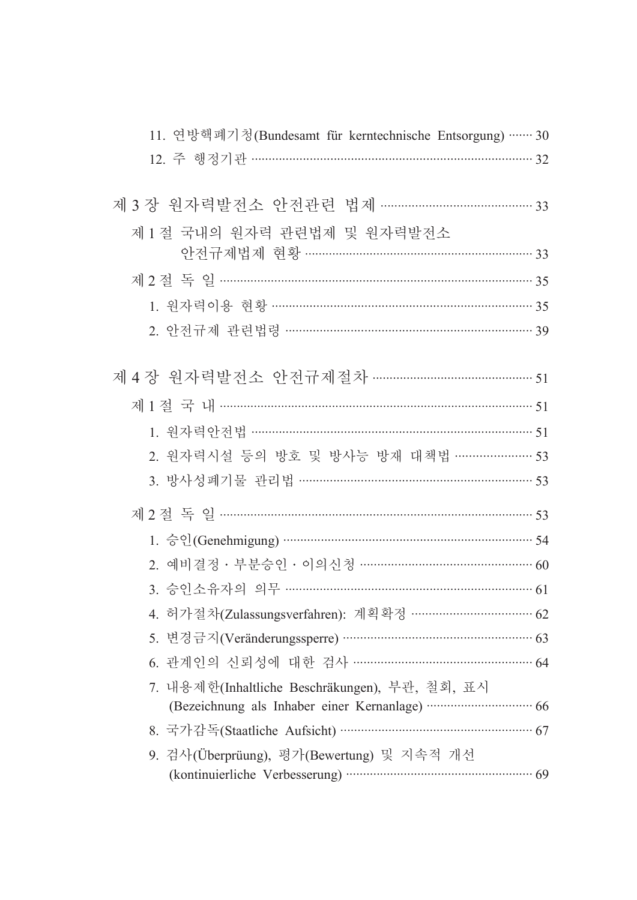11. 연방핵폐기청(Bundesamt für kerntechnische Entsorgung) ······· 30

12. 주 행정기관 ··········································································· 32

제 3 장 원자력발전소 안전관련 법제 ········································· 33

제 1 절 국내의 원자력 관련법제 및 원자력발전소 안전규제법제 현황 ··························································· 33

제 2 절 독 일 ············································································· 35

1. 원자력이용 현황 ································································· 35

2. 안전규제 관련법령 ······························································ 39

제 4 장 원자력발전소 안전규제절차 ·········································· 51

제 1 절 국 내 ············································································· 51

1. 원자력안전법 ······································································ 51

2. 원자력시설 등의 방호 및 방사능 방재 대책법 ····················· 53

3. 방사성폐기물 관리법 ··························································· 53

제 2 절 독 일 ············································································· 53

1. 승인(Genehmigung) ···························································· 54

2. 예비결정・부분승인・이의신청 ············································· 60

3. 승인소유자의 의무 ······························································ 61

4. 허가절차(Zulassungsverfahren): 계획확정 ······························ 62

5. 변경금지(Veränderungssperre) ·············································· 63

6. 관계인의 신뢰성에 대한 검사 ·············································· 64

7. 내용제한(Inhaltliche Beschräkungen), 부관, 철회, 표시 (Bezeichnung als Inhaber einer Kernanlage) ·························· 66

8. 국가감독(Staatliche Aufsicht) ················································ 67

9. 검사(Überprüung), 평가(Bewertung) 및 지속적 개선 (kontinuierliche Verbesserung) ················································ 69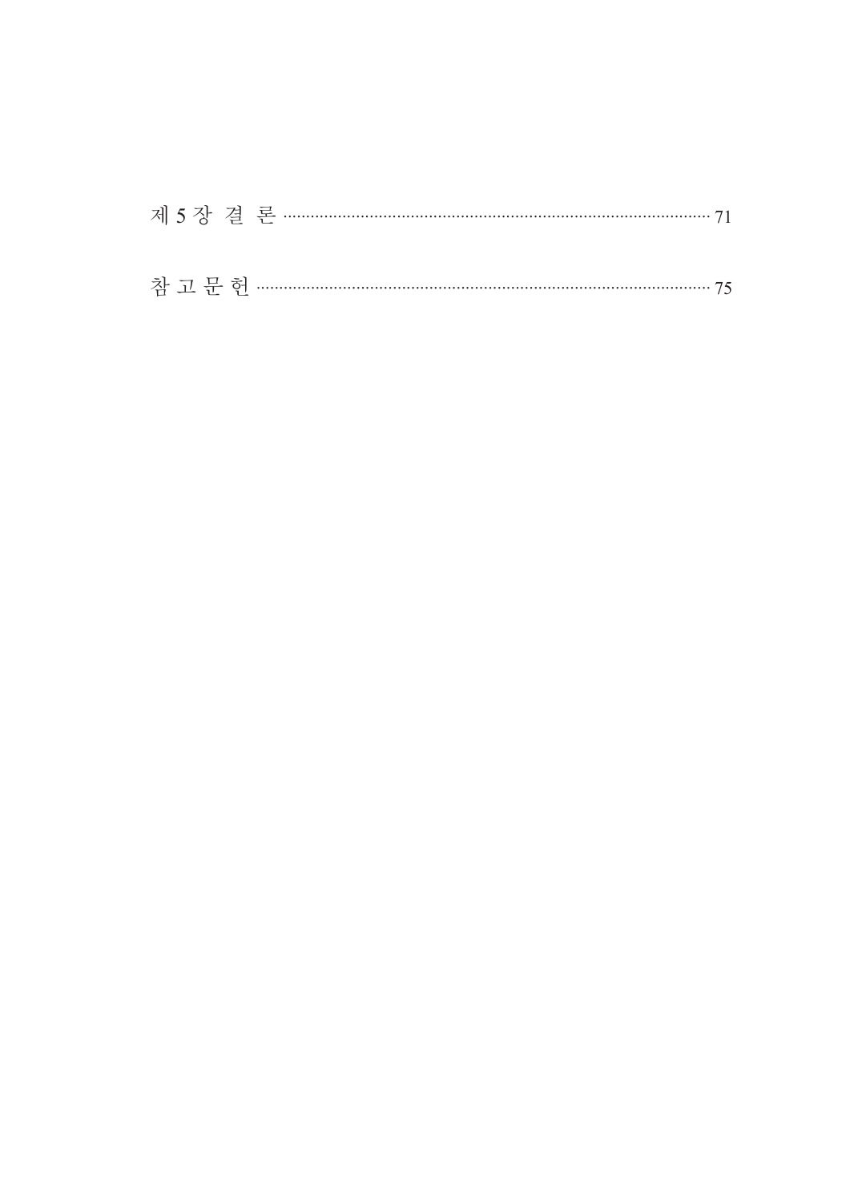제 5 장 결 론 ········································································································· 71

참 고 문 헌 ··········································································································· 75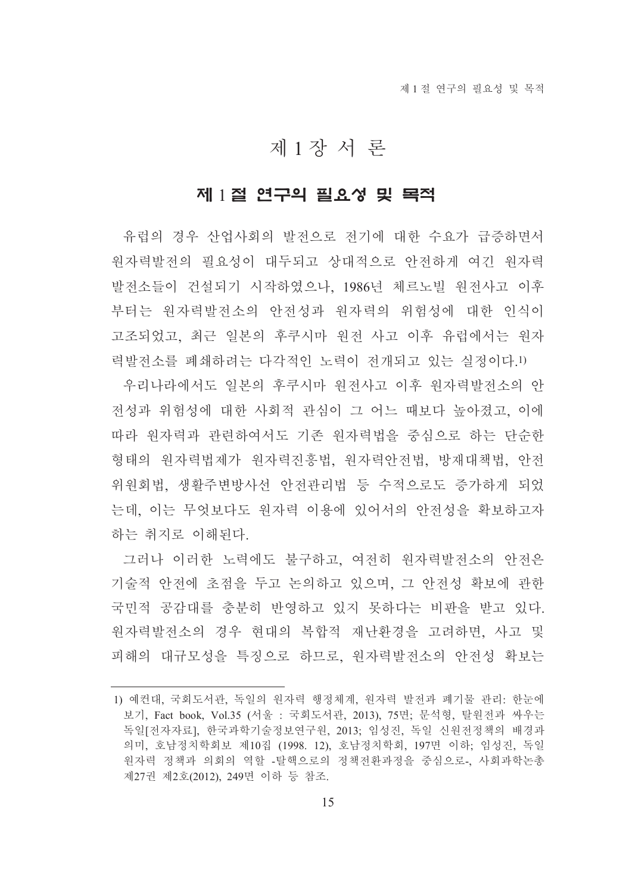# 제 1 장 서 론

## 제 1 절 연구의 필요성 및 목적

유럽의 경우 산업사회의 발전으로 전기에 대한 수요가 급증하면서 원자력발전의 필요성이 대두되고 상대적으로 안전하게 여긴 원자력발전소들이 건설되기 시작하였으나, 1986년 체르노빌 원전사고 이후부터는 원자력발전소의 안전성과 원자력의 위험성에 대한 인식이 고조되었고, 최근 일본의 후쿠시마 원전 사고 이후 유럽에서는 원자력발전소를 폐쇄하려는 다각적인 노력이 전개되고 있는 실정이다.[1)]

우리나라에서도 일본의 후쿠시마 원전사고 이후 원자력발전소의 안전성과 위험성에 대한 사회적 관심이 그 어느 때보다 높아졌고, 이에 따라 원자력과 관련하여서도 기존 원자력법을 중심으로 하는 단순한 형태의 원자력법제가 원자력진흥법, 원자력안전법, 방재대책법, 안전위원회법, 생활주변방사선 안전관리법 등 수적으로도 증가하게 되었는데, 이는 무엇보다도 원자력 이용에 있어서의 안전성을 확보하고자 하는 취지로 이해된다.

그러나 이러한 노력에도 불구하고, 여전히 원자력발전소의 안전은 기술적 안전에 초점을 두고 논의하고 있으며, 그 안전성 확보에 관한 국민적 공감대를 충분히 반영하고 있지 못하다는 비판을 받고 있다. 원자력발전소의 경우 현대의 복합적 재난환경을 고려하면, 사고 및 피해의 대규모성을 특징으로 하므로, 원자력발전소의 안전성 확보는

---

1) 예컨대, 국회도서관, 독일의 원자력 행정체계, 원자력 발전과 폐기물 관리: 한눈에 보기, Fact book, Vol.35 (서울 : 국회도서관, 2013), 75면; 문석형, 탈원전과 싸우는 독일[전자자료], 한국과학기술정보연구원, 2013; 임성진, 독일 신원전정책의 배경과 의미, 호남정치학회보 제10집 (1998. 12), 호남정치학회, 197면 이하; 임성진, 독일 원자력 정책과 의회의 역할 -탈핵으로의 정책전환과정을 중심으로-, 사회과학논총 제27권 제2호(2012), 249면 이하 등 참조.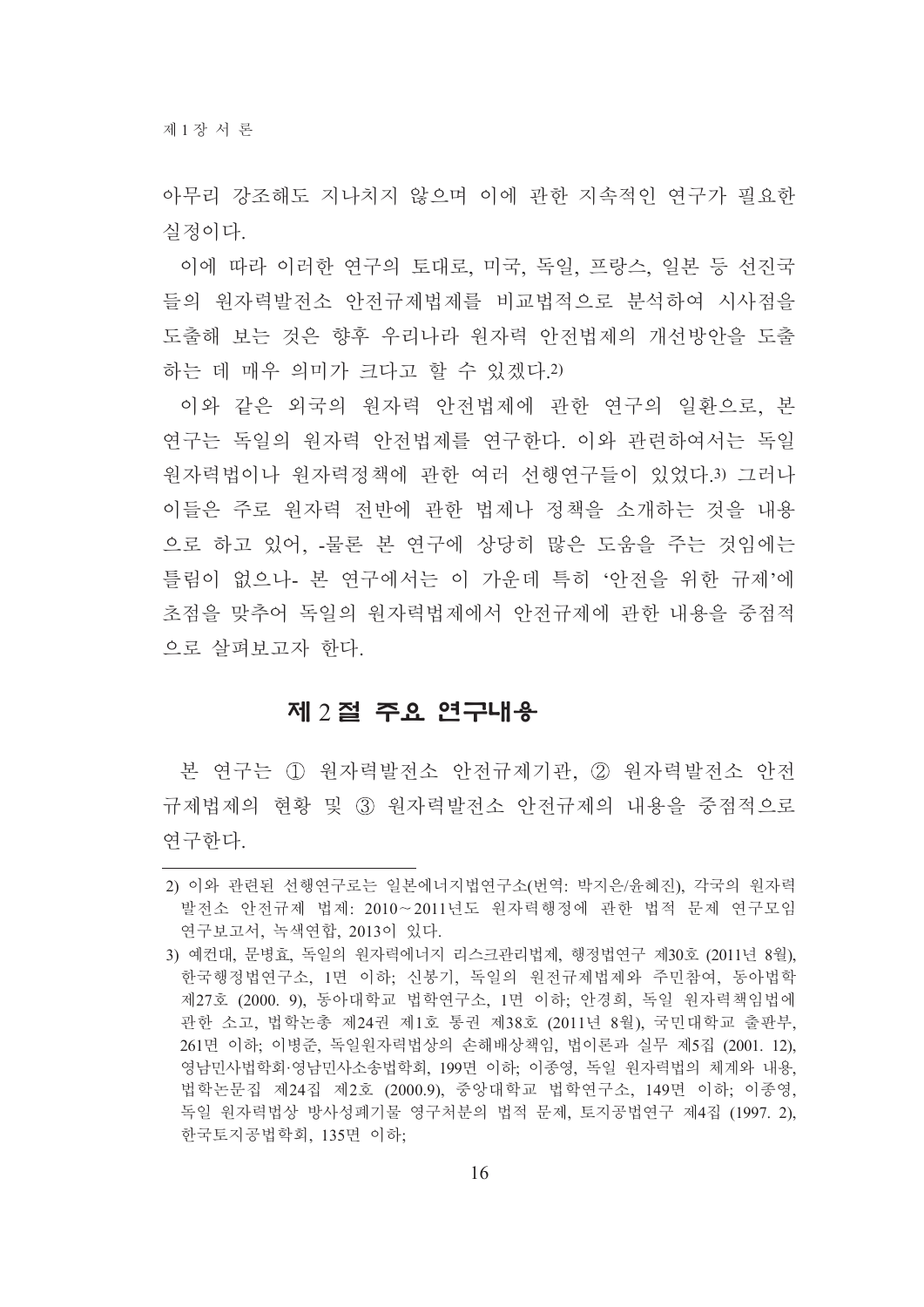아무리 강조해도 지나치지 않으며 이에 관한 지속적인 연구가 필요한 실정이다.

이에 따라 이러한 연구의 토대로, 미국, 독일, 프랑스, 일본 등 선진국들의 원자력발전소 안전규제법제를 비교법적으로 분석하여 시사점을 도출해 보는 것은 향후 우리나라 원자력 안전법제의 개선방안을 도출하는 데 매우 의미가 크다고 할 수 있겠다.[2)]

이와 같은 외국의 원자력 안전법제에 관한 연구의 일환으로, 본 연구는 독일의 원자력 안전법제를 연구한다. 이와 관련하여서는 독일 원자력법이나 원자력정책에 관한 여러 선행연구들이 있었다.[3)] 그러나 이들은 주로 원자력 전반에 관한 법제나 정책을 소개하는 것을 내용으로 하고 있어, -물론 본 연구에 상당히 많은 도움을 주는 것임에는 틀림이 없으나- 본 연구에서는 이 가운데 특히 '안전을 위한 규제'에 초점을 맞추어 독일의 원자력법제에서 안전규제에 관한 내용을 중점적으로 살펴보고자 한다.

## 제 2 절 주요 연구내용

본 연구는 ① 원자력발전소 안전규제기관, ② 원자력발전소 안전규제법제의 현황 및 ③ 원자력발전소 안전규제의 내용을 중점적으로 연구한다.

---

2) 이와 관련된 선행연구로는 일본에너지법연구소(번역: 박지은/윤혜진), 각국의 원자력발전소 안전규제 법제: 2010~2011년도 원자력행정에 관한 법적 문제 연구모임 연구보고서, 녹색연합, 2013이 있다.

3) 예컨대, 문병효, 독일의 원자력에너지 리스크관리법제, 행정법연구 제30호 (2011년 8월), 한국행정법연구소, 1면 이하; 신봉기, 독일의 원전규제법제와 주민참여, 동아법학 제27호 (2000. 9), 동아대학교 법학연구소, 1면 이하; 안경희, 독일 원자력책임법에 관한 소고, 법학논총 제24권 제1호 통권 제38호 (2011년 8월), 국민대학교 출판부, 261면 이하; 이병준, 독일원자력법상의 손해배상책임, 법이론과 실무 제5집 (2001. 12), 영남민사법학회·영남민사소송법학회, 199면 이하; 이종영, 독일 원자력법의 체계와 내용, 법학논문집 제24집 제2호 (2000.9), 중앙대학교 법학연구소, 149면 이하; 이종영, 독일 원자력법상 방사성폐기물 영구처분의 법적 문제, 토지공법연구 제4집 (1997. 2), 한국토지공법학회, 135면 이하;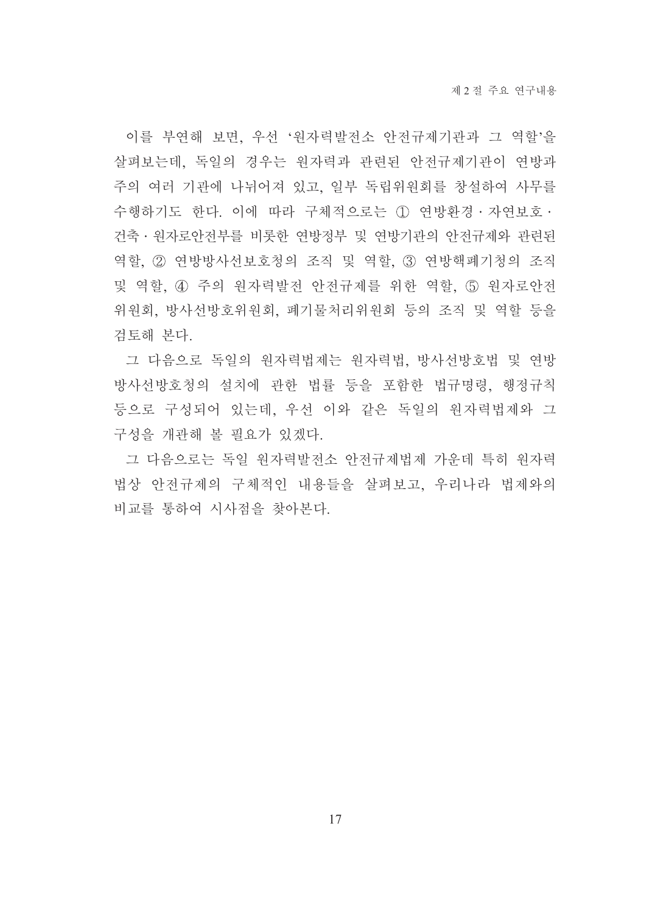이를 부연해 보면, 우선 '원자력발전소 안전규제기관과 그 역할'을 살펴보는데, 독일의 경우는 원자력과 관련된 안전규제기관이 연방과 주의 여러 기관에 나뉘어져 있고, 일부 독립위원회를 창설하여 사무를 수행하기도 한다. 이에 따라 구체적으로는 ① 연방환경 · 자연보호 · 건축 · 원자로안전부를 비롯한 연방정부 및 연방기관의 안전규제와 관련된 역할, ② 연방방사선보호청의 조직 및 역할, ③ 연방핵폐기청의 조직 및 역할, ④ 주의 원자력발전 안전규제를 위한 역할, ⑤ 원자로안전위원회, 방사선방호위원회, 폐기물처리위원회 등의 조직 및 역할 등을 검토해 본다.

그 다음으로 독일의 원자력법제는 원자력법, 방사선방호법 및 연방방사선방호청의 설치에 관한 법률 등을 포함한 법규명령, 행정규칙 등으로 구성되어 있는데, 우선 이와 같은 독일의 원자력법제와 그 구성을 개관해 볼 필요가 있겠다.

그 다음으로는 독일 원자력발전소 안전규제법제 가운데 특히 원자력법상 안전규제의 구체적인 내용들을 살펴보고, 우리나라 법제와의 비교를 통하여 시사점을 찾아본다.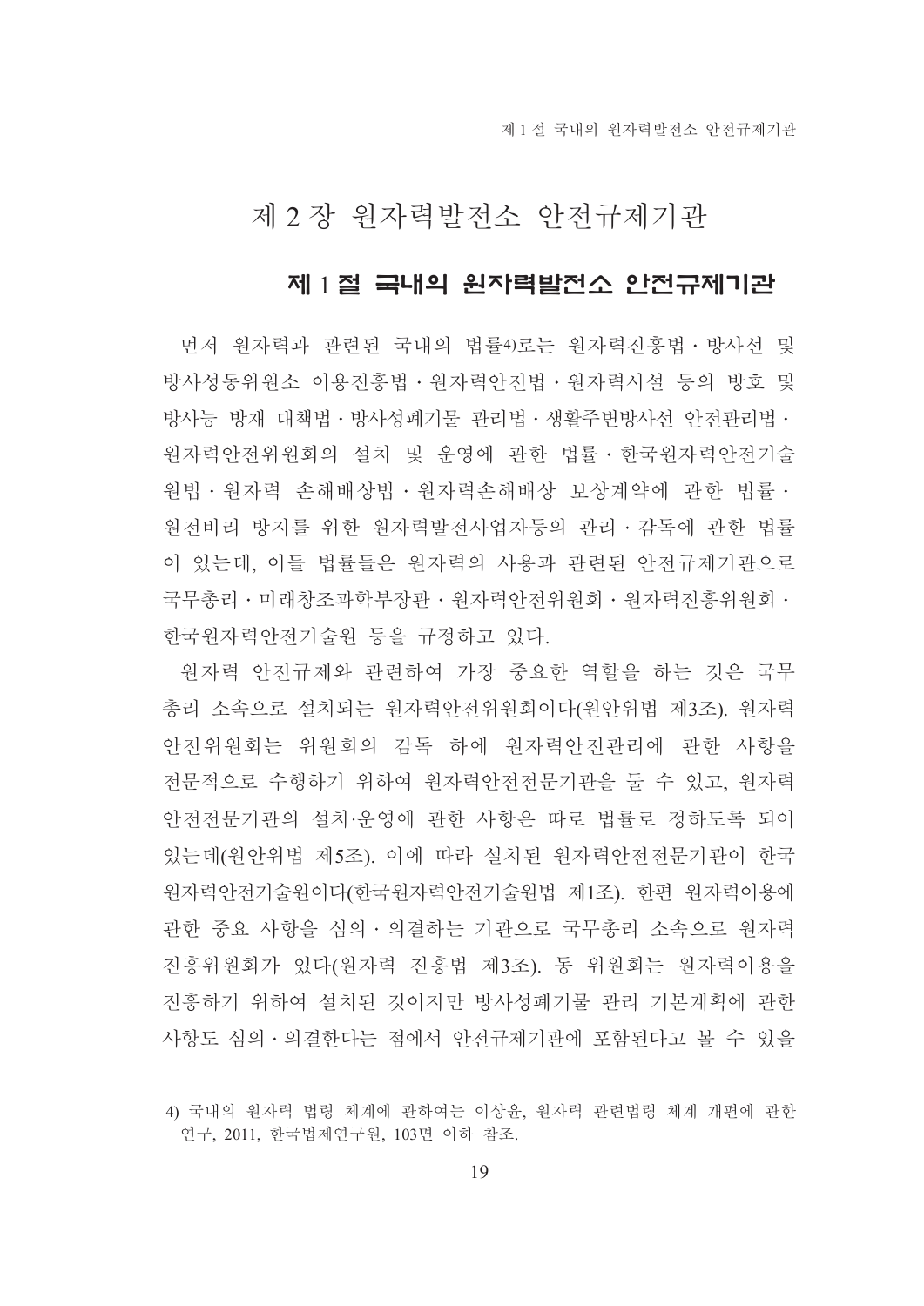# 제 2 장 원자력발전소 안전규제기관

## 제 1 절 국내의 원자력발전소 안전규제기관

먼저 원자력과 관련된 국내의 법률[4]로는 원자력진흥법 · 방사선 및 방사성동위원소 이용진흥법 · 원자력안전법 · 원자력시설 등의 방호 및 방사능 방재 대책법 · 방사성폐기물 관리법 · 생활주변방사선 안전관리법 · 원자력안전위원회의 설치 및 운영에 관한 법률 · 한국원자력안전기술원법 · 원자력 손해배상법 · 원자력손해배상 보상계약에 관한 법률 · 원전비리 방지를 위한 원자력발전사업자등의 관리 · 감독에 관한 법률이 있는데, 이들 법률들은 원자력의 사용과 관련된 안전규제기관으로 국무총리 · 미래창조과학부장관 · 원자력안전위원회 · 원자력진흥위원회 · 한국원자력안전기술원 등을 규정하고 있다.

원자력 안전규제와 관련하여 가장 중요한 역할을 하는 것은 국무총리 소속으로 설치되는 원자력안전위원회이다(원안위법 제3조). 원자력안전위원회는 위원회의 감독 하에 원자력안전관리에 관한 사항을 전문적으로 수행하기 위하여 원자력안전전문기관을 둘 수 있고, 원자력안전전문기관의 설치·운영에 관한 사항은 따로 법률로 정하도록 되어 있는데(원안위법 제5조). 이에 따라 설치된 원자력안전전문기관이 한국원자력안전기술원이다(한국원자력안전기술원법 제1조). 한편 원자력이용에 관한 중요 사항을 심의 · 의결하는 기관으로 국무총리 소속으로 원자력진흥위원회가 있다(원자력 진흥법 제3조). 동 위원회는 원자력이용을 진흥하기 위하여 설치된 것이지만 방사성폐기물 관리 기본계획에 관한 사항도 심의 · 의결한다는 점에서 안전규제기관에 포함된다고 볼 수 있을

---

4) 국내의 원자력 법령 체계에 관하여는 이상윤, 원자력 관련법령 체계 개편에 관한 연구, 2011, 한국법제연구원, 103면 이하 참조.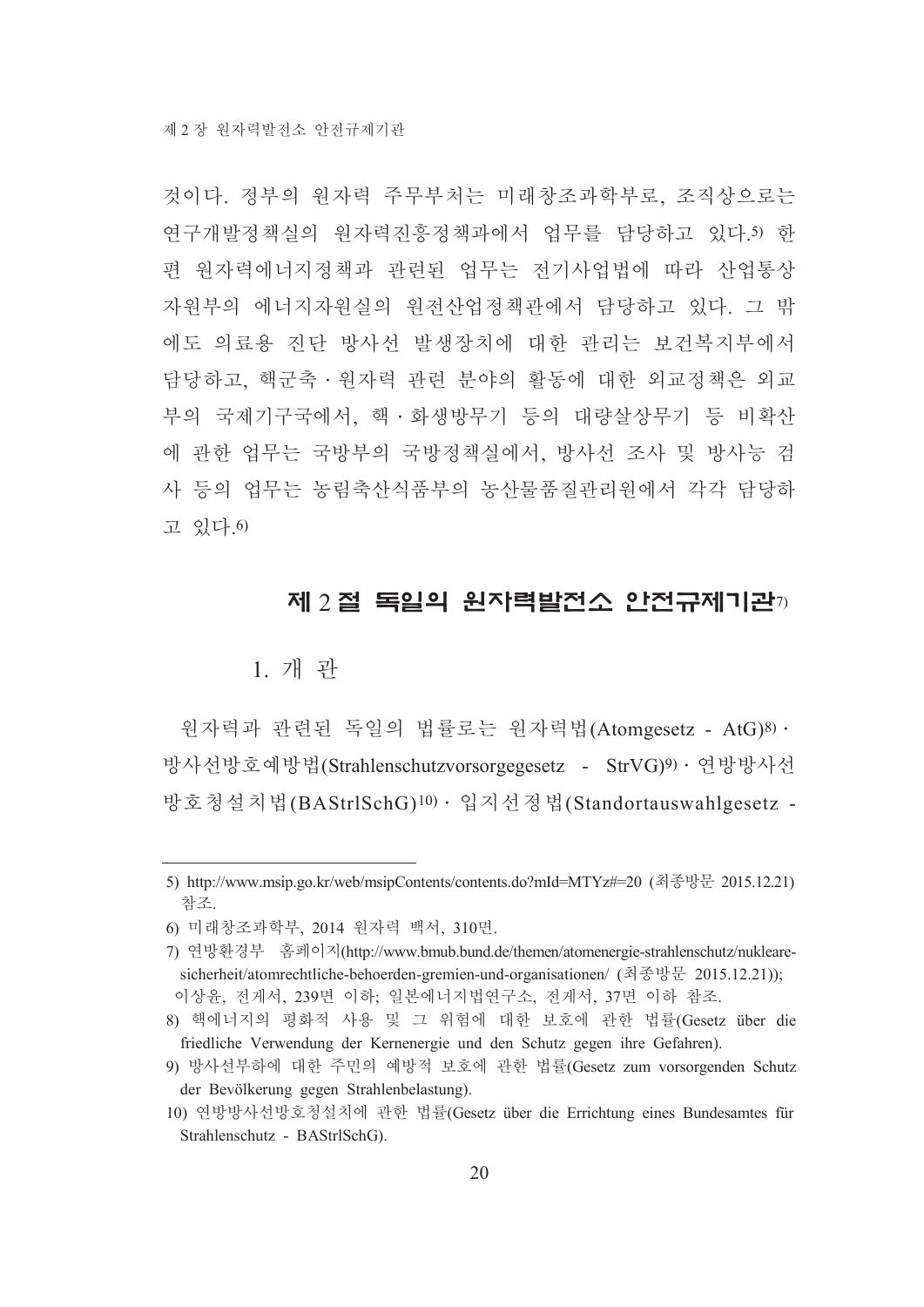것이다. 정부의 원자력 주무부처는 미래창조과학부로, 조직상으로는 연구개발정책실의 원자력진흥정책과에서 업무를 담당하고 있다.[5] 한편 원자력에너지정책과 관련된 업무는 전기사업법에 따라 산업통상자원부의 에너지자원실의 원전산업정책관에서 담당하고 있다. 그 밖에도 의료용 진단 방사선 발생장치에 대한 관리는 보건복지부에서 담당하고, 핵군축・원자력 관련 분야의 활동에 대한 외교정책은 외교부의 국제기구국에서, 핵・화생방무기 등의 대량살상무기 등 비확산에 관한 업무는 국방부의 국방정책실에서, 방사선 조사 및 방사능 검사 등의 업무는 농림축산식품부의 농산물품질관리원에서 각각 담당하고 있다.[6]

## 제 2 절 독일의 원자력발전소 안전규제기관[7]

### 1. 개 관

원자력과 관련된 독일의 법률로는 원자력법(Atomgesetz - AtG)[8]・방사선방호예방법(Strahlenschutzvorsorgegesetz - StrVG)[9]・연방방사선방호청설치법(BAStrlSchG)[10]・입지선정법(Standortauswahlgesetz -

---

5) http://www.msip.go.kr/web/msipContents/contents.do?mId=MTYz#=20 (최종방문 2015.12.21) 참조.

6) 미래창조과학부, 2014 원자력 백서, 310면.

7) 연방환경부 홈페이지(http://www.bmub.bund.de/themen/atomenergie-strahlenschutz/nukleare-sicherheit/atomrechtliche-behoerden-gremien-und-organisationen/ (최종방문 2015.12.21)); 이상윤, 전게서, 239면 이하; 일본에너지법연구소, 전게서, 37면 이하 참조.

8) 핵에너지의 평화적 사용 및 그 위험에 대한 보호에 관한 법률(Gesetz über die friedliche Verwendung der Kernenergie und den Schutz gegen ihre Gefahren).

9) 방사선부하에 대한 주민의 예방적 보호에 관한 법률(Gesetz zum vorsorgenden Schutz der Bevölkerung gegen Strahlenbelastung).

10) 연방방사선방호청설치에 관한 법률(Gesetz über die Errichtung eines Bundesamtes für Strahlenschutz - BAStrlSchG).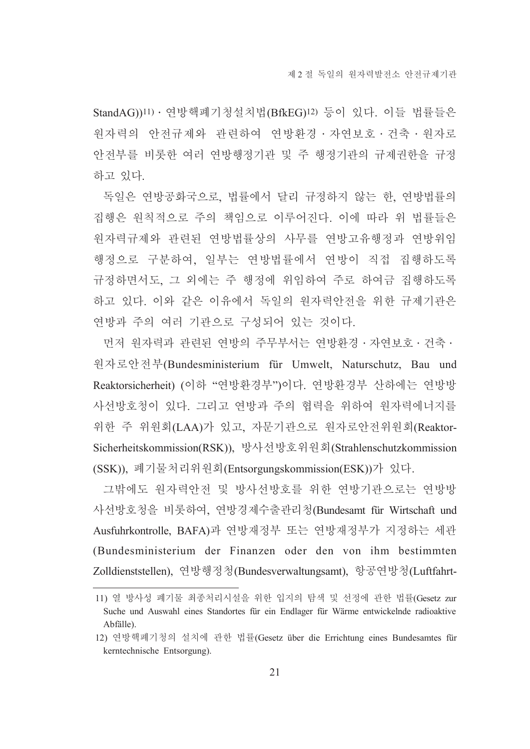StandAG))[11] · 연방핵폐기청설치법(BfkEG)[12] 등이 있다. 이들 법률들은 원자력의 안전규제와 관련하여 연방환경 · 자연보호 · 건축 · 원자로 안전부를 비롯한 여러 연방행정기관 및 주 행정기관의 규제권한을 규정하고 있다.

독일은 연방공화국으로, 법률에서 달리 규정하지 않는 한, 연방법률의 집행은 원칙적으로 주의 책임으로 이루어진다. 이에 따라 위 법률들은 원자력규제와 관련된 연방법률상의 사무를 연방고유행정과 연방위임행정으로 구분하여, 일부는 연방법률에서 연방이 직접 집행하도록 규정하면서도, 그 외에는 주 행정에 위임하여 주로 하여금 집행하도록 하고 있다. 이와 같은 이유에서 독일의 원자력안전을 위한 규제기관은 연방과 주의 여러 기관으로 구성되어 있는 것이다.

먼저 원자력과 관련된 연방의 주무부서는 연방환경 · 자연보호 · 건축 · 원자로안전부(Bundesministerium für Umwelt, Naturschutz, Bau und Reaktorsicherheit) (이하 "연방환경부")이다. 연방환경부 산하에는 연방방사선방호청이 있다. 그리고 연방과 주의 협력을 위하여 원자력에너지를 위한 주 위원회(LAA)가 있고, 자문기관으로 원자로안전위원회(Reaktor-Sicherheitskommission(RSK)), 방사선방호위원회(Strahlenschutzkommission (SSK)), 폐기물처리위원회(Entsorgungskommission(ESK))가 있다.

그밖에도 원자력안전 및 방사선방호를 위한 연방기관으로는 연방방사선방호청을 비롯하여, 연방경제수출관리청(Bundesamt für Wirtschaft und Ausfuhrkontrolle, BAFA)과 연방재정부 또는 연방재정부가 지정하는 세관(Bundesministerium der Finanzen oder den von ihm bestimmten Zolldienststellen), 연방행정청(Bundesverwaltungsamt), 항공연방청(Luftfahrt-

---

11) 열 방사성 폐기물 최종처리시설을 위한 입지의 탐색 및 선정에 관한 법률(Gesetz zur Suche und Auswahl eines Standortes für ein Endlager für Wärme entwickelnde radioaktive Abfälle).

12) 연방핵폐기청의 설치에 관한 법률(Gesetz über die Errichtung eines Bundesamtes für kerntechnische Entsorgung).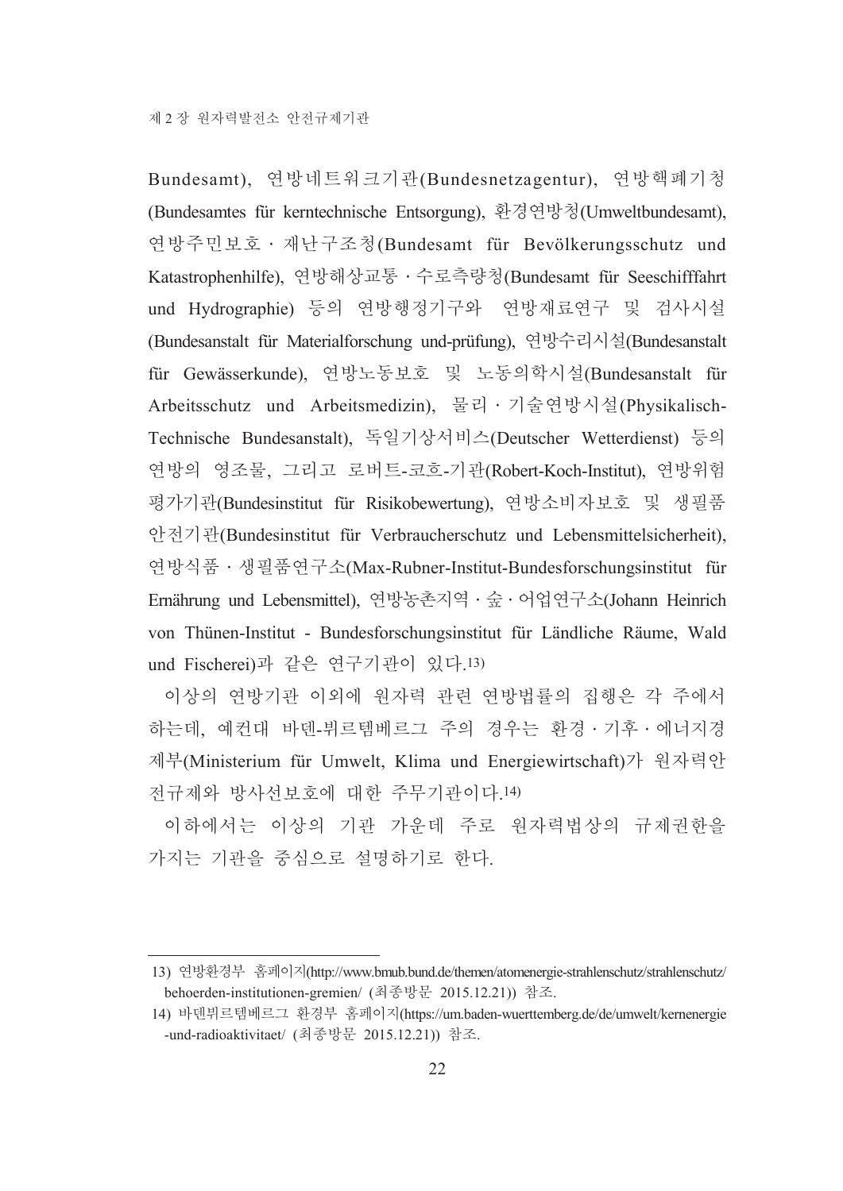Bundesamt), 연방네트워크기관(Bundesnetzagentur), 연방핵폐기청(Bundesamtes für kerntechnische Entsorgung), 환경연방청(Umweltbundesamt), 연방주민보호 · 재난구조청(Bundesamt für Bevölkerungsschutz und Katastrophenhilfe), 연방해상교통 · 수로측량청(Bundesamt für Seeschifffahrt und Hydrographie) 등의 연방행정기구와 연방재료연구 및 검사시설(Bundesanstalt für Materialforschung und-prüfung), 연방수리시설(Bundesanstalt für Gewässerkunde), 연방노동보호 및 노동의학시설(Bundesanstalt für Arbeitsschutz und Arbeitsmedizin), 물리 · 기술연방시설(Physikalisch-Technische Bundesanstalt), 독일기상서비스(Deutscher Wetterdienst) 등의 연방의 영조물, 그리고 로버트-코흐-기관(Robert-Koch-Institut), 연방위험평가기관(Bundesinstitut für Risikobewertung), 연방소비자보호 및 생필품안전기관(Bundesinstitut für Verbraucherschutz und Lebensmittelsicherheit), 연방식품 · 생필품연구소(Max-Rubner-Institut-Bundesforschungsinstitut für Ernährung und Lebensmittel), 연방농촌지역 · 숲 · 어업연구소(Johann Heinrich von Thünen-Institut - Bundesforschungsinstitut für Ländliche Räume, Wald und Fischerei)과 같은 연구기관이 있다.[13]

이상의 연방기관 이외에 원자력 관련 연방법률의 집행은 각 주에서 하는데, 예컨대 바덴-뷔르템베르그 주의 경우는 환경 · 기후 · 에너지경제부(Ministerium für Umwelt, Klima und Energiewirtschaft)가 원자력안전규제와 방사선보호에 대한 주무기관이다.[14]

이하에서는 이상의 기관 가운데 주로 원자력법상의 규제권한을 가지는 기관을 중심으로 설명하기로 한다.

---

13) 연방환경부 홈페이지(http://www.bmub.bund.de/themen/atomenergie-strahlenschutz/strahlenschutz/behoerden-institutionen-gremien/ (최종방문 2015.12.21)) 참조.

14) 바덴뷔르템베르그 환경부 홈페이지(https://um.baden-wuerttemberg.de/de/umwelt/kernenergie-und-radioaktivitaet/ (최종방문 2015.12.21)) 참조.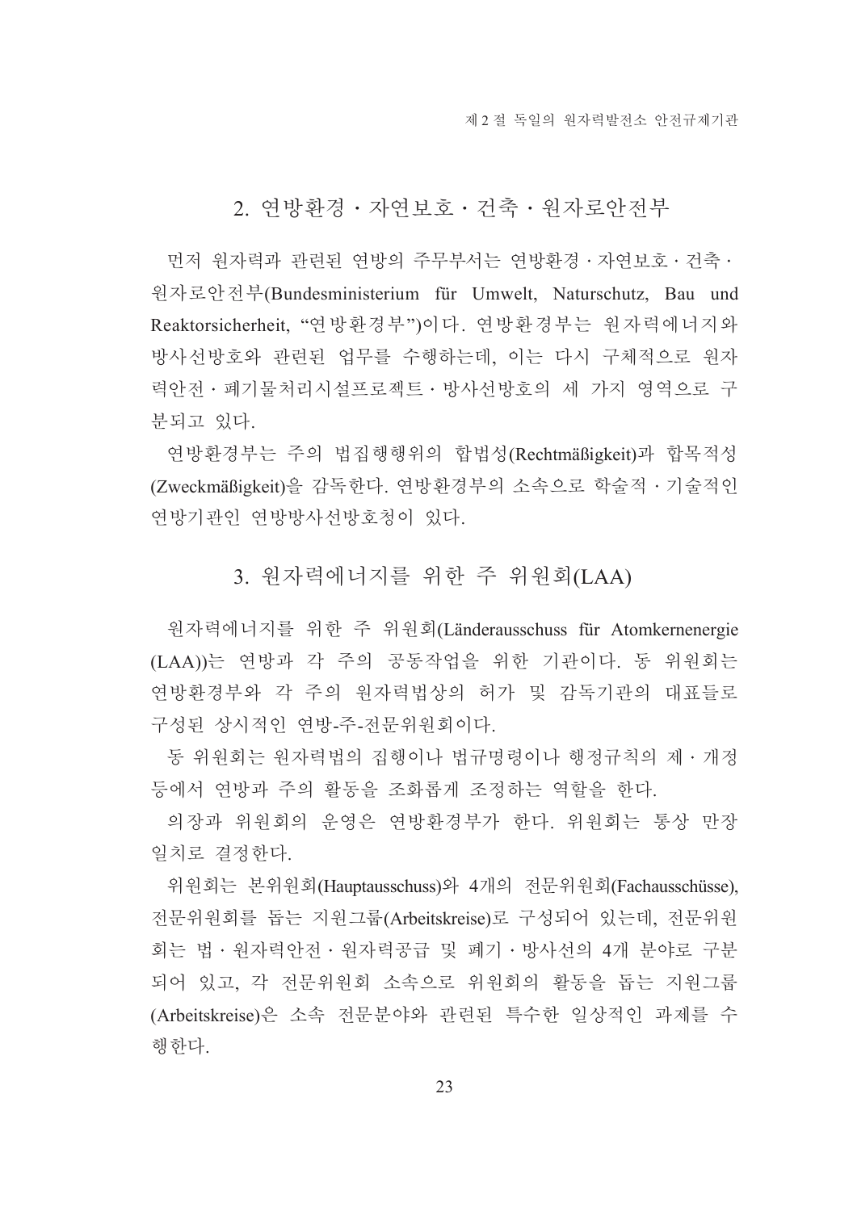## 2. 연방환경 · 자연보호 · 건축 · 원자로안전부

먼저 원자력과 관련된 연방의 주무부서는 연방환경 · 자연보호 · 건축 · 원자로안전부(Bundesministerium für Umwelt, Naturschutz, Bau und Reaktorsicherheit, "연방환경부")이다. 연방환경부는 원자력에너지와 방사선방호와 관련된 업무를 수행하는데, 이는 다시 구체적으로 원자력안전 · 폐기물처리시설프로젝트 · 방사선방호의 세 가지 영역으로 구분되고 있다.

연방환경부는 주의 법집행행위의 합법성(Rechtmäßigkeit)과 합목적성(Zweckmäßigkeit)을 감독한다. 연방환경부의 소속으로 학술적 · 기술적인 연방기관인 연방방사선방호청이 있다.

## 3. 원자력에너지를 위한 주 위원회(LAA)

원자력에너지를 위한 주 위원회(Länderausschuss für Atomkernenergie (LAA))는 연방과 각 주의 공동작업을 위한 기관이다. 동 위원회는 연방환경부와 각 주의 원자력법상의 허가 및 감독기관의 대표들로 구성된 상시적인 연방-주-전문위원회이다.

동 위원회는 원자력법의 집행이나 법규명령이나 행정규칙의 제 · 개정 등에서 연방과 주의 활동을 조화롭게 조정하는 역할을 한다.

의장과 위원회의 운영은 연방환경부가 한다. 위원회는 통상 만장일치로 결정한다.

위원회는 본위원회(Hauptausschuss)와 4개의 전문위원회(Fachausschüsse), 전문위원회를 돕는 지원그룹(Arbeitskreise)로 구성되어 있는데, 전문위원회는 법 · 원자력안전 · 원자력공급 및 폐기 · 방사선의 4개 분야로 구분되어 있고, 각 전문위원회 소속으로 위원회의 활동을 돕는 지원그룹(Arbeitskreise)은 소속 전문분야와 관련된 특수한 일상적인 과제를 수행한다.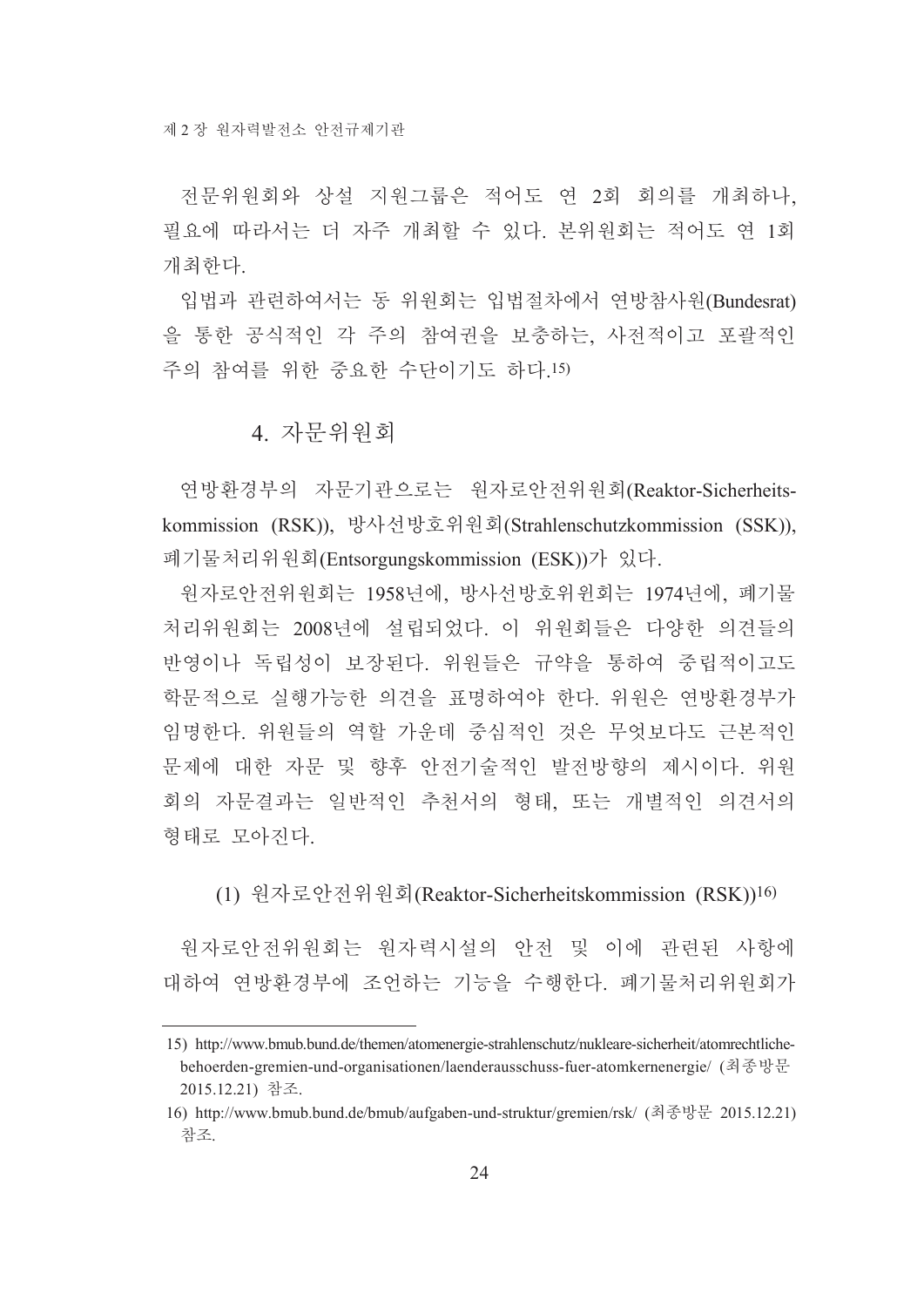전문위원회와 상설 지원그룹은 적어도 연 2회 회의를 개최하나, 필요에 따라서는 더 자주 개최할 수 있다. 본위원회는 적어도 연 1회 개최한다.

입법과 관련하여서는 동 위원회는 입법절차에서 연방참사원(Bundesrat)을 통한 공식적인 각 주의 참여권을 보충하는, 사전적이고 포괄적인 주의 참여를 위한 중요한 수단이기도 하다.[15]

## 4. 자문위원회

연방환경부의 자문기관으로는 원자로안전위원회(Reaktor-Sicherheits-kommission (RSK)), 방사선방호위원회(Strahlenschutzkommission (SSK)), 폐기물처리위원회(Entsorgungskommission (ESK))가 있다.

원자로안전위원회는 1958년에, 방사선방호위원회는 1974년에, 폐기물처리위원회는 2008년에 설립되었다. 이 위원회들은 다양한 의견들의 반영이나 독립성이 보장된다. 위원들은 규약을 통하여 중립적이고도 학문적으로 실행가능한 의견을 표명하여야 한다. 위원은 연방환경부가 임명한다. 위원들의 역할 가운데 중심적인 것은 무엇보다도 근본적인 문제에 대한 자문 및 향후 안전기술적인 발전방향의 제시이다. 위원회의 자문결과는 일반적인 추천서의 형태, 또는 개별적인 의견서의 형태로 모아진다.

### (1) 원자로안전위원회(Reaktor-Sicherheitskommission (RSK))[16]

원자로안전위원회는 원자력시설의 안전 및 이에 관련된 사항에 대하여 연방환경부에 조언하는 기능을 수행한다. 폐기물처리위원회가

---

15) http://www.bmub.bund.de/themen/atomenergie-strahlenschutz/nukleare-sicherheit/atomrechtliche-behoerden-gremien-und-organisationen/laenderausschuss-fuer-atomkernenergie/ (최종방문 2015.12.21) 참조.

16) http://www.bmub.bund.de/bmub/aufgaben-und-struktur/gremien/rsk/ (최종방문 2015.12.21) 참조.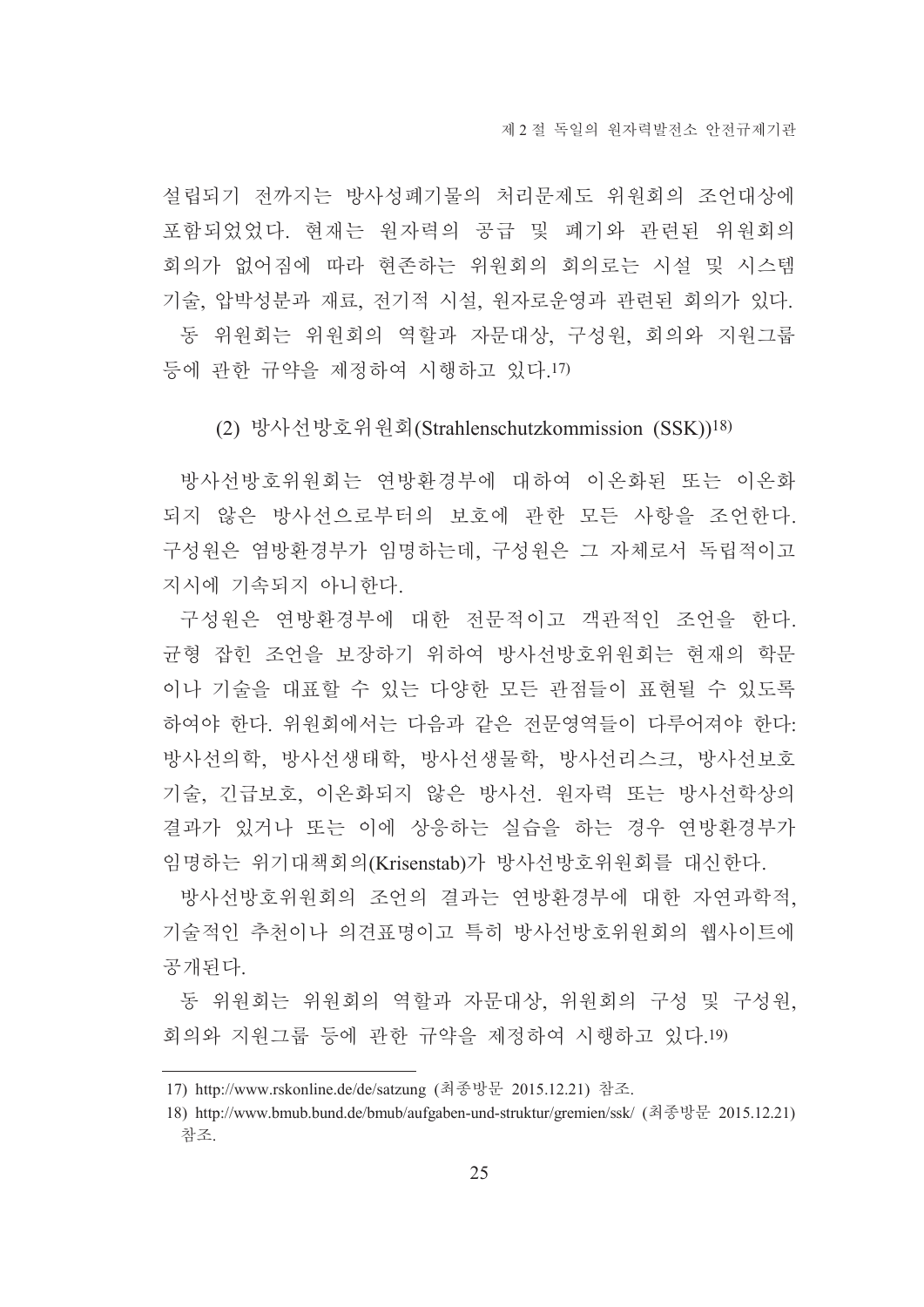설립되기 전까지는 방사성폐기물의 처리문제도 위원회의 조언대상에 포함되었었다. 현재는 원자력의 공급 및 폐기와 관련된 위원회의 회의가 없어짐에 따라 현존하는 위원회의 회의로는 시설 및 시스템 기술, 압박성분과 재료, 전기적 시설, 원자로운영과 관련된 회의가 있다.

동 위원회는 위원회의 역할과 자문대상, 구성원, 회의와 지원그룹 등에 관한 규약을 제정하여 시행하고 있다.[17]

### (2) 방사선방호위원회(Strahlenschutzkommission (SSK))[18]

방사선방호위원회는 연방환경부에 대하여 이온화된 또는 이온화되지 않은 방사선으로부터의 보호에 관한 모든 사항을 조언한다. 구성원은 염방환경부가 임명하는데, 구성원은 그 자체로서 독립적이고 지시에 기속되지 아니한다.

구성원은 연방환경부에 대한 전문적이고 객관적인 조언을 한다. 균형 잡힌 조언을 보장하기 위하여 방사선방호위원회는 현재의 학문이나 기술을 대표할 수 있는 다양한 모든 관점들이 표현될 수 있도록 하여야 한다. 위원회에서는 다음과 같은 전문영역들이 다루어져야 한다: 방사선의학, 방사선생태학, 방사선생물학, 방사선리스크, 방사선보호기술, 긴급보호, 이온화되지 않은 방사선. 원자력 또는 방사선학상의 결과가 있거나 또는 이에 상응하는 실습을 하는 경우 연방환경부가 임명하는 위기대책회의(Krisenstab)가 방사선방호위원회를 대신한다.

방사선방호위원회의 조언의 결과는 연방환경부에 대한 자연과학적, 기술적인 추천이나 의견표명이고 특히 방사선방호위원회의 웹사이트에 공개된다.

동 위원회는 위원회의 역할과 자문대상, 위원회의 구성 및 구성원, 회의와 지원그룹 등에 관한 규약을 제정하여 시행하고 있다.[19]

---

17) http://www.rskonline.de/de/satzung (최종방문 2015.12.21) 참조.

18) http://www.bmub.bund.de/bmub/aufgaben-und-struktur/gremien/ssk/ (최종방문 2015.12.21) 참조.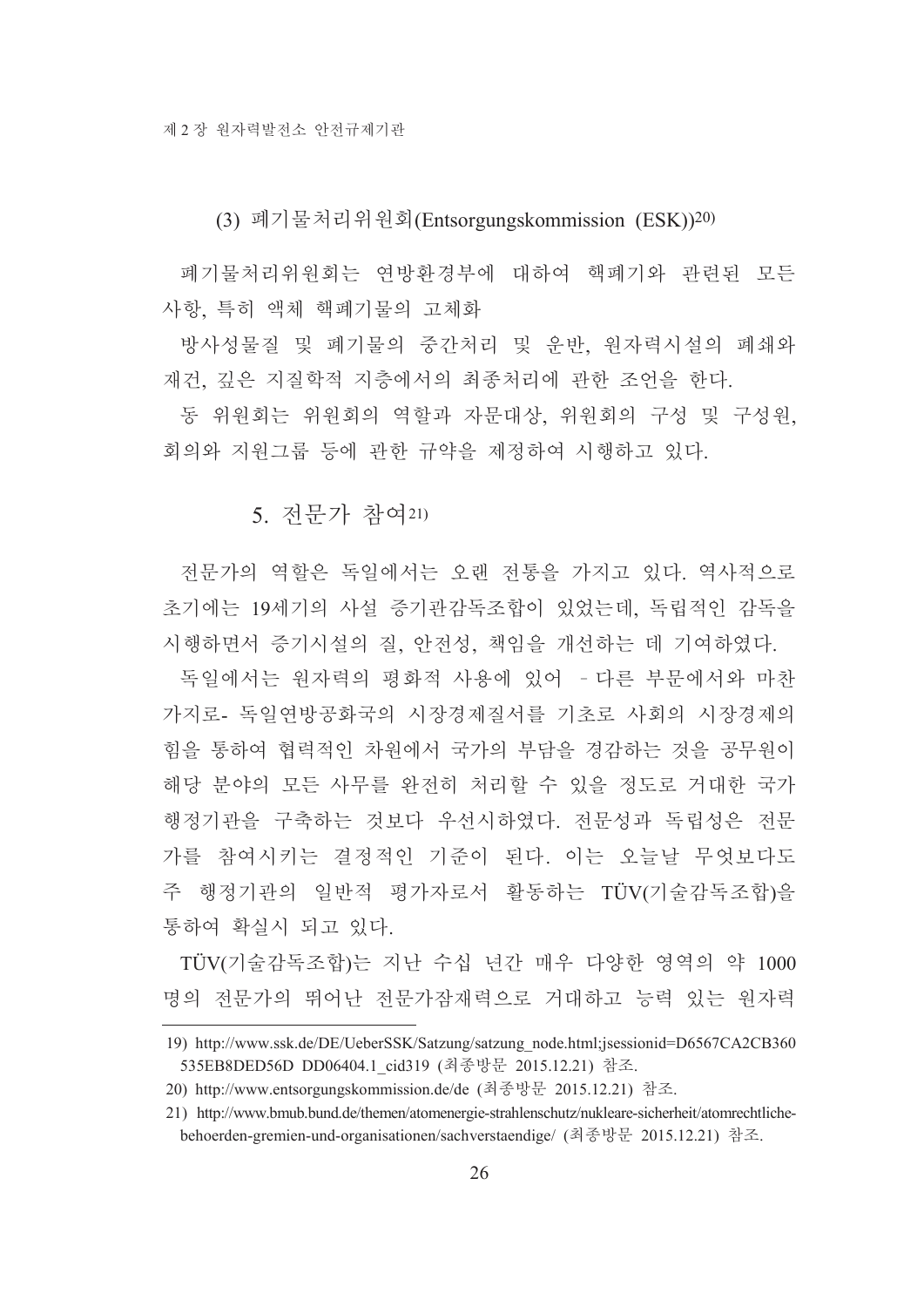### (3) 폐기물처리위원회(Entsorgungskommission (ESK))[20]

폐기물처리위원회는 연방환경부에 대하여 핵폐기와 관련된 모든 사항, 특히 액체 핵폐기물의 고체화

방사성물질 및 폐기물의 중간처리 및 운반, 원자력시설의 폐쇄와 재건, 깊은 지질학적 지층에서의 최종처리에 관한 조언을 한다.

동 위원회는 위원회의 역할과 자문대상, 위원회의 구성 및 구성원, 회의와 지원그룹 등에 관한 규약을 제정하여 시행하고 있다.

## 5. 전문가 참여[21]

전문가의 역할은 독일에서는 오랜 전통을 가지고 있다. 역사적으로 초기에는 19세기의 사설 증기관감독조합이 있었는데, 독립적인 감독을 시행하면서 증기시설의 질, 안전성, 책임을 개선하는 데 기여하였다.

독일에서는 원자력의 평화적 사용에 있어 - 다른 부문에서와 마찬가지로- 독일연방공화국의 시장경제질서를 기초로 사회의 시장경제의 힘을 통하여 협력적인 차원에서 국가의 부담을 경감하는 것을 공무원이 해당 분야의 모든 사무를 완전히 처리할 수 있을 정도로 거대한 국가행정기관을 구축하는 것보다 우선시하였다. 전문성과 독립성은 전문가를 참여시키는 결정적인 기준이 된다. 이는 오늘날 무엇보다도 주 행정기관의 일반적 평가자로서 활동하는 TÜV(기술감독조합)을 통하여 확실시 되고 있다.

TÜV(기술감독조합)는 지난 수십 년간 매우 다양한 영역의 약 1000명의 전문가의 뛰어난 전문가잠재력으로 거대하고 능력 있는 원자력

---

19) http://www.ssk.de/DE/UeberSSK/Satzung/satzung_node.html;jsessionid=D6567CA2CB360535EB8DED56D DD06404.1_cid319 (최종방문 2015.12.21) 참조.

20) http://www.entsorgungskommission.de/de (최종방문 2015.12.21) 참조.

21) http://www.bmub.bund.de/themen/atomenergie-strahlenschutz/nukleare-sicherheit/atomrechtliche-behoerden-gremien-und-organisationen/sachverstaendige/ (최종방문 2015.12.21) 참조.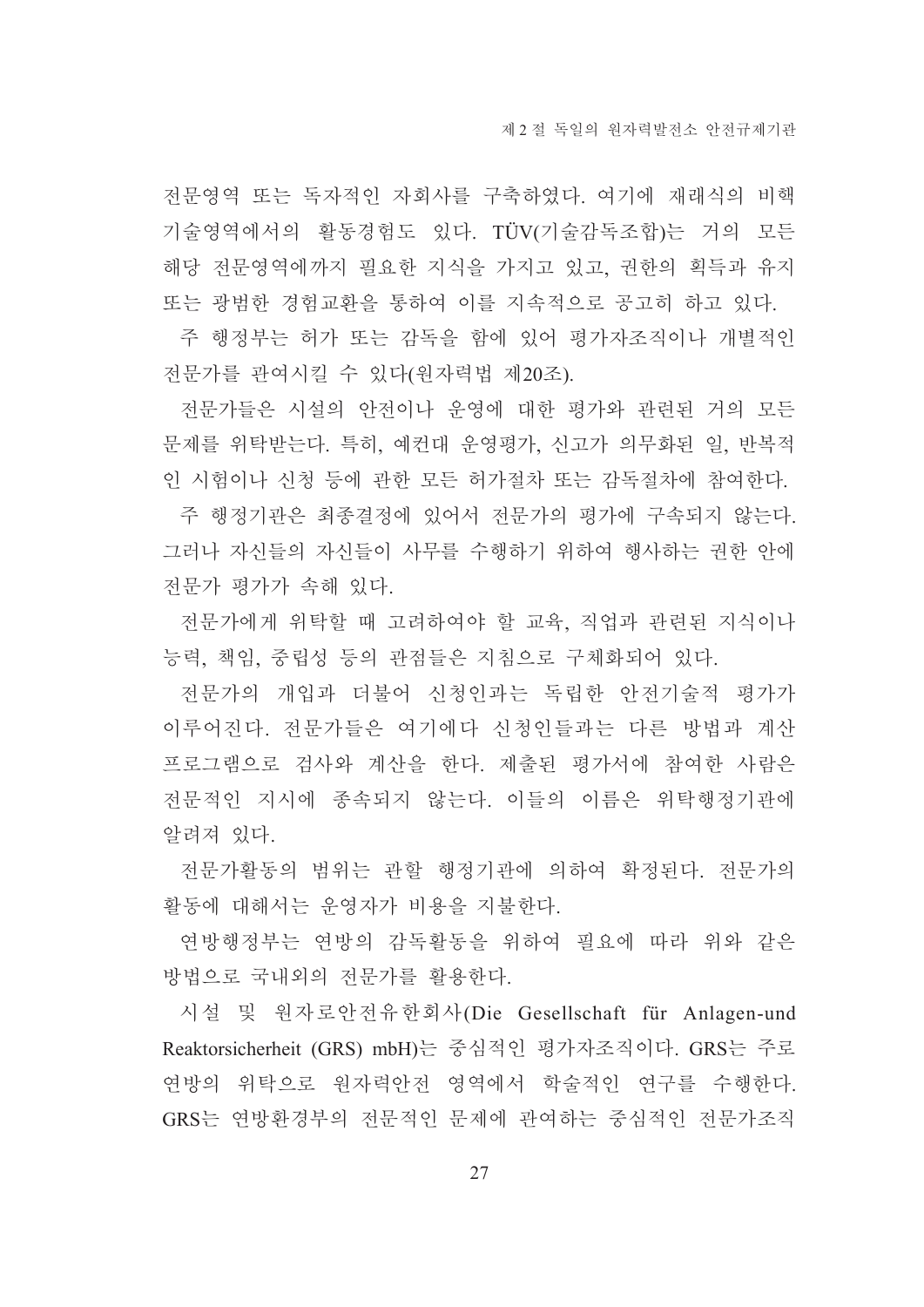전문영역 또는 독자적인 자회사를 구축하였다. 여기에 재래식의 비핵 기술영역에서의 활동경험도 있다. TÜV(기술감독조합)는 거의 모든 해당 전문영역에까지 필요한 지식을 가지고 있고, 권한의 획득과 유지 또는 광범한 경험교환을 통하여 이를 지속적으로 공고히 하고 있다.

주 행정부는 허가 또는 감독을 함에 있어 평가자조직이나 개별적인 전문가를 관여시킬 수 있다(원자력법 제20조).

전문가들은 시설의 안전이나 운영에 대한 평가와 관련된 거의 모든 문제를 위탁받는다. 특히, 예컨대 운영평가, 신고가 의무화된 일, 반복적인 시험이나 신청 등에 관한 모든 허가절차 또는 감독절차에 참여한다.

주 행정기관은 최종결정에 있어서 전문가의 평가에 구속되지 않는다. 그러나 자신들의 자신들이 사무를 수행하기 위하여 행사하는 권한 안에 전문가 평가가 속해 있다.

전문가에게 위탁할 때 고려하여야 할 교육, 직업과 관련된 지식이나 능력, 책임, 중립성 등의 관점들은 지침으로 구체화되어 있다.

전문가의 개입과 더불어 신청인과는 독립한 안전기술적 평가가 이루어진다. 전문가들은 여기에다 신청인들과는 다른 방법과 계산 프로그램으로 검사와 계산을 한다. 제출된 평가서에 참여한 사람은 전문적인 지시에 종속되지 않는다. 이들의 이름은 위탁행정기관에 알려져 있다.

전문가활동의 범위는 관할 행정기관에 의하여 확정된다. 전문가의 활동에 대해서는 운영자가 비용을 지불한다.

연방행정부는 연방의 감독활동을 위하여 필요에 따라 위와 같은 방법으로 국내외의 전문가를 활용한다.

시설 및 원자로안전유한회사(Die Gesellschaft für Anlagen-und Reaktorsicherheit (GRS) mbH)는 중심적인 평가자조직이다. GRS는 주로 연방의 위탁으로 원자력안전 영역에서 학술적인 연구를 수행한다. GRS는 연방환경부의 전문적인 문제에 관여하는 중심적인 전문가조직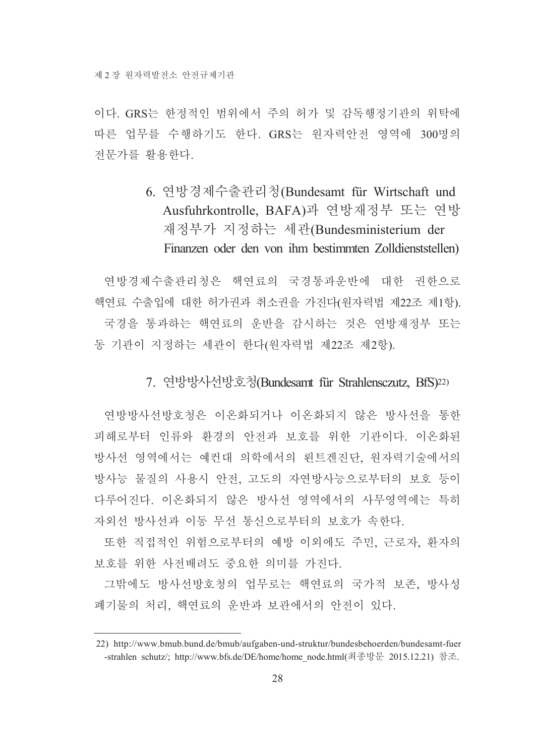이다. GRS는 한정적인 범위에서 주의 허가 및 감독행정기관의 위탁에 따른 업무를 수행하기도 한다. GRS는 원자력안전 영역에 300명의 전문가를 활용한다.

### 6. 연방경제수출관리청(Bundesamt für Wirtschaft und Ausfuhrkontrolle, BAFA)과 연방재정부 또는 연방재정부가 지정하는 세관(Bundesministerium der Finanzen oder den von ihm bestimmten Zolldienststellen)

연방경제수출관리청은 핵연료의 국경통과운반에 대한 권한으로 핵연료 수출입에 대한 허가권과 취소권을 가진다(원자력법 제22조 제1항).

국경을 통과하는 핵연료의 운반을 감시하는 것은 연방재정부 또는 동 기관이 지정하는 세관이 한다(원자력법 제22조 제2항).

### 7. 연방방사선방호청(Bundesamt für Strahlensczutz, BfS)[22]

연방방사선방호청은 이온화되거나 이온화되지 않은 방사선을 통한 피해로부터 인류와 환경의 안전과 보호를 위한 기관이다. 이온화된 방사선 영역에서는 예컨대 의학에서의 뢴트겐진단, 원자력기술에서의 방사능 물질의 사용시 안전, 고도의 자연방사능으로부터의 보호 등이 다루어진다. 이온화되지 않은 방사선 영역에서의 사무영역에는 특히 자외선 방사선과 이동 무선 통신으로부터의 보호가 속한다.

또한 직접적인 위험으로부터의 예방 이외에도 주민, 근로자, 환자의 보호를 위한 사전배려도 중요한 의미를 가진다.

그밖에도 방사선방호청의 업무로는 핵연료의 국가적 보존, 방사성 폐기물의 처리, 핵연료의 운반과 보관에서의 안전이 있다.

---

22) http://www.bmub.bund.de/bmub/aufgaben-und-struktur/bundesbehoerden/bundesamt-fuer-strahlen schutz/; http://www.bfs.de/DE/home/home_node.html(최종방문 2015.12.21) 참조.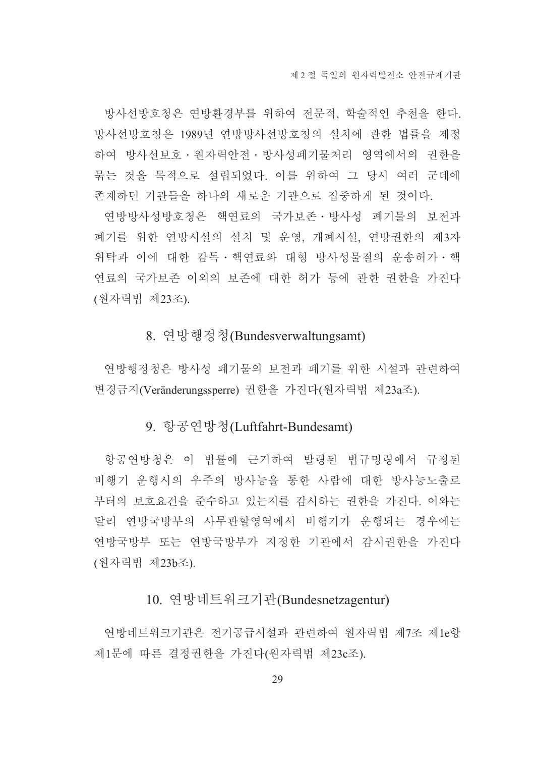방사선방호청은 연방환경부를 위하여 전문적, 학술적인 추천을 한다. 방사선방호청은 1989년 연방방사선방호청의 설치에 관한 법률을 제정하여 방사선보호·원자력안전·방사성폐기물처리 영역에서의 권한을 묶는 것을 목적으로 설립되었다. 이를 위하여 그 당시 여러 군데에 존재하던 기관들을 하나의 새로운 기관으로 집중하게 된 것이다.

연방방사성방호청은 핵연료의 국가보존·방사성 폐기물의 보전과 폐기를 위한 연방시설의 설치 및 운영, 개폐시설, 연방권한의 제3자 위탁과 이에 대한 감독·핵연료와 대형 방사성물질의 운송허가·핵연료의 국가보존 이외의 보존에 대한 허가 등에 관한 권한을 가진다(원자력법 제23조).

### 8. 연방행정청(Bundesverwaltungsamt)

연방행정청은 방사성 폐기물의 보전과 폐기를 위한 시설과 관련하여 변경금지(Veränderungssperre) 권한을 가진다(원자력법 제23a조).

### 9. 항공연방청(Luftfahrt-Bundesamt)

항공연방청은 이 법률에 근거하여 발령된 법규명령에서 규정된 비행기 운행시의 우주의 방사능을 통한 사람에 대한 방사능노출로부터의 보호요건을 준수하고 있는지를 감시하는 권한을 가진다. 이와는 달리 연방국방부의 사무관할영역에서 비행기가 운행되는 경우에는 연방국방부 또는 연방국방부가 지정한 기관에서 감시권한을 가진다(원자력법 제23b조).

### 10. 연방네트워크기관(Bundesnetzagentur)

연방네트워크기관은 전기공급시설과 관련하여 원자력법 제7조 제1e항 제1문에 따른 결정권한을 가진다(원자력법 제23c조).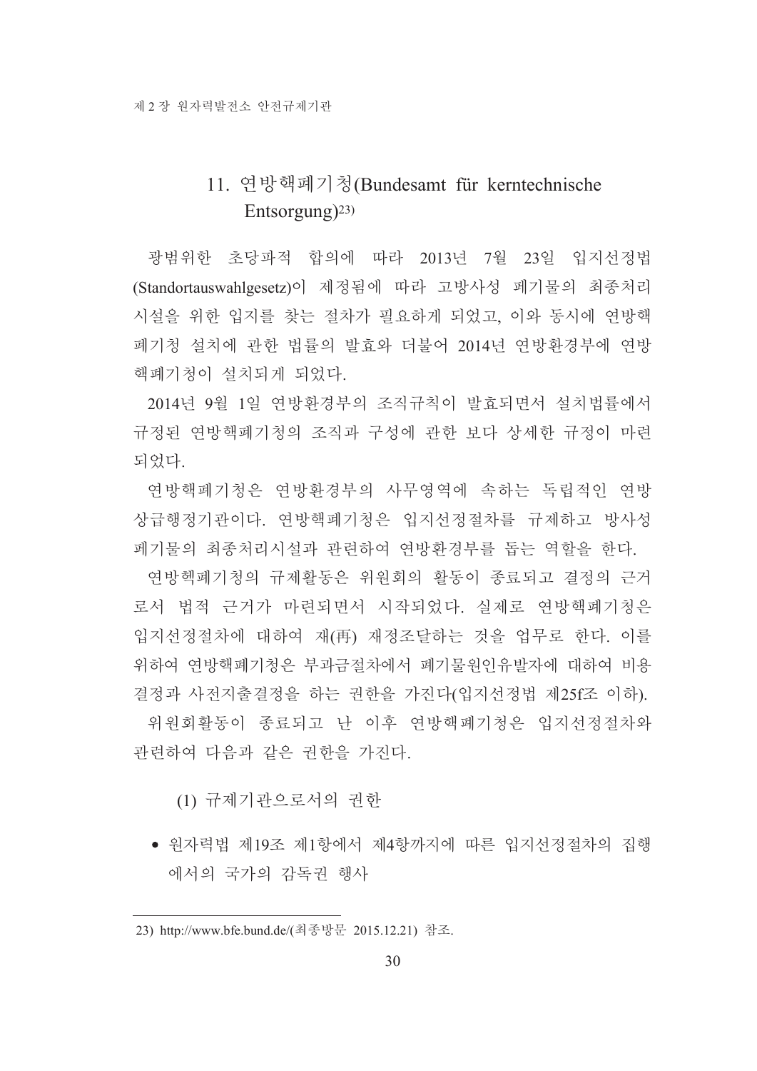## 11. 연방핵폐기청(Bundesamt für kerntechnische Entsorgung)[23)]

광범위한 초당파적 합의에 따라 2013년 7월 23일 입지선정법(Standortauswahlgesetz)이 제정됨에 따라 고방사성 폐기물의 최종처리 시설을 위한 입지를 찾는 절차가 필요하게 되었고, 이와 동시에 연방핵폐기청 설치에 관한 법률의 발효와 더불어 2014년 연방환경부에 연방핵폐기청이 설치되게 되었다.

2014년 9월 1일 연방환경부의 조직규칙이 발효되면서 설치법률에서 규정된 연방핵폐기청의 조직과 구성에 관한 보다 상세한 규정이 마련되었다.

연방핵폐기청은 연방환경부의 사무영역에 속하는 독립적인 연방 상급행정기관이다. 연방핵폐기청은 입지선정절차를 규제하고 방사성 폐기물의 최종처리시설과 관련하여 연방환경부를 돕는 역할을 한다.

연방핵폐기청의 규제활동은 위원회의 활동이 종료되고 결정의 근거로서 법적 근거가 마련되면서 시작되었다. 실제로 연방핵폐기청은 입지선정절차에 대하여 재(再) 재정조달하는 것을 업무로 한다. 이를 위하여 연방핵폐기청은 부과금절차에서 폐기물원인유발자에 대하여 비용결정과 사전지출결정을 하는 권한을 가진다(입지선정법 제25f조 이하).

위원회활동이 종료되고 난 이후 연방핵폐기청은 입지선정절차와 관련하여 다음과 같은 권한을 가진다.

(1) 규제기관으로서의 권한

- 원자력법 제19조 제1항에서 제4항까지에 따른 입지선정절차의 집행에서의 국가의 감독권 행사

---

23) http://www.bfe.bund.de/(최종방문 2015.12.21) 참조.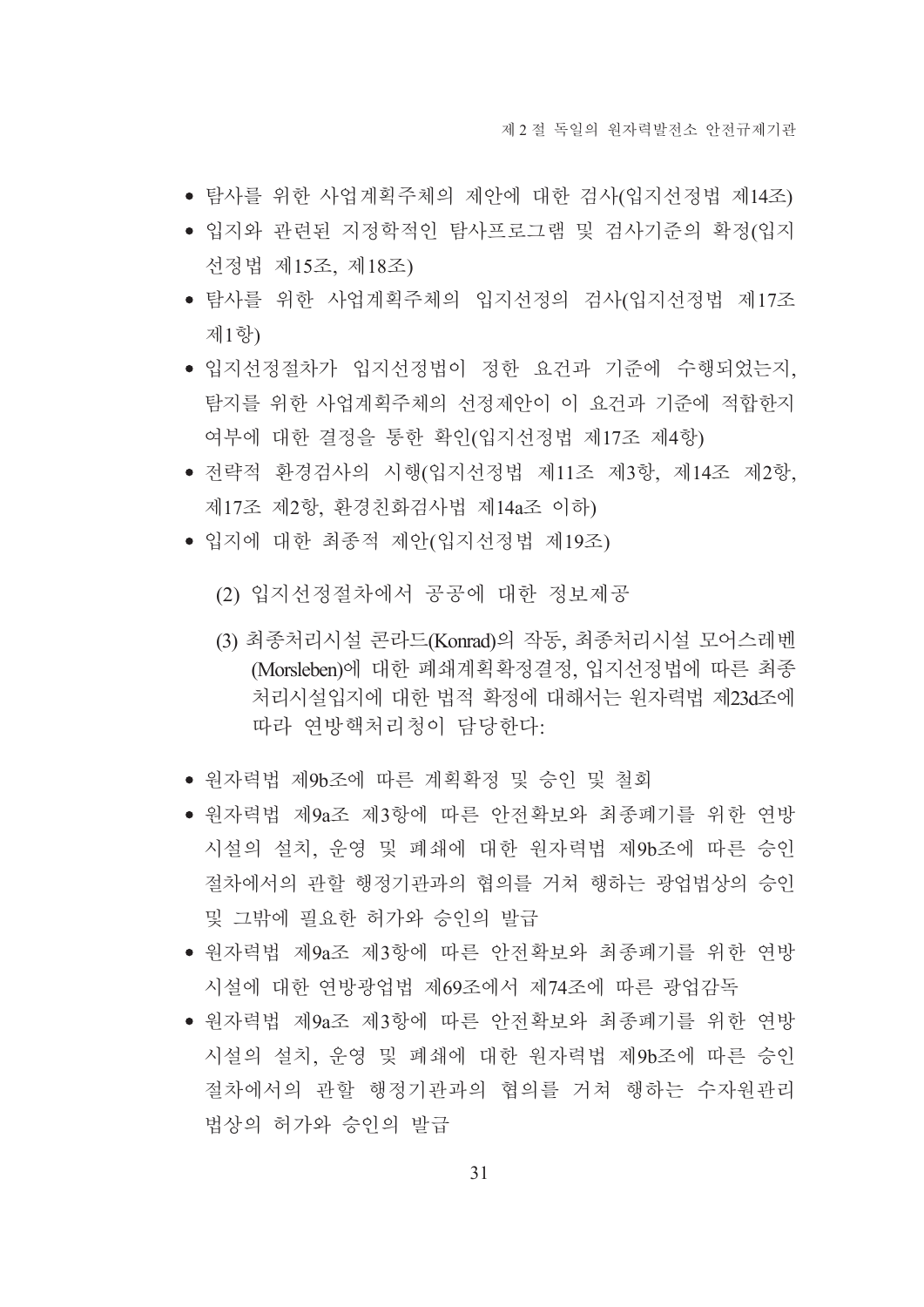- 탐사를 위한 사업계획주체의 제안에 대한 검사(입지선정법 제14조)
- 입지와 관련된 지정학적인 탐사프로그램 및 검사기준의 확정(입지선정법 제15조, 제18조)
- 탐사를 위한 사업계획주체의 입지선정의 검사(입지선정법 제17조 제1항)
- 입지선정절차가 입지선정법이 정한 요건과 기준에 수행되었는지, 탐지를 위한 사업계획주체의 선정제안이 이 요건과 기준에 적합한지 여부에 대한 결정을 통한 확인(입지선정법 제17조 제4항)
- 전략적 환경검사의 시행(입지선정법 제11조 제3항, 제14조 제2항, 제17조 제2항, 환경친화검사법 제14a조 이하)
- 입지에 대한 최종적 제안(입지선정법 제19조)

(2) 입지선정절차에서 공공에 대한 정보제공

(3) 최종처리시설 콘라드(Konrad)의 작동, 최종처리시설 모어스레벤(Morsleben)에 대한 폐쇄계획확정결정, 입지선정법에 따른 최종처리시설입지에 대한 법적 확정에 대해서는 원자력법 제23d조에 따라 연방핵처리청이 담당한다:

- 원자력법 제9b조에 따른 계획확정 및 승인 및 철회
- 원자력법 제9a조 제3항에 따른 안전확보와 최종폐기를 위한 연방시설의 설치, 운영 및 폐쇄에 대한 원자력법 제9b조에 따른 승인절차에서의 관할 행정기관과의 협의를 거쳐 행하는 광업법상의 승인 및 그밖에 필요한 허가와 승인의 발급
- 원자력법 제9a조 제3항에 따른 안전확보와 최종폐기를 위한 연방시설에 대한 연방광업법 제69조에서 제74조에 따른 광업감독
- 원자력법 제9a조 제3항에 따른 안전확보와 최종폐기를 위한 연방시설의 설치, 운영 및 폐쇄에 대한 원자력법 제9b조에 따른 승인절차에서의 관할 행정기관과의 협의를 거쳐 행하는 수자원관리법상의 허가와 승인의 발급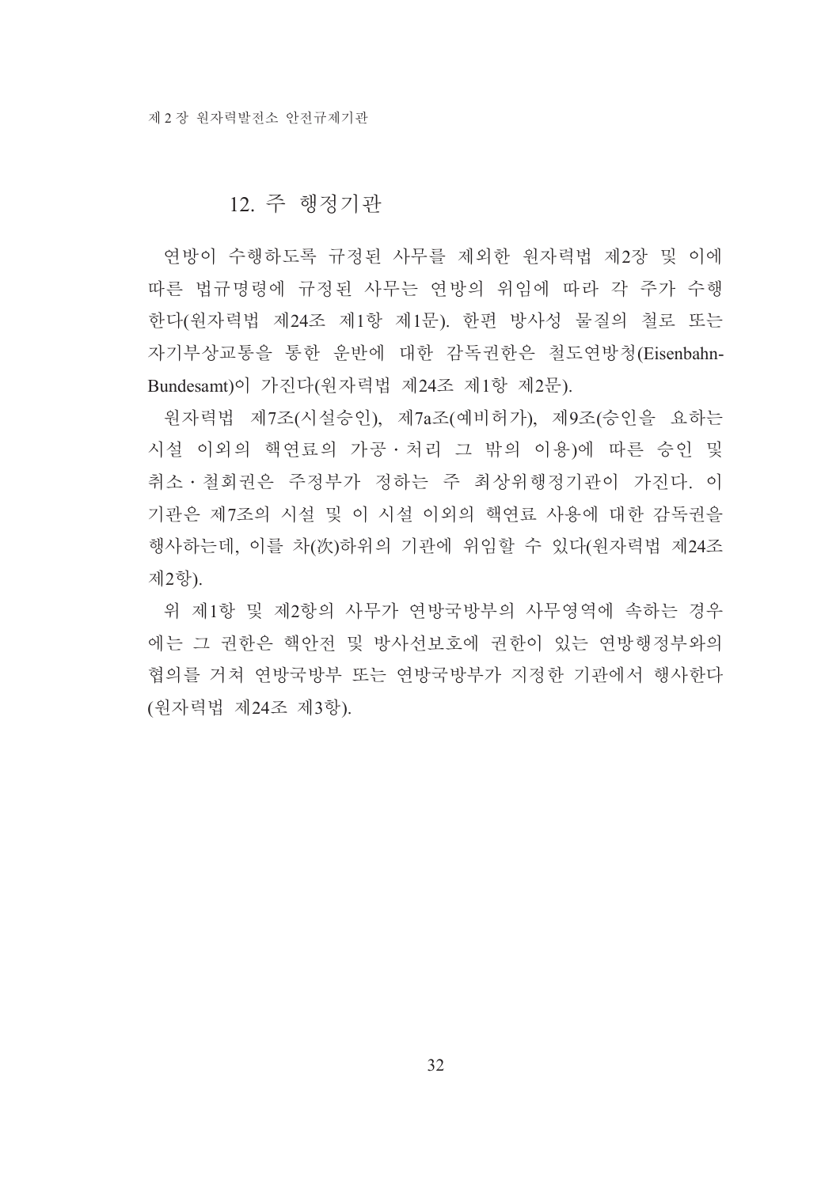## 12. 주 행정기관

연방이 수행하도록 규정된 사무를 제외한 원자력법 제2장 및 이에 따른 법규명령에 규정된 사무는 연방의 위임에 따라 각 주가 수행한다(원자력법 제24조 제1항 제1문). 한편 방사성 물질의 철로 또는 자기부상교통을 통한 운반에 대한 감독권한은 철도연방청(Eisenbahn-Bundesamt)이 가진다(원자력법 제24조 제1항 제2문).

원자력법 제7조(시설승인), 제7a조(예비허가), 제9조(승인을 요하는 시설 이외의 핵연료의 가공·처리 그 밖의 이용)에 따른 승인 및 취소·철회권은 주정부가 정하는 주 최상위행정기관이 가진다. 이 기관은 제7조의 시설 및 이 시설 이외의 핵연료 사용에 대한 감독권을 행사하는데, 이를 차(次)하위의 기관에 위임할 수 있다(원자력법 제24조 제2항).

위 제1항 및 제2항의 사무가 연방국방부의 사무영역에 속하는 경우에는 그 권한은 핵안전 및 방사선보호에 권한이 있는 연방행정부와의 협의를 거쳐 연방국방부 또는 연방국방부가 지정한 기관에서 행사한다(원자력법 제24조 제3항).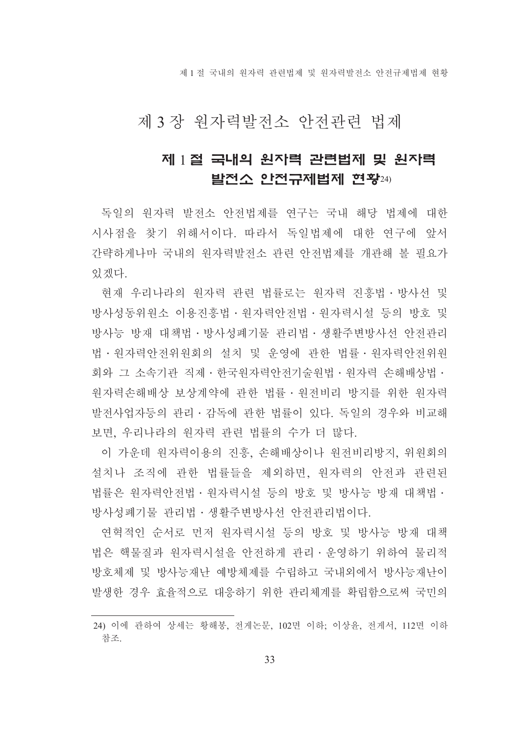# 제 3 장 원자력발전소 안전관련 법제

## 제 1 절 국내의 원자력 관련법제 및 원자력 발전소 안전규제법제 현황[24)]

독일의 원자력 발전소 안전법제를 연구는 국내 해당 법제에 대한 시사점을 찾기 위해서이다. 따라서 독일법제에 대한 연구에 앞서 간략하게나마 국내의 원자력발전소 관련 안전법제를 개관해 볼 필요가 있겠다.

현재 우리나라의 원자력 관련 법률로는 원자력 진흥법 · 방사선 및 방사성동위원소 이용진흥법 · 원자력안전법 · 원자력시설 등의 방호 및 방사능 방재 대책법 · 방사성폐기물 관리법 · 생활주변방사선 안전관리법 · 원자력안전위원회의 설치 및 운영에 관한 법률 · 원자력안전위원회와 그 소속기관 직제 · 한국원자력안전기술원법 · 원자력 손해배상법 · 원자력손해배상 보상계약에 관한 법률 · 원전비리 방지를 위한 원자력발전사업자등의 관리 · 감독에 관한 법률이 있다. 독일의 경우와 비교해 보면, 우리나라의 원자력 관련 법률의 수가 더 많다.

이 가운데 원자력이용의 진흥, 손해배상이나 원전비리방지, 위원회의 설치나 조직에 관한 법률들을 제외하면, 원자력의 안전과 관련된 법률은 원자력안전법 · 원자력시설 등의 방호 및 방사능 방재 대책법 · 방사성폐기물 관리법 · 생활주변방사선 안전관리법이다.

연혁적인 순서로 먼저 원자력시설 등의 방호 및 방사능 방재 대책법은 핵물질과 원자력시설을 안전하게 관리 · 운영하기 위하여 물리적 방호체제 및 방사능재난 예방체제를 수립하고 국내외에서 방사능재난이 발생한 경우 효율적으로 대응하기 위한 관리체계를 확립함으로써 국민의

---

24) 이에 관하여 상세는 황해봉, 전게논문, 102면 이하; 이상윤, 전게서, 112면 이하 참조.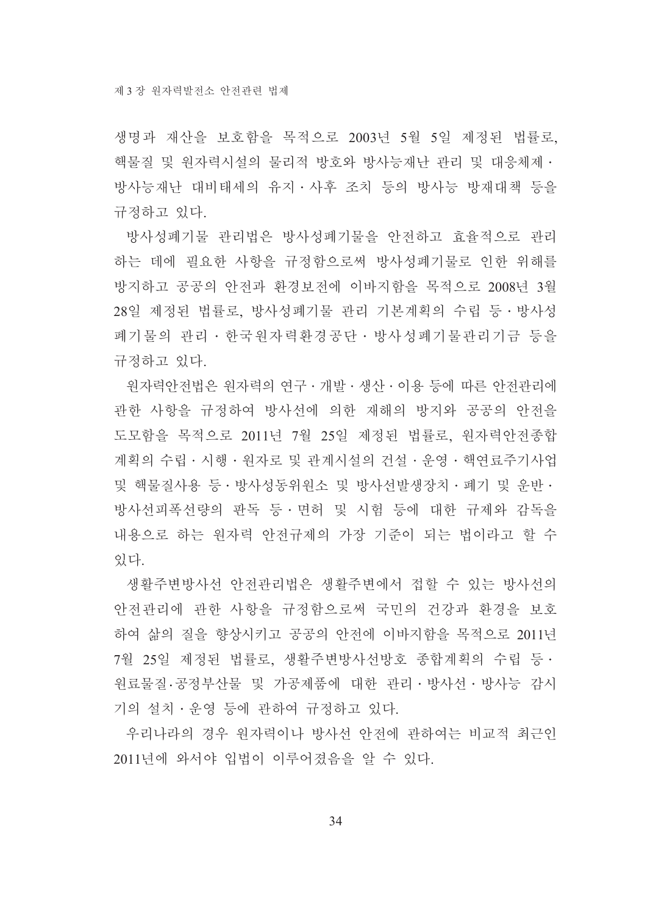생명과 재산을 보호함을 목적으로 2003년 5월 5일 제정된 법률로, 핵물질 및 원자력시설의 물리적 방호와 방사능재난 관리 및 대응체제 · 방사능재난 대비태세의 유지 · 사후 조치 등의 방사능 방재대책 등을 규정하고 있다.

방사성폐기물 관리법은 방사성폐기물을 안전하고 효율적으로 관리하는 데에 필요한 사항을 규정함으로써 방사성폐기물로 인한 위해를 방지하고 공공의 안전과 환경보전에 이바지함을 목적으로 2008년 3월 28일 제정된 법률로, 방사성폐기물 관리 기본계획의 수립 등 · 방사성폐기물의 관리 · 한국원자력환경공단 · 방사성폐기물관리기금 등을 규정하고 있다.

원자력안전법은 원자력의 연구 · 개발 · 생산 · 이용 등에 따른 안전관리에 관한 사항을 규정하여 방사선에 의한 재해의 방지와 공공의 안전을 도모함을 목적으로 2011년 7월 25일 제정된 법률로, 원자력안전종합계획의 수립 · 시행 · 원자로 및 관계시설의 건설 · 운영 · 핵연료주기사업 및 핵물질사용 등 · 방사성동위원소 및 방사선발생장치 · 폐기 및 운반 · 방사선피폭선량의 판독 등 · 면허 및 시험 등에 대한 규제와 감독을 내용으로 하는 원자력 안전규제의 가장 기준이 되는 법이라고 할 수 있다.

생활주변방사선 안전관리법은 생활주변에서 접할 수 있는 방사선의 안전관리에 관한 사항을 규정함으로써 국민의 건강과 환경을 보호하여 삶의 질을 향상시키고 공공의 안전에 이바지함을 목적으로 2011년 7월 25일 제정된 법률로, 생활주변방사선방호 종합계획의 수립 등 · 원료물질·공정부산물 및 가공제품에 대한 관리 · 방사선 · 방사능 감시기의 설치 · 운영 등에 관하여 규정하고 있다.

우리나라의 경우 원자력이나 방사선 안전에 관하여는 비교적 최근인 2011년에 와서야 입법이 이루어졌음을 알 수 있다.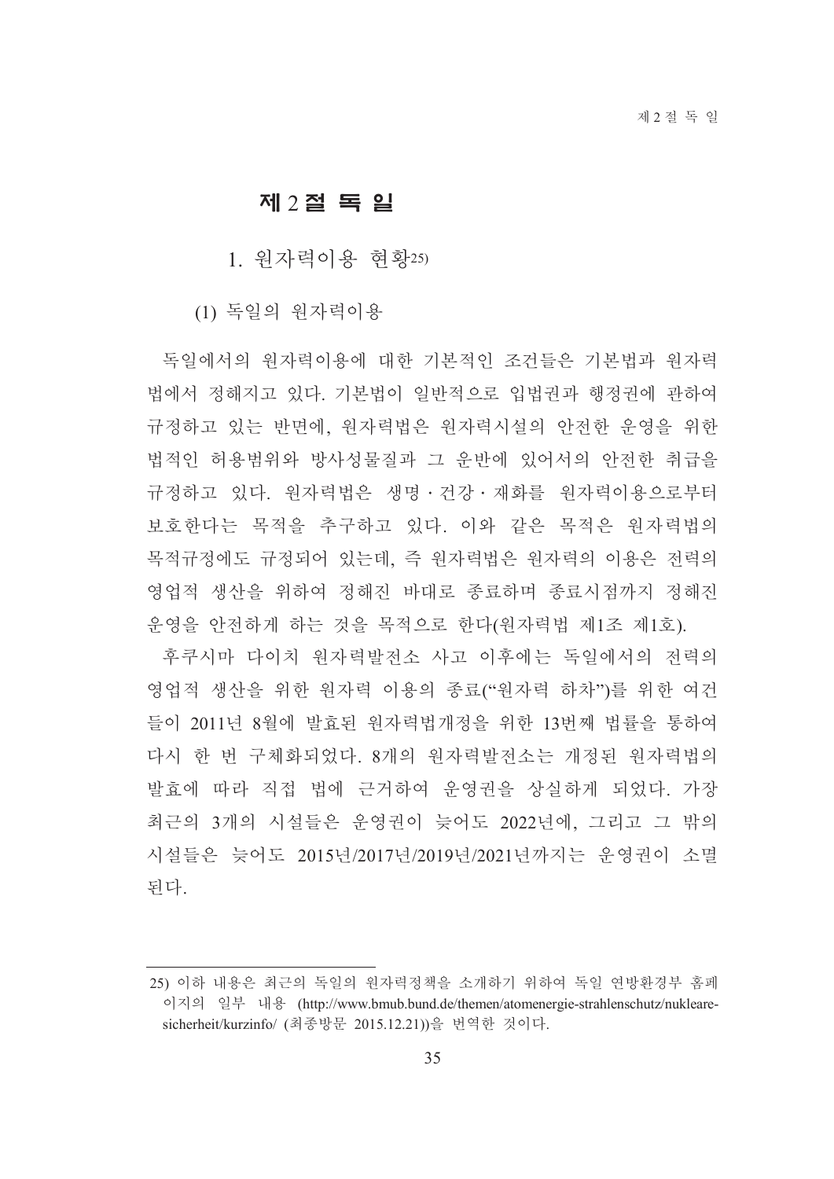## 제 2 절 독 일

### 1. 원자력이용 현황[25)]

#### (1) 독일의 원자력이용

독일에서의 원자력이용에 대한 기본적인 조건들은 기본법과 원자력법에서 정해지고 있다. 기본법이 일반적으로 입법권과 행정권에 관하여 규정하고 있는 반면에, 원자력법은 원자력시설의 안전한 운영을 위한 법적인 허용범위와 방사성물질과 그 운반에 있어서의 안전한 취급을 규정하고 있다. 원자력법은 생명·건강·재화를 원자력이용으로부터 보호한다는 목적을 추구하고 있다. 이와 같은 목적은 원자력법의 목적규정에도 규정되어 있는데, 즉 원자력법은 원자력의 이용은 전력의 영업적 생산을 위하여 정해진 바대로 종료하며 종료시점까지 정해진 운영을 안전하게 하는 것을 목적으로 한다(원자력법 제1조 제1호).

후쿠시마 다이치 원자력발전소 사고 이후에는 독일에서의 전력의 영업적 생산을 위한 원자력 이용의 종료("원자력 하차")를 위한 여건들이 2011년 8월에 발효된 원자력법개정을 위한 13번째 법률을 통하여 다시 한 번 구체화되었다. 8개의 원자력발전소는 개정된 원자력법의 발효에 따라 직접 법에 근거하여 운영권을 상실하게 되었다. 가장 최근의 3개의 시설들은 운영권이 늦어도 2022년에, 그리고 그 밖의 시설들은 늦어도 2015년/2017년/2019년/2021년까지는 운영권이 소멸된다.

---

25) 이하 내용은 최근의 독일의 원자력정책을 소개하기 위하여 독일 연방환경부 홈페이지의 일부 내용 (http://www.bmub.bund.de/themen/atomenergie-strahlenschutz/nukleare-sicherheit/kurzinfo/ (최종방문 2015.12.21))을 번역한 것이다.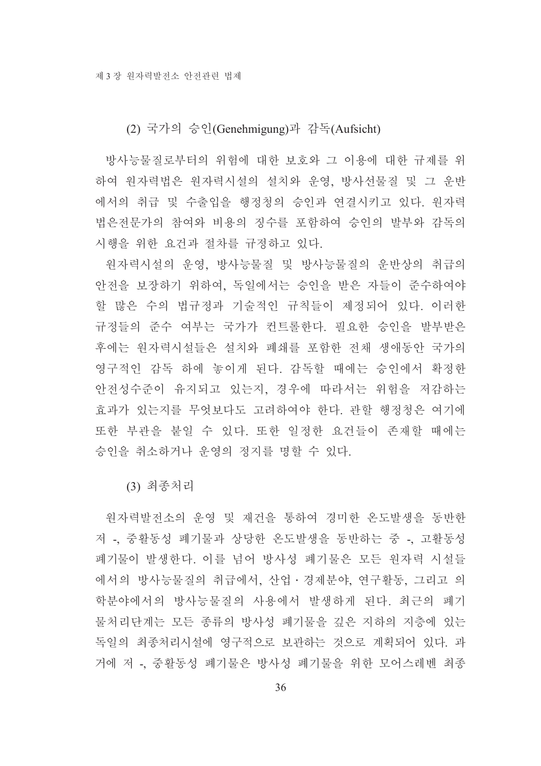### (2) 국가의 승인(Genehmigung)과 감독(Aufsicht)

방사능물질로부터의 위험에 대한 보호와 그 이용에 대한 규제를 위하여 원자력법은 원자력시설의 설치와 운영, 방사선물질 및 그 운반에서의 취급 및 수출입을 행정청의 승인과 연결시키고 있다. 원자력법은전문가의 참여와 비용의 징수를 포함하여 승인의 발부와 감독의 시행을 위한 요건과 절차를 규정하고 있다.

원자력시설의 운영, 방사능물질 및 방사능물질의 운반상의 취급의 안전을 보장하기 위하여, 독일에서는 승인을 받은 자들이 준수하여야 할 많은 수의 법규정과 기술적인 규칙들이 제정되어 있다. 이러한 규정들의 준수 여부는 국가가 컨트롤한다. 필요한 승인을 발부받은 후에는 원자력시설들은 설치와 폐쇄를 포함한 전체 생애동안 국가의 영구적인 감독 하에 놓이게 된다. 감독할 때에는 승인에서 확정한 안전성수준이 유지되고 있는지, 경우에 따라서는 위험을 저감하는 효과가 있는지를 무엇보다도 고려하여야 한다. 관할 행정청은 여기에 또한 부관을 붙일 수 있다. 또한 일정한 요건들이 존재할 때에는 승인을 취소하거나 운영의 정지를 명할 수 있다.

### (3) 최종처리

원자력발전소의 운영 및 재건을 통하여 경미한 온도발생을 동반한 저 -, 중활동성 폐기물과 상당한 온도발생을 동반하는 중 -, 고활동성 폐기물이 발생한다. 이를 넘어 방사성 폐기물은 모든 원자력 시설들에서의 방사능물질의 취급에서, 산업ㆍ경제분야, 연구활동, 그리고 의학분야에서의 방사능물질의 사용에서 발생하게 된다. 최근의 폐기물처리단계는 모든 종류의 방사성 폐기물을 깊은 지하의 지층에 있는 독일의 최종처리시설에 영구적으로 보관하는 것으로 계획되어 있다. 과거에 저 -, 중활동성 폐기물은 방사성 폐기물을 위한 모어스레벤 최종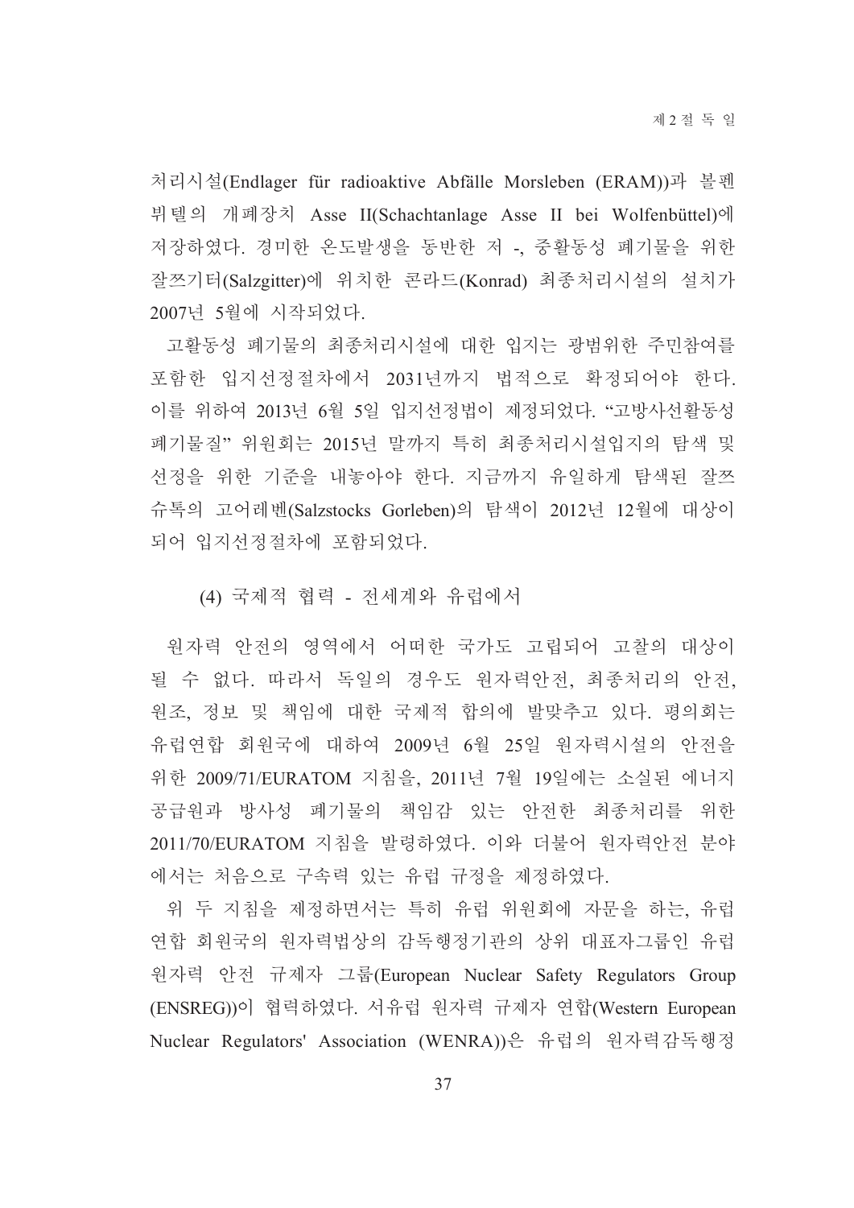처리시설(Endlager für radioaktive Abfälle Morsleben (ERAM))과 볼펜뷔텔의 개폐장치 Asse II(Schachtanlage Asse II bei Wolfenbüttel)에 저장하였다. 경미한 온도발생을 동반한 저 -, 중활동성 폐기물을 위한 잘쯔기터(Salzgitter)에 위치한 콘라드(Konrad) 최종처리시설의 설치가 2007년 5월에 시작되었다.

고활동성 폐기물의 최종처리시설에 대한 입지는 광범위한 주민참여를 포함한 입지선정절차에서 2031년까지 법적으로 확정되어야 한다. 이를 위하여 2013년 6월 5일 입지선정법이 제정되었다. "고방사선활동성 폐기물질" 위원회는 2015년 말까지 특히 최종처리시설입지의 탐색 및 선정을 위한 기준을 내놓아야 한다. 지금까지 유일하게 탐색된 잘쯔슈톡의 고어레벤(Salzstocks Gorleben)의 탐색이 2012년 12월에 대상이 되어 입지선정절차에 포함되었다.

#### (4) 국제적 협력 - 전세계와 유럽에서

원자력 안전의 영역에서 어떠한 국가도 고립되어 고찰의 대상이 될 수 없다. 따라서 독일의 경우도 원자력안전, 최종처리의 안전, 원조, 정보 및 책임에 대한 국제적 합의에 발맞추고 있다. 평의회는 유럽연합 회원국에 대하여 2009년 6월 25일 원자력시설의 안전을 위한 2009/71/EURATOM 지침을, 2011년 7월 19일에는 소실된 에너지 공급원과 방사성 폐기물의 책임감 있는 안전한 최종처리를 위한 2011/70/EURATOM 지침을 발령하였다. 이와 더불어 원자력안전 분야에서는 처음으로 구속력 있는 유럽 규정을 제정하였다.

위 두 지침을 제정하면서는 특히 유럽 위원회에 자문을 하는, 유럽연합 회원국의 원자력법상의 감독행정기관의 상위 대표자그룹인 유럽 원자력 안전 규제자 그룹(European Nuclear Safety Regulators Group (ENSREG))이 협력하였다. 서유럽 원자력 규제자 연합(Western European Nuclear Regulators' Association (WENRA))은 유럽의 원자력감독행정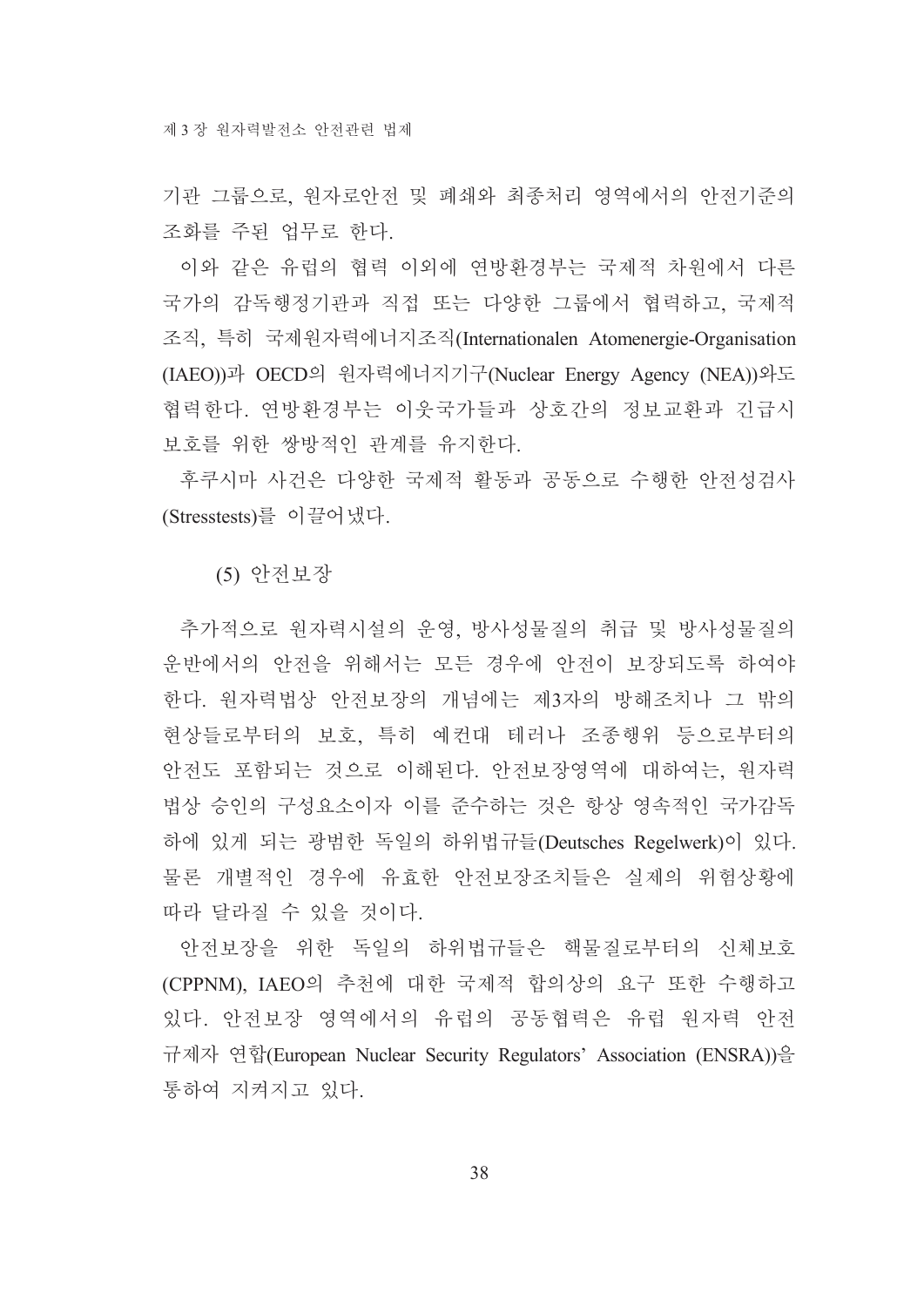기관 그룹으로, 원자로안전 및 폐쇄와 최종처리 영역에서의 안전기준의 조화를 주된 업무로 한다.

이와 같은 유럽의 협력 이외에 연방환경부는 국제적 차원에서 다른 국가의 감독행정기관과 직접 또는 다양한 그룹에서 협력하고, 국제적 조직, 특히 국제원자력에너지조직(Internationalen Atomenergie-Organisation (IAEO))과 OECD의 원자력에너지기구(Nuclear Energy Agency (NEA))와도 협력한다. 연방환경부는 이웃국가들과 상호간의 정보교환과 긴급시 보호를 위한 쌍방적인 관계를 유지한다.

후쿠시마 사건은 다양한 국제적 활동과 공동으로 수행한 안전성검사(Stresstests)를 이끌어냈다.

#### (5) 안전보장

추가적으로 원자력시설의 운영, 방사성물질의 취급 및 방사성물질의 운반에서의 안전을 위해서는 모든 경우에 안전이 보장되도록 하여야 한다. 원자력법상 안전보장의 개념에는 제3자의 방해조치나 그 밖의 현상들로부터의 보호, 특히 예컨대 테러나 조종행위 등으로부터의 안전도 포함되는 것으로 이해된다. 안전보장영역에 대하여는, 원자력법상 승인의 구성요소이자 이를 준수하는 것은 항상 영속적인 국가감독하에 있게 되는 광범한 독일의 하위법규들(Deutsches Regelwerk)이 있다. 물론 개별적인 경우에 유효한 안전보장조치들은 실제의 위험상황에 따라 달라질 수 있을 것이다.

안전보장을 위한 독일의 하위법규들은 핵물질로부터의 신체보호(CPPNM), IAEO의 추천에 대한 국제적 합의상의 요구 또한 수행하고 있다. 안전보장 영역에서의 유럽의 공동협력은 유럽 원자력 안전 규제자 연합(European Nuclear Security Regulators' Association (ENSRA))을 통하여 지켜지고 있다.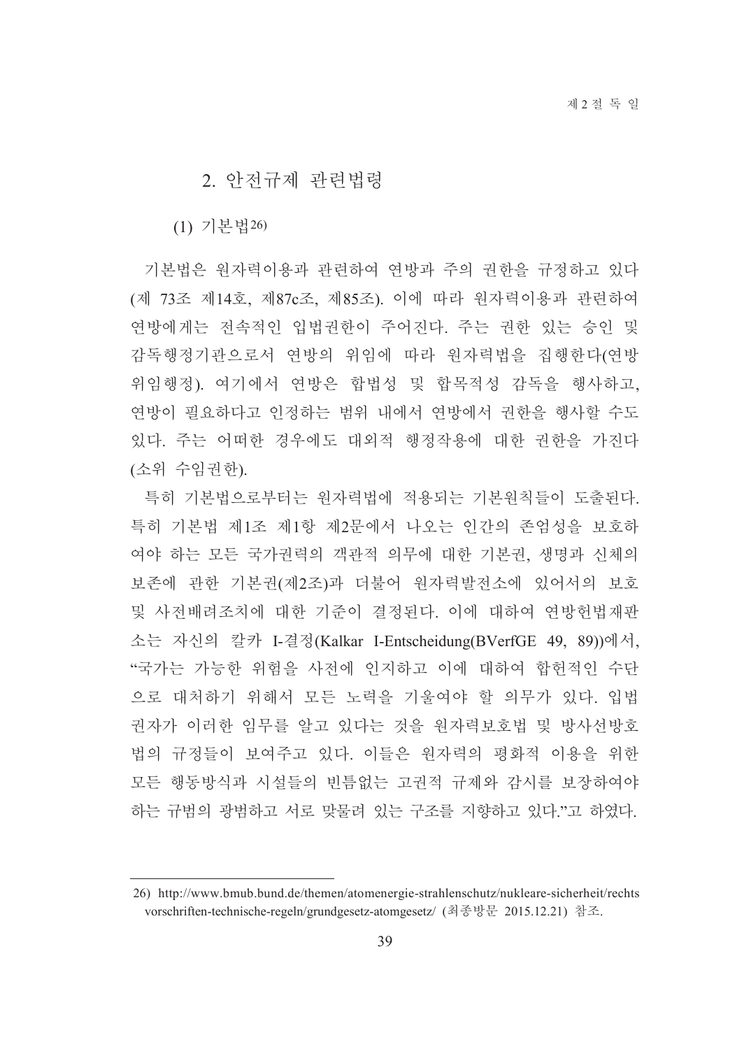## 2. 안전규제 관련법령

### (1) 기본법[26]

기본법은 원자력이용과 관련하여 연방과 주의 권한을 규정하고 있다(제 73조 제14호, 제87c조, 제85조). 이에 따라 원자력이용과 관련하여 연방에게는 전속적인 입법권한이 주어진다. 주는 권한 있는 승인 및 감독행정기관으로서 연방의 위임에 따라 원자력법을 집행한다(연방위임행정). 여기에서 연방은 합법성 및 합목적성 감독을 행사하고, 연방이 필요하다고 인정하는 범위 내에서 연방에서 권한을 행사할 수도 있다. 주는 어떠한 경우에도 대외적 행정작용에 대한 권한을 가진다(소위 수임권한).

특히 기본법으로부터는 원자력법에 적용되는 기본원칙들이 도출된다. 특히 기본법 제1조 제1항 제2문에서 나오는 인간의 존엄성을 보호하여야 하는 모든 국가권력의 객관적 의무에 대한 기본권, 생명과 신체의 보존에 관한 기본권(제2조)과 더불어 원자력발전소에 있어서의 보호 및 사전배려조치에 대한 기준이 결정된다. 이에 대하여 연방헌법재판소는 자신의 칼카 I-결정(Kalkar I-Entscheidung(BVerfGE 49, 89))에서, "국가는 가능한 위험을 사전에 인지하고 이에 대하여 합헌적인 수단으로 대처하기 위해서 모든 노력을 기울여야 할 의무가 있다. 입법권자가 이러한 임무를 알고 있다는 것을 원자력보호법 및 방사선방호법의 규정들이 보여주고 있다. 이들은 원자력의 평화적 이용을 위한 모든 행동방식과 시설들의 빈틈없는 고권적 규제와 감시를 보장하여야 하는 규범의 광범하고 서로 맞물려 있는 구조를 지향하고 있다."고 하였다.

---

26) http://www.bmub.bund.de/themen/atomenergie-strahlenschutz/nukleare-sicherheit/rechtsvorschriften-technische-regeln/grundgesetz-atomgesetz/ (최종방문 2015.12.21) 참조.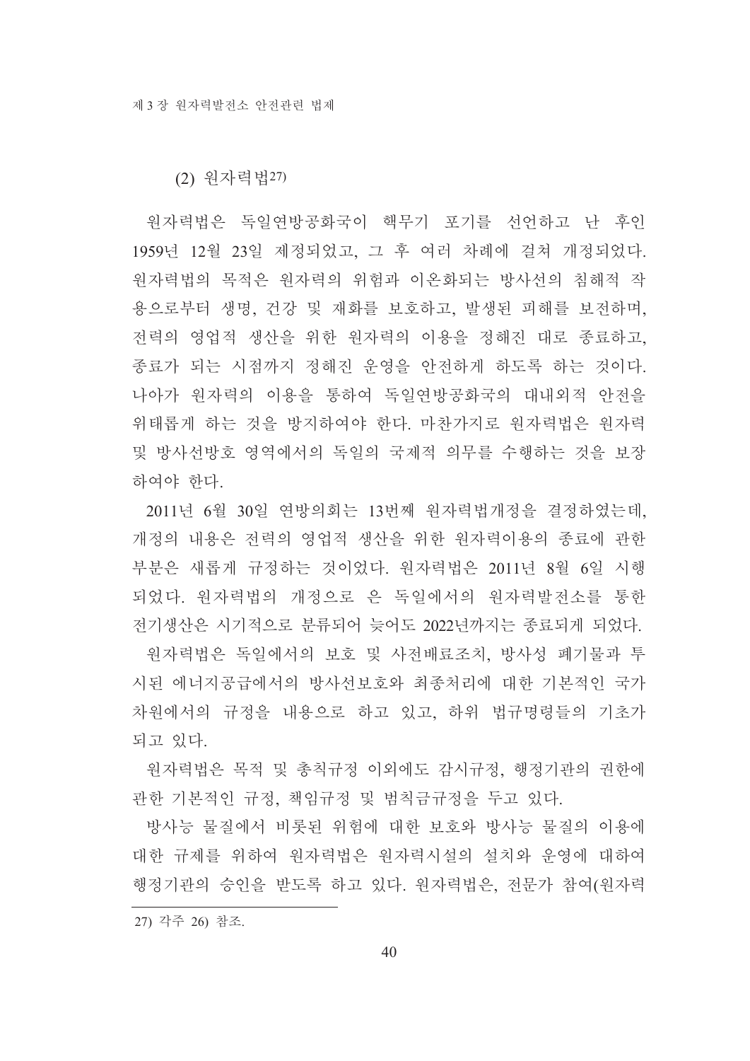### (2) 원자력법[27]

원자력법은 독일연방공화국이 핵무기 포기를 선언하고 난 후인 1959년 12월 23일 제정되었고, 그 후 여러 차례에 걸쳐 개정되었다. 원자력법의 목적은 원자력의 위험과 이온화되는 방사선의 침해적 작용으로부터 생명, 건강 및 재화를 보호하고, 발생된 피해를 보전하며, 전력의 영업적 생산을 위한 원자력의 이용을 정해진 대로 종료하고, 종료가 되는 시점까지 정해진 운영을 안전하게 하도록 하는 것이다. 나아가 원자력의 이용을 통하여 독일연방공화국의 대내외적 안전을 위태롭게 하는 것을 방지하여야 한다. 마찬가지로 원자력법은 원자력 및 방사선방호 영역에서의 독일의 국제적 의무를 수행하는 것을 보장하여야 한다.

2011년 6월 30일 연방의회는 13번째 원자력법개정을 결정하였는데, 개정의 내용은 전력의 영업적 생산을 위한 원자력이용의 종료에 관한 부분은 새롭게 규정하는 것이었다. 원자력법은 2011년 8월 6일 시행되었다. 원자력법의 개정으로 은 독일에서의 원자력발전소를 통한 전기생산은 시기적으로 분류되어 늦어도 2022년까지는 종료되게 되었다.

원자력법은 독일에서의 보호 및 사전배료조치, 방사성 폐기물과 투시된 에너지공급에서의 방사선보호와 최종처리에 대한 기본적인 국가 차원에서의 규정을 내용으로 하고 있고, 하위 법규명령들의 기초가 되고 있다.

원자력법은 목적 및 총칙규정 이외에도 감시규정, 행정기관의 권한에 관한 기본적인 규정, 책임규정 및 범칙금규정을 두고 있다.

방사능 물질에서 비롯된 위험에 대한 보호와 방사능 물질의 이용에 대한 규제를 위하여 원자력법은 원자력시설의 설치와 운영에 대하여 행정기관의 승인을 받도록 하고 있다. 원자력법은, 전문가 참여(원자력

---

27) 각주 26) 참조.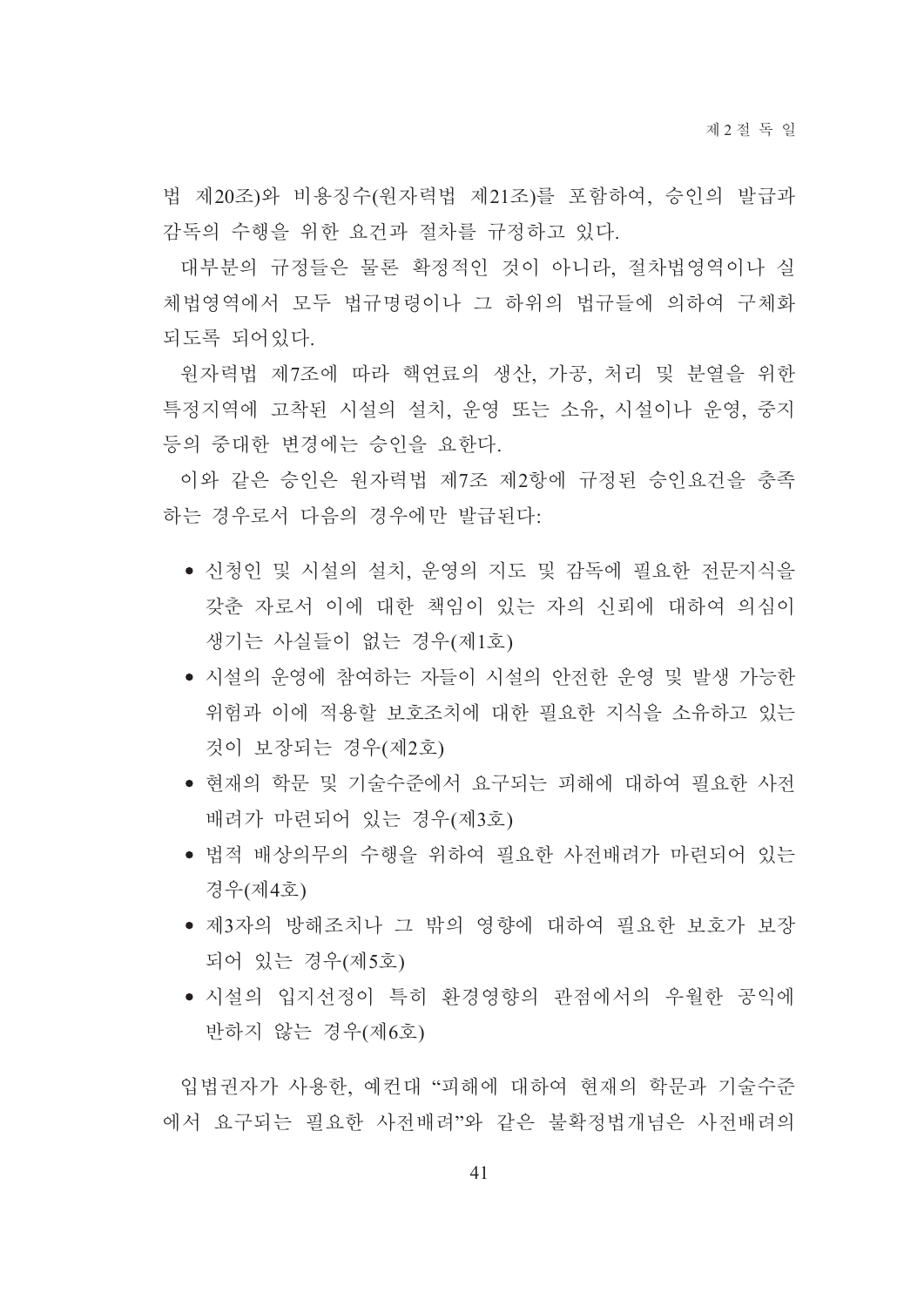법 제20조)와 비용징수(원자력법 제21조)를 포함하여, 승인의 발급과 감독의 수행을 위한 요건과 절차를 규정하고 있다.

대부분의 규정들은 물론 확정적인 것이 아니라, 절차법영역이나 실체법영역에서 모두 법규명령이나 그 하위의 법규들에 의하여 구체화되도록 되어있다.

원자력법 제7조에 따라 핵연료의 생산, 가공, 처리 및 분열을 위한 특정지역에 고착된 시설의 설치, 운영 또는 소유, 시설이나 운영, 중지 등의 중대한 변경에는 승인을 요한다.

이와 같은 승인은 원자력법 제7조 제2항에 규정된 승인요건을 충족하는 경우로서 다음의 경우에만 발급된다:

- 신청인 및 시설의 설치, 운영의 지도 및 감독에 필요한 전문지식을 갖춘 자로서 이에 대한 책임이 있는 자의 신뢰에 대하여 의심이 생기는 사실들이 없는 경우(제1호)
- 시설의 운영에 참여하는 자들이 시설의 안전한 운영 및 발생 가능한 위험과 이에 적용할 보호조치에 대한 필요한 지식을 소유하고 있는 것이 보장되는 경우(제2호)
- 현재의 학문 및 기술수준에서 요구되는 피해에 대하여 필요한 사전배려가 마련되어 있는 경우(제3호)
- 법적 배상의무의 수행을 위하여 필요한 사전배려가 마련되어 있는 경우(제4호)
- 제3자의 방해조치나 그 밖의 영향에 대하여 필요한 보호가 보장되어 있는 경우(제5호)
- 시설의 입지선정이 특히 환경영향의 관점에서의 우월한 공익에 반하지 않는 경우(제6호)

입법권자가 사용한, 예컨대 "피해에 대하여 현재의 학문과 기술수준에서 요구되는 필요한 사전배려"와 같은 불확정법개념은 사전배려의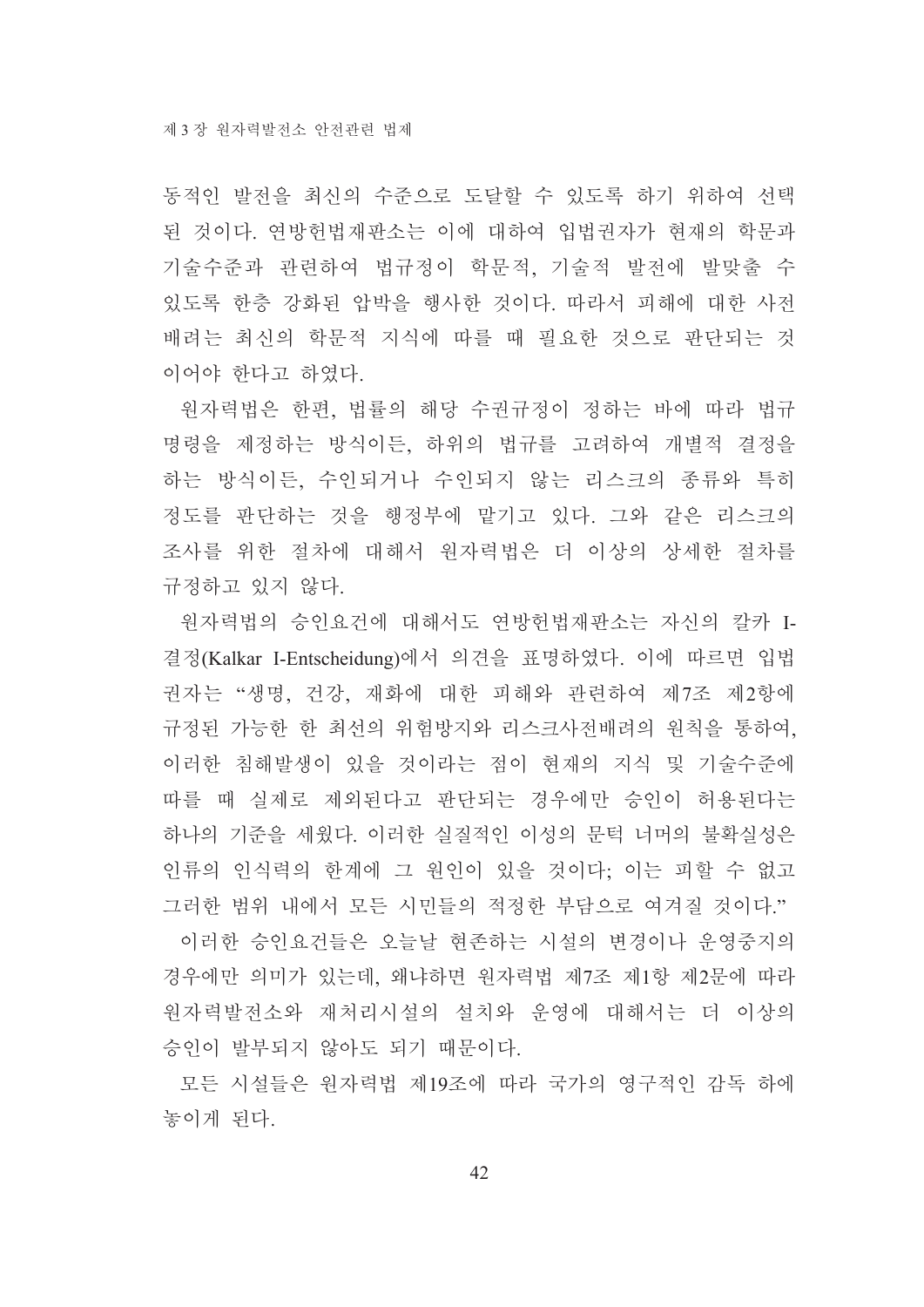동적인 발전을 최신의 수준으로 도달할 수 있도록 하기 위하여 선택된 것이다. 연방헌법재판소는 이에 대하여 입법권자가 현재의 학문과 기술수준과 관련하여 법규정이 학문적, 기술적 발전에 발맞출 수 있도록 한층 강화된 압박을 행사한 것이다. 따라서 피해에 대한 사전배려는 최신의 학문적 지식에 따를 때 필요한 것으로 판단되는 것이어야 한다고 하였다.

원자력법은 한편, 법률의 해당 수권규정이 정하는 바에 따라 법규명령을 제정하는 방식이든, 하위의 법규를 고려하여 개별적 결정을 하는 방식이든, 수인되거나 수인되지 않는 리스크의 종류와 특히 정도를 판단하는 것을 행정부에 맡기고 있다. 그와 같은 리스크의 조사를 위한 절차에 대해서 원자력법은 더 이상의 상세한 절차를 규정하고 있지 않다.

원자력법의 승인요건에 대해서도 연방헌법재판소는 자신의 칼카 I-결정(Kalkar I-Entscheidung)에서 의견을 표명하였다. 이에 따르면 입법권자는 "생명, 건강, 재화에 대한 피해와 관련하여 제7조 제2항에 규정된 가능한 한 최선의 위험방지와 리스크사전배려의 원칙을 통하여, 이러한 침해발생이 있을 것이라는 점이 현재의 지식 및 기술수준에 따를 때 실제로 제외된다고 판단되는 경우에만 승인이 허용된다는 하나의 기준을 세웠다. 이러한 실질적인 이성의 문턱 너머의 불확실성은 인류의 인식력의 한계에 그 원인이 있을 것이다; 이는 피할 수 없고 그러한 범위 내에서 모든 시민들의 적정한 부담으로 여겨질 것이다."

이러한 승인요건들은 오늘날 현존하는 시설의 변경이나 운영중지의 경우에만 의미가 있는데, 왜냐하면 원자력법 제7조 제1항 제2문에 따라 원자력발전소와 재처리시설의 설치와 운영에 대해서는 더 이상의 승인이 발부되지 않아도 되기 때문이다.

모든 시설들은 원자력법 제19조에 따라 국가의 영구적인 감독 하에 놓이게 된다.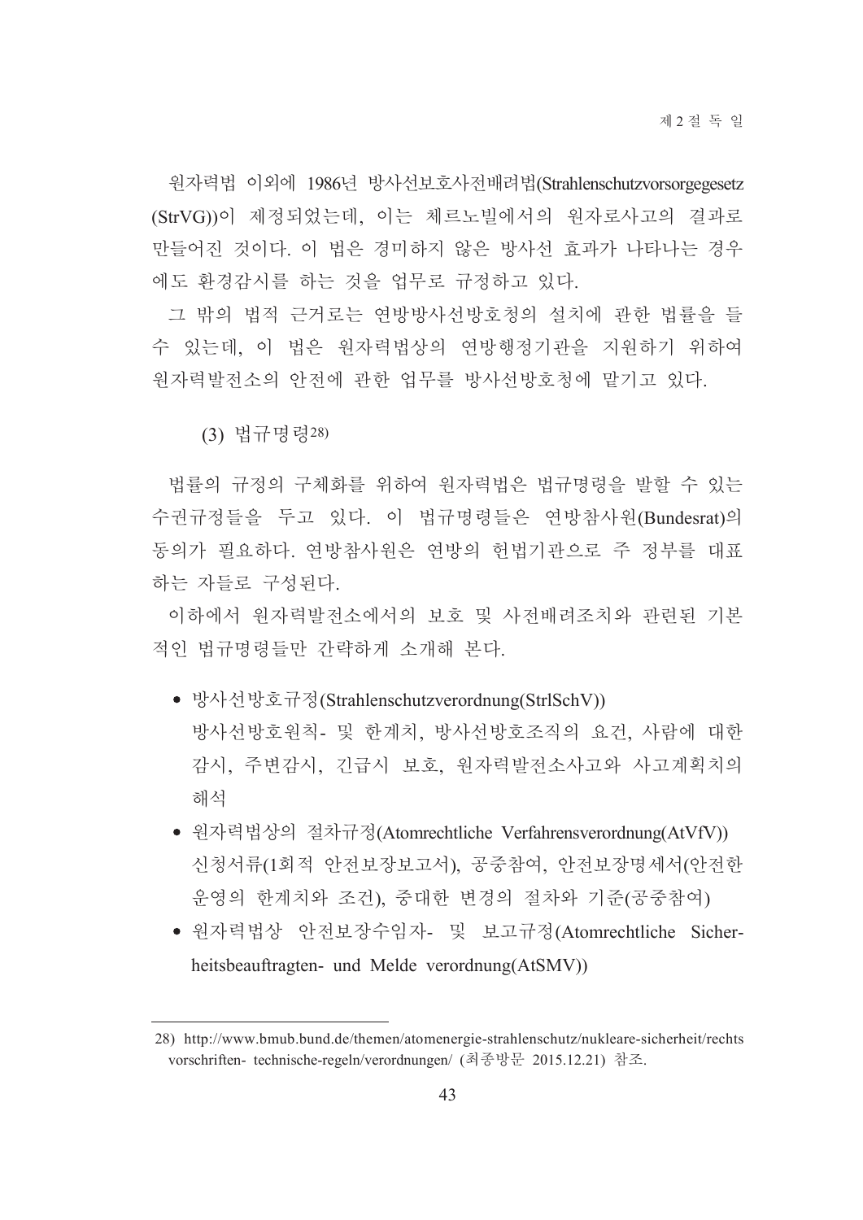원자력법 이외에 1986년 방사선보호사전배려법(Strahlenschutzvorsorgegesetz (StrVG))이 제정되었는데, 이는 체르노빌에서의 원자로사고의 결과로 만들어진 것이다. 이 법은 경미하지 않은 방사선 효과가 나타나는 경우에도 환경감시를 하는 것을 업무로 규정하고 있다.

그 밖의 법적 근거로는 연방방사선방호청의 설치에 관한 법률을 들 수 있는데, 이 법은 원자력법상의 연방행정기관을 지원하기 위하여 원자력발전소의 안전에 관한 업무를 방사선방호청에 맡기고 있다.

#### (3) 법규명령[28)]

법률의 규정의 구체화를 위하여 원자력법은 법규명령을 발할 수 있는 수권규정들을 두고 있다. 이 법규명령들은 연방참사원(Bundesrat)의 동의가 필요하다. 연방참사원은 연방의 헌법기관으로 주 정부를 대표하는 자들로 구성된다.

이하에서 원자력발전소에서의 보호 및 사전배려조치와 관련된 기본적인 법규명령들만 간략하게 소개해 본다.

- 방사선방호규정(Strahlenschutzverordnung(StrlSchV))
  방사선방호원칙- 및 한계치, 방사선방호조직의 요건, 사람에 대한 감시, 주변감시, 긴급시 보호, 원자력발전소사고와 사고계획치의 해석
- 원자력법상의 절차규정(Atomrechtliche Verfahrensverordnung(AtVfV))
  신청서류(1회적 안전보장보고서), 공중참여, 안전보장명세서(안전한 운영의 한계치와 조건), 중대한 변경의 절차와 기준(공중참여)
- 원자력법상 안전보장수임자- 및 보고규정(Atomrechtliche Sicherheitsbeauftragten- und Melde verordnung(AtSMV))

---

28) http://www.bmub.bund.de/themen/atomenergie-strahlenschutz/nukleare-sicherheit/rechtsvorschriften- technische-regeln/verordnungen/ (최종방문 2015.12.21) 참조.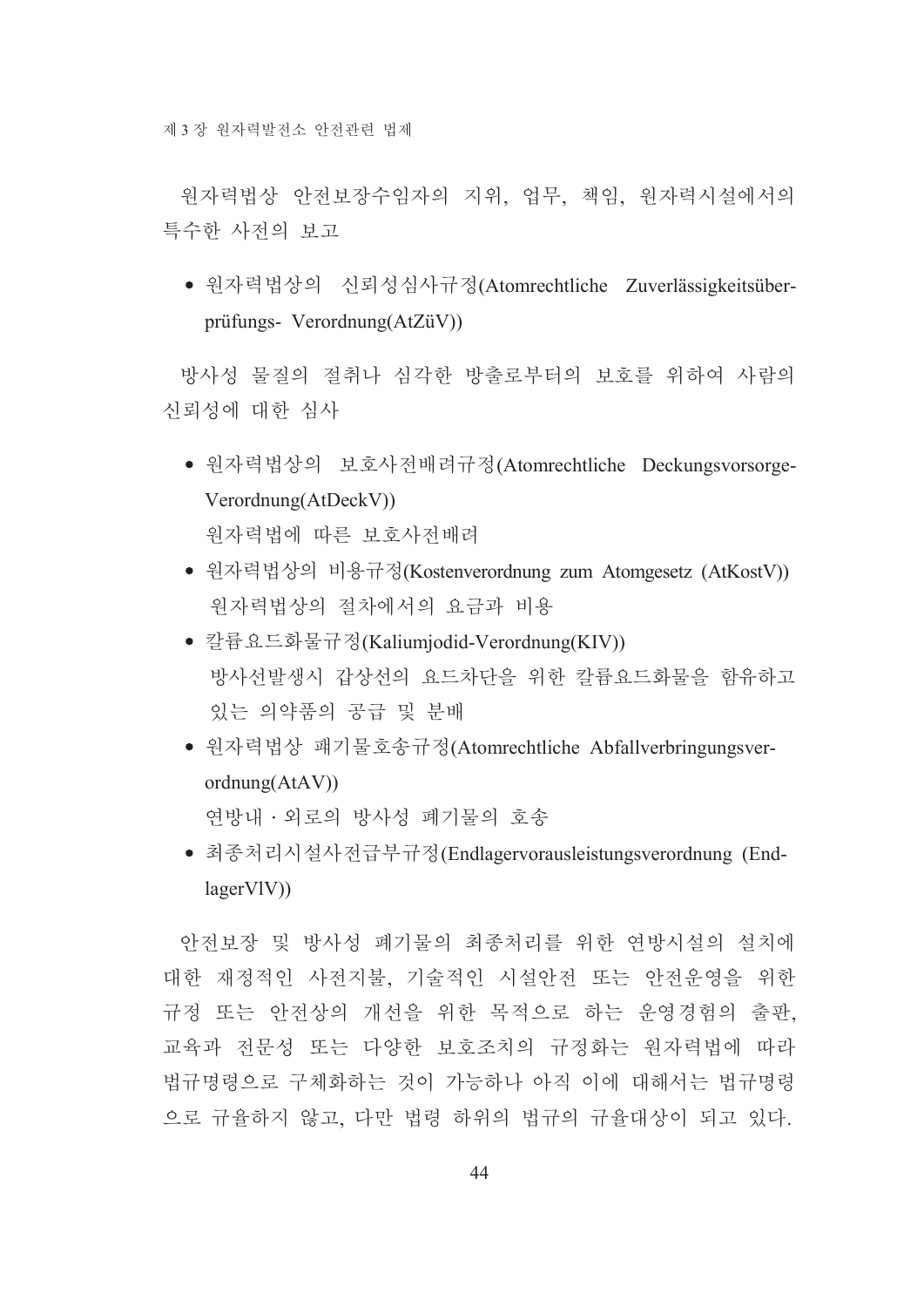원자력법상 안전보장수임자의 지위, 업무, 책임, 원자력시설에서의 특수한 사전의 보고

- 원자력법상의 신뢰성심사규정(Atomrechtliche Zuverlässigkeitsüberprüfungs- Verordnung(AtZüV))

방사성 물질의 절취나 심각한 방출로부터의 보호를 위하여 사람의 신뢰성에 대한 심사

- 원자력법상의 보호사전배려규정(Atomrechtliche Deckungsvorsorge-Verordnung(AtDeckV))
  원자력법에 따른 보호사전배려
- 원자력법상의 비용규정(Kostenverordnung zum Atomgesetz (AtKostV))
  원자력법상의 절차에서의 요금과 비용
- 칼륨요드화물규정(Kaliumjodid-Verordnung(KIV))
  방사선발생시 갑상선의 요드차단을 위한 칼륨요드화물을 함유하고 있는 의약품의 공급 및 분배
- 원자력법상 패기물호송규정(Atomrechtliche Abfallverbringungsverordnung(AtAV))
  연방내 · 외로의 방사성 폐기물의 호송
- 최종처리시설사전급부규정(Endlagervorausleistungsverordnung (EndlagerVlV))

안전보장 및 방사성 폐기물의 최종처리를 위한 연방시설의 설치에 대한 재정적인 사전지불, 기술적인 시설안전 또는 안전운영을 위한 규정 또는 안전상의 개선을 위한 목적으로 하는 운영경험의 출판, 교육과 전문성 또는 다양한 보호조치의 규정화는 원자력법에 따라 법규명령으로 구체화하는 것이 가능하나 아직 이에 대해서는 법규명령으로 규율하지 않고, 다만 법령 하위의 법규의 규율대상이 되고 있다.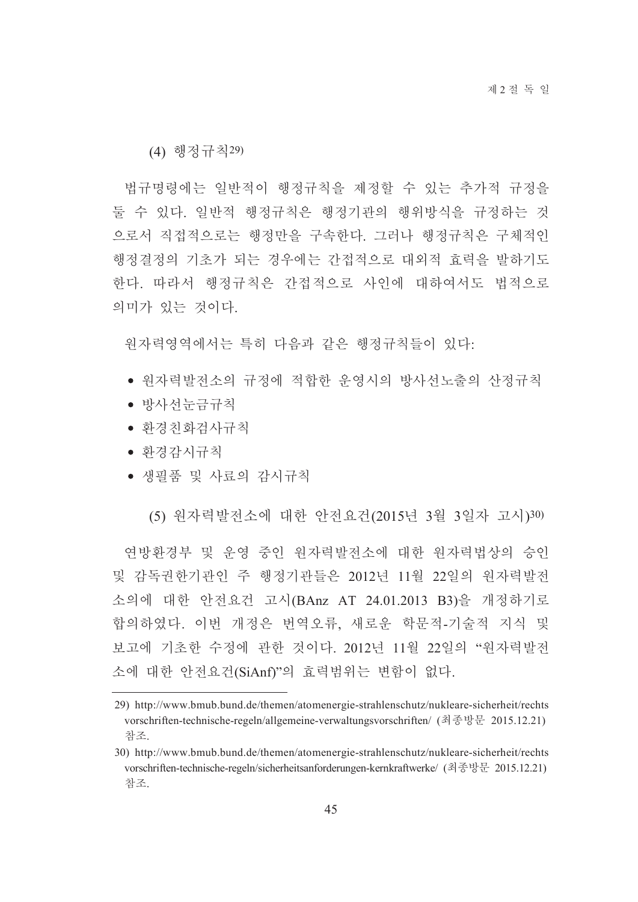(4) 행정규칙[29)]

법규명령에는 일반적이 행정규칙을 제정할 수 있는 추가적 규정을 둘 수 있다. 일반적 행정규칙은 행정기관의 행위방식을 규정하는 것으로서 직접적으로는 행정만을 구속한다. 그러나 행정규칙은 구체적인 행정결정의 기초가 되는 경우에는 간접적으로 대외적 효력을 발하기도 한다. 따라서 행정규칙은 간접적으로 사인에 대하여서도 법적으로 의미가 있는 것이다.

원자력영역에서는 특히 다음과 같은 행정규칙들이 있다:

- 원자력발전소의 규정에 적합한 운영시의 방사선노출의 산정규칙
- 방사선눈금규칙
- 환경친화검사규칙
- 환경감시규칙
- 생필품 및 사료의 감시규칙

(5) 원자력발전소에 대한 안전요건(2015년 3월 3일자 고시)[30)]

연방환경부 및 운영 중인 원자력발전소에 대한 원자력법상의 승인 및 감독권한기관인 주 행정기관들은 2012년 11월 22일의 원자력발전소의에 대한 안전요건 고시(BAnz AT 24.01.2013 B3)을 개정하기로 합의하였다. 이번 개정은 번역오류, 새로운 학문적-기술적 지식 및 보고에 기초한 수정에 관한 것이다. 2012년 11월 22일의 "원자력발전소에 대한 안전요건(SiAnf)"의 효력범위는 변함이 없다.

---

29) http://www.bmub.bund.de/themen/atomenergie-strahlenschutz/nukleare-sicherheit/rechtsvorschriften-technische-regeln/allgemeine-verwaltungsvorschriften/ (최종방문 2015.12.21) 참조.

30) http://www.bmub.bund.de/themen/atomenergie-strahlenschutz/nukleare-sicherheit/rechtsvorschriften-technische-regeln/sicherheitsanforderungen-kernkraftwerke/ (최종방문 2015.12.21) 참조.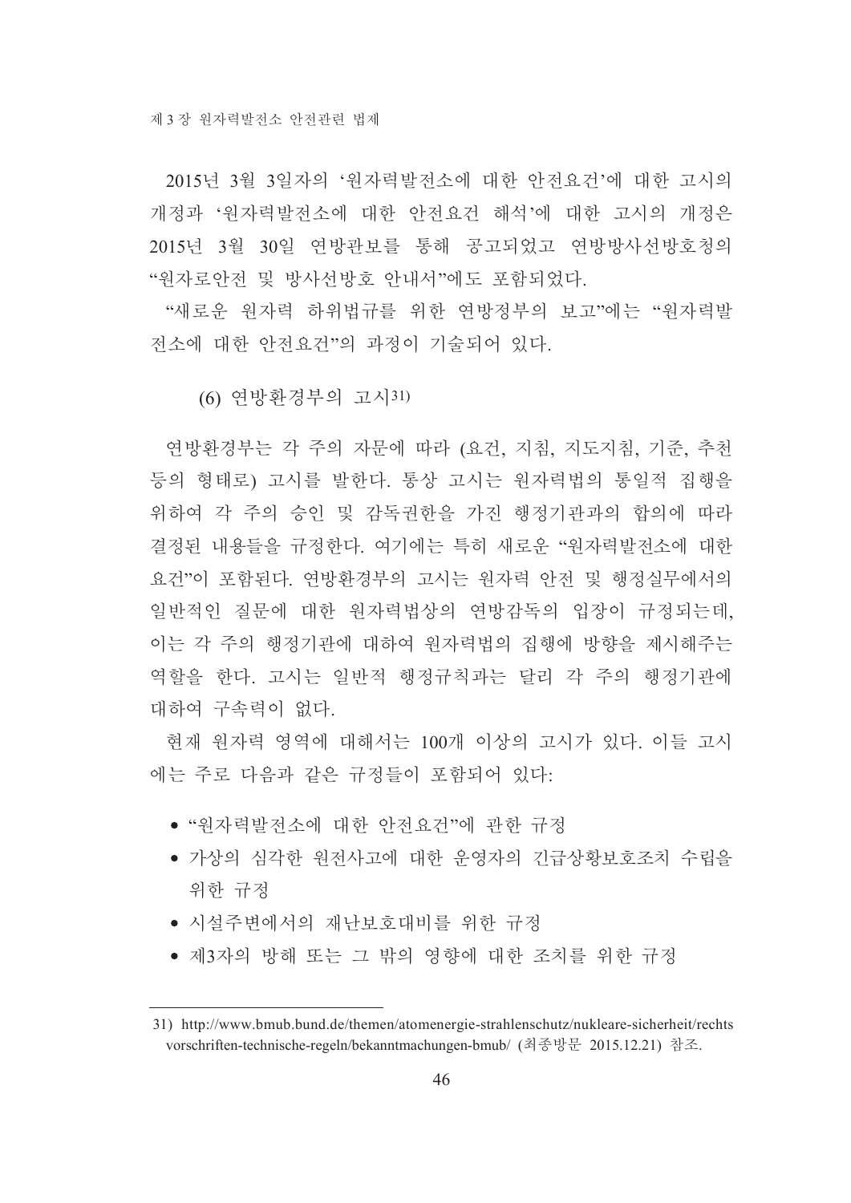2015년 3월 3일자의 '원자력발전소에 대한 안전요건'에 대한 고시의 개정과 '원자력발전소에 대한 안전요건 해석'에 대한 고시의 개정은 2015년 3월 30일 연방관보를 통해 공고되었고 연방방사선방호청의 "원자로안전 및 방사선방호 안내서"에도 포함되었다.

"새로운 원자력 하위법규를 위한 연방정부의 보고"에는 "원자력발전소에 대한 안전요건"의 과정이 기술되어 있다.

#### (6) 연방환경부의 고시[31)]

연방환경부는 각 주의 자문에 따라 (요건, 지침, 지도지침, 기준, 추천 등의 형태로) 고시를 발한다. 통상 고시는 원자력법의 통일적 집행을 위하여 각 주의 승인 및 감독권한을 가진 행정기관과의 합의에 따라 결정된 내용들을 규정한다. 여기에는 특히 새로운 "원자력발전소에 대한 요건"이 포함된다. 연방환경부의 고시는 원자력 안전 및 행정실무에서의 일반적인 질문에 대한 원자력법상의 연방감독의 입장이 규정되는데, 이는 각 주의 행정기관에 대하여 원자력법의 집행에 방향을 제시해주는 역할을 한다. 고시는 일반적 행정규칙과는 달리 각 주의 행정기관에 대하여 구속력이 없다.

현재 원자력 영역에 대해서는 100개 이상의 고시가 있다. 이들 고시에는 주로 다음과 같은 규정들이 포함되어 있다:

- "원자력발전소에 대한 안전요건"에 관한 규정
- 가상의 심각한 원전사고에 대한 운영자의 긴급상황보호조치 수립을 위한 규정
- 시설주변에서의 재난보호대비를 위한 규정
- 제3자의 방해 또는 그 밖의 영향에 대한 조치를 위한 규정

---

31) http://www.bmub.bund.de/themen/atomenergie-strahlenschutz/nukleare-sicherheit/rechtsvorschriften-technische-regeln/bekanntmachungen-bmub/ (최종방문 2015.12.21) 참조.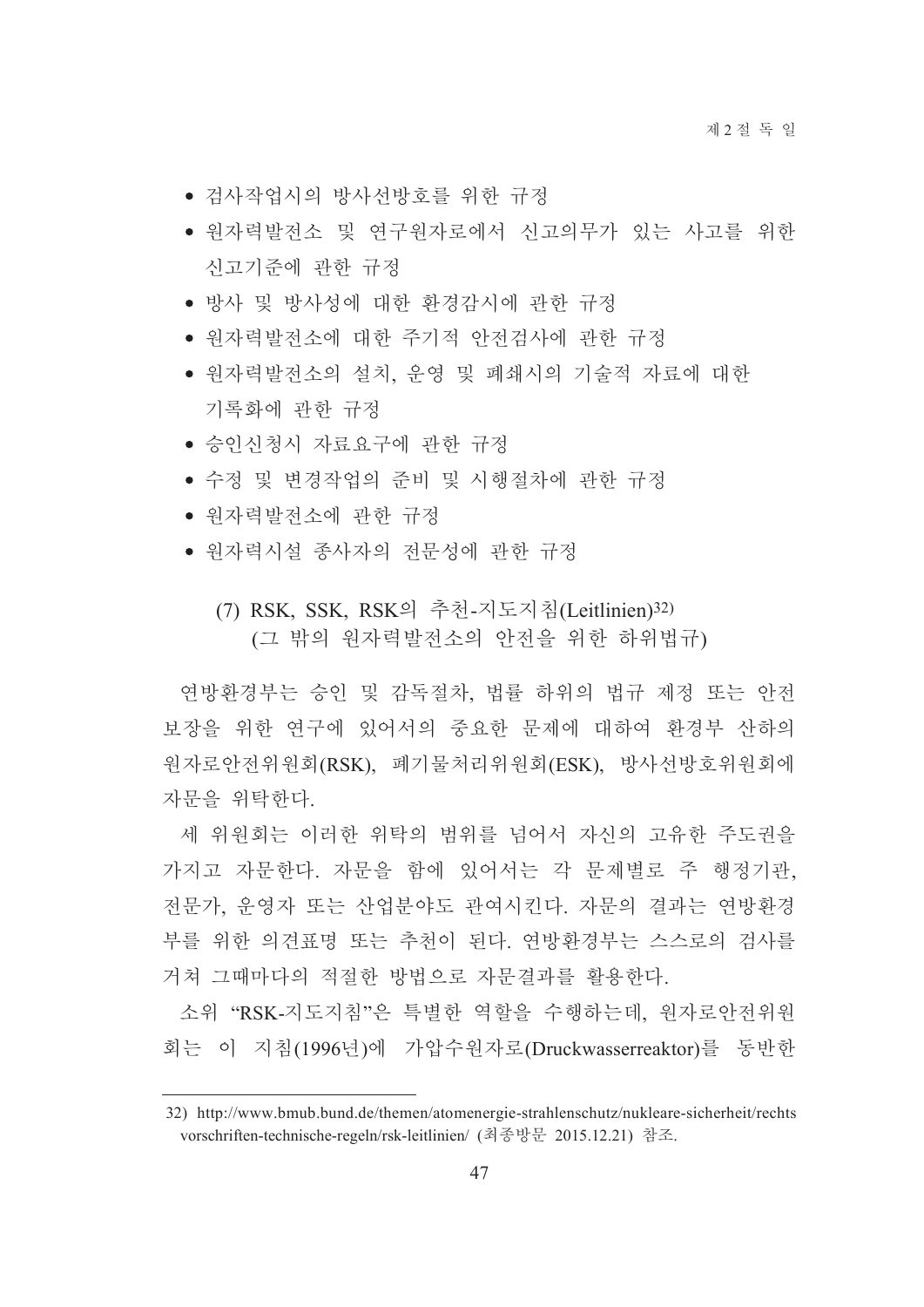- 검사작업시의 방사선방호를 위한 규정
- 원자력발전소 및 연구원자로에서 신고의무가 있는 사고를 위한 신고기준에 관한 규정
- 방사 및 방사성에 대한 환경감시에 관한 규정
- 원자력발전소에 대한 주기적 안전검사에 관한 규정
- 원자력발전소의 설치, 운영 및 폐쇄시의 기술적 자료에 대한 기록화에 관한 규정
- 승인신청시 자료요구에 관한 규정
- 수정 및 변경작업의 준비 및 시행절차에 관한 규정
- 원자력발전소에 관한 규정
- 원자력시설 종사자의 전문성에 관한 규정

#### (7) RSK, SSK, RSK의 추천-지도지침(Leitlinien)[32] (그 밖의 원자력발전소의 안전을 위한 하위법규)

연방환경부는 승인 및 감독절차, 법률 하위의 법규 제정 또는 안전보장을 위한 연구에 있어서의 중요한 문제에 대하여 환경부 산하의 원자로안전위원회(RSK), 폐기물처리위원회(ESK), 방사선방호위원회에 자문을 위탁한다.

세 위원회는 이러한 위탁의 범위를 넘어서 자신의 고유한 주도권을 가지고 자문한다. 자문을 함에 있어서는 각 문제별로 주 행정기관, 전문가, 운영자 또는 산업분야도 관여시킨다. 자문의 결과는 연방환경부를 위한 의견표명 또는 추천이 된다. 연방환경부는 스스로의 검사를 거쳐 그때마다의 적절한 방법으로 자문결과를 활용한다.

소위 "RSK-지도지침"은 특별한 역할을 수행하는데, 원자로안전위원회는 이 지침(1996년)에 가압수원자로(Druckwasserreaktor)를 동반한

---

32) http://www.bmub.bund.de/themen/atomenergie-strahlenschutz/nukleare-sicherheit/rechtsvorschriften-technische-regeln/rsk-leitlinien/ (최종방문 2015.12.21) 참조.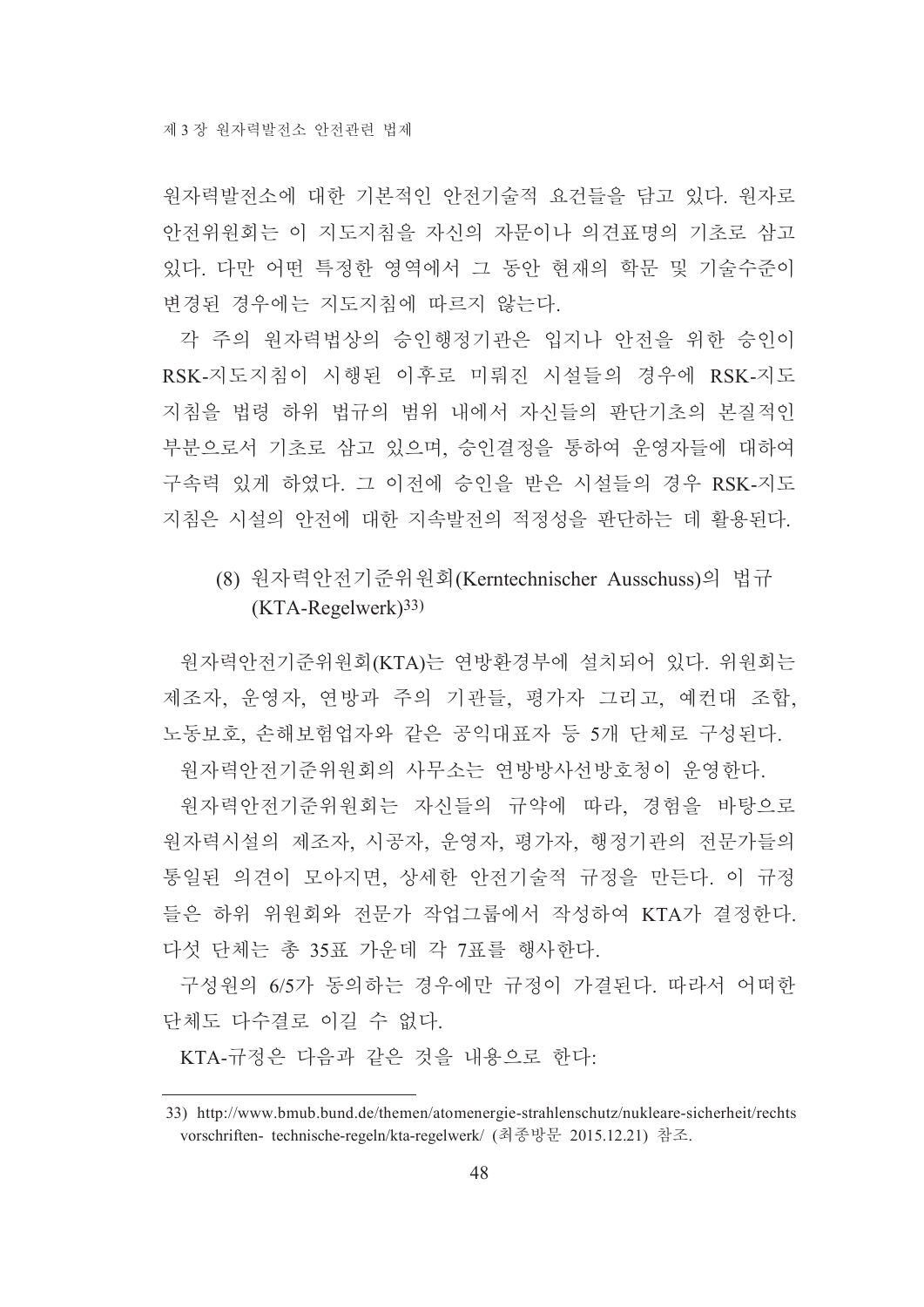원자력발전소에 대한 기본적인 안전기술적 요건들을 담고 있다. 원자로안전위원회는 이 지도지침을 자신의 자문이나 의견표명의 기초로 삼고 있다. 다만 어떤 특정한 영역에서 그 동안 현재의 학문 및 기술수준이 변경된 경우에는 지도지침에 따르지 않는다.

각 주의 원자력법상의 승인행정기관은 입지나 안전을 위한 승인이 RSK-지도지침이 시행된 이후로 미뤄진 시설들의 경우에 RSK-지도지침을 법령 하위 법규의 범위 내에서 자신들의 판단기초의 본질적인 부분으로서 기초로 삼고 있으며, 승인결정을 통하여 운영자들에 대하여 구속력 있게 하였다. 그 이전에 승인을 받은 시설들의 경우 RSK-지도지침은 시설의 안전에 대한 지속발전의 적정성을 판단하는 데 활용된다.

### (8) 원자력안전기준위원회(Kerntechnischer Ausschuss)의 법규(KTA-Regelwerk)[33]

원자력안전기준위원회(KTA)는 연방환경부에 설치되어 있다. 위원회는 제조자, 운영자, 연방과 주의 기관들, 평가자 그리고, 예컨대 조합, 노동보호, 손해보험업자와 같은 공익대표자 등 5개 단체로 구성된다.

원자력안전기준위원회의 사무소는 연방방사선방호청이 운영한다.

원자력안전기준위원회는 자신들의 규약에 따라, 경험을 바탕으로 원자력시설의 제조자, 시공자, 운영자, 평가자, 행정기관의 전문가들의 통일된 의견이 모아지면, 상세한 안전기술적 규정을 만든다. 이 규정들은 하위 위원회와 전문가 작업그룹에서 작성하여 KTA가 결정한다. 다섯 단체는 총 35표 가운데 각 7표를 행사한다.

구성원의 6/5가 동의하는 경우에만 규정이 가결된다. 따라서 어떠한 단체도 다수결로 이길 수 없다.

KTA-규정은 다음과 같은 것을 내용으로 한다:

---

33) http://www.bmub.bund.de/themen/atomenergie-strahlenschutz/nukleare-sicherheit/rechtsvorschriften- technische-regeln/kta-regelwerk/ (최종방문 2015.12.21) 참조.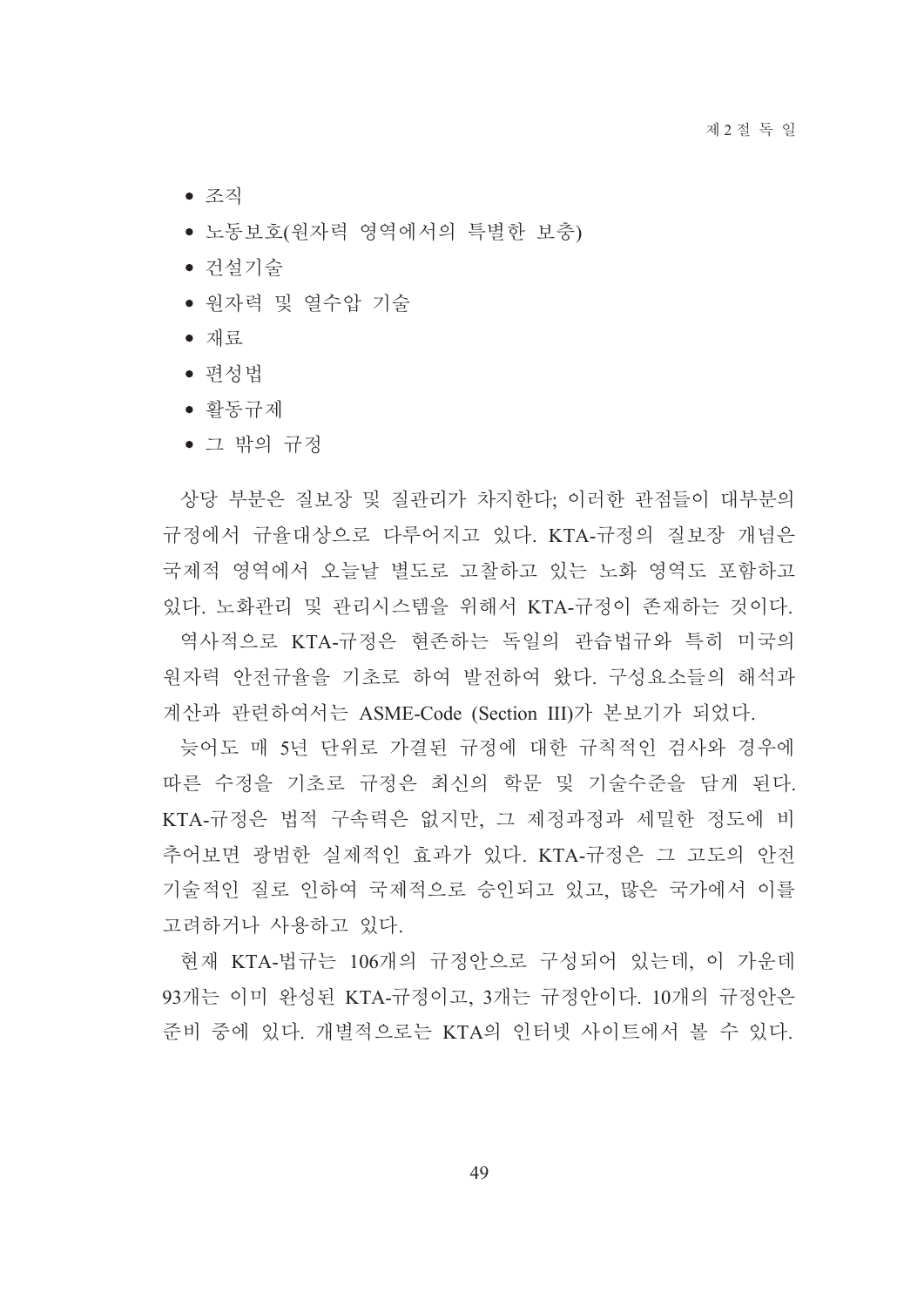- 조직
- 노동보호(원자력 영역에서의 특별한 보충)
- 건설기술
- 원자력 및 열수압 기술
- 재료
- 편성법
- 활동규제
- 그 밖의 규정

상당 부분은 질보장 및 질관리가 차지한다; 이러한 관점들이 대부분의 규정에서 규율대상으로 다루어지고 있다. KTA-규정의 질보장 개념은 국제적 영역에서 오늘날 별도로 고찰하고 있는 노화 영역도 포함하고 있다. 노화관리 및 관리시스템을 위해서 KTA-규정이 존재하는 것이다.

역사적으로 KTA-규정은 현존하는 독일의 관습법규와 특히 미국의 원자력 안전규율을 기초로 하여 발전하여 왔다. 구성요소들의 해석과 계산과 관련하여서는 ASME-Code (Section III)가 본보기가 되었다.

늦어도 매 5년 단위로 가결된 규정에 대한 규칙적인 검사와 경우에 따른 수정을 기초로 규정은 최신의 학문 및 기술수준을 담게 된다. KTA-규정은 법적 구속력은 없지만, 그 제정과정과 세밀한 정도에 비추어보면 광범한 실제적인 효과가 있다. KTA-규정은 그 고도의 안전기술적인 질로 인하여 국제적으로 승인되고 있고, 많은 국가에서 이를 고려하거나 사용하고 있다.

현재 KTA-법규는 106개의 규정안으로 구성되어 있는데, 이 가운데 93개는 이미 완성된 KTA-규정이고, 3개는 규정안이다. 10개의 규정안은 준비 중에 있다. 개별적으로는 KTA의 인터넷 사이트에서 볼 수 있다.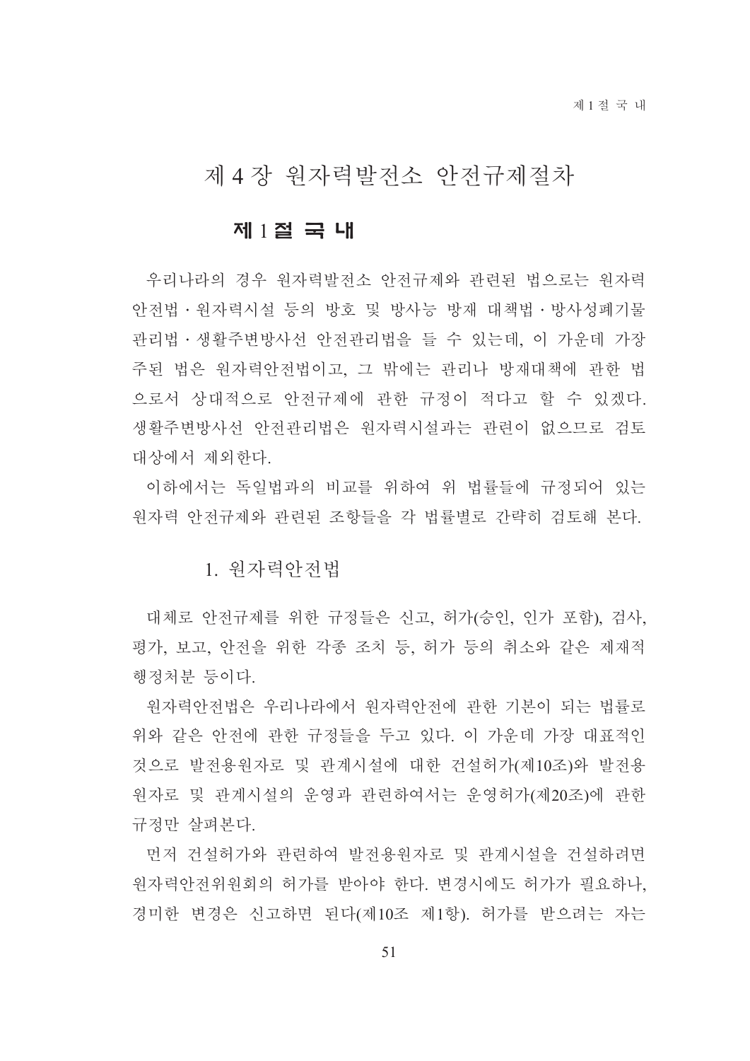# 제 4 장 원자력발전소 안전규제절차

## 제 1 절 국 내

우리나라의 경우 원자력발전소 안전규제와 관련된 법으로는 원자력안전법 · 원자력시설 등의 방호 및 방사능 방재 대책법 · 방사성폐기물관리법 · 생활주변방사선 안전관리법을 들 수 있는데, 이 가운데 가장 주된 법은 원자력안전법이고, 그 밖에는 관리나 방재대책에 관한 법으로서 상대적으로 안전규제에 관한 규정이 적다고 할 수 있겠다. 생활주변방사선 안전관리법은 원자력시설과는 관련이 없으므로 검토 대상에서 제외한다.

이하에서는 독일법과의 비교를 위하여 위 법률들에 규정되어 있는 원자력 안전규제와 관련된 조항들을 각 법률별로 간략히 검토해 본다.

### 1. 원자력안전법

대체로 안전규제를 위한 규정들은 신고, 허가(승인, 인가 포함), 검사, 평가, 보고, 안전을 위한 각종 조치 등, 허가 등의 취소와 같은 제재적 행정처분 등이다.

원자력안전법은 우리나라에서 원자력안전에 관한 기본이 되는 법률로 위와 같은 안전에 관한 규정들을 두고 있다. 이 가운데 가장 대표적인 것으로 발전용원자로 및 관계시설에 대한 건설허가(제10조)와 발전용 원자로 및 관계시설의 운영과 관련하여서는 운영허가(제20조)에 관한 규정만 살펴본다.

먼저 건설허가와 관련하여 발전용원자로 및 관계시설을 건설하려면 원자력안전위원회의 허가를 받아야 한다. 변경시에도 허가가 필요하나, 경미한 변경은 신고하면 된다(제10조 제1항). 허가를 받으려는 자는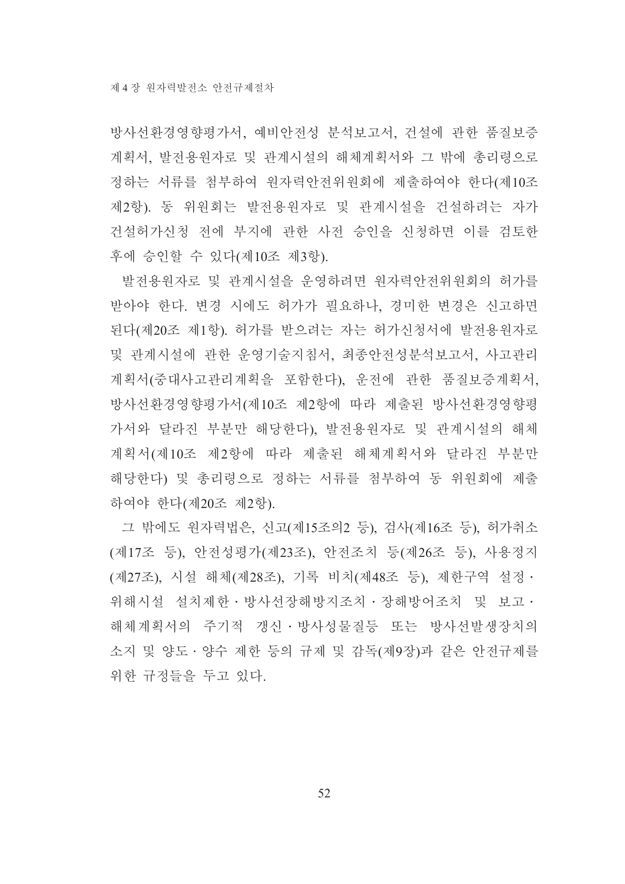방사선환경영향평가서, 예비안전성 분석보고서, 건설에 관한 품질보증 계획서, 발전용원자로 및 관계시설의 해체계획서와 그 밖에 총리령으로 정하는 서류를 첨부하여 원자력안전위원회에 제출하여야 한다(제10조 제2항). 동 위원회는 발전용원자로 및 관계시설을 건설하려는 자가 건설허가신청 전에 부지에 관한 사전 승인을 신청하면 이를 검토한 후에 승인할 수 있다(제10조 제3항).

발전용원자로 및 관계시설을 운영하려면 원자력안전위원회의 허가를 받아야 한다. 변경 시에도 허가가 필요하나, 경미한 변경은 신고하면 된다(제20조 제1항). 허가를 받으려는 자는 허가신청서에 발전용원자로 및 관계시설에 관한 운영기술지침서, 최종안전성분석보고서, 사고관리계획서(중대사고관리계획을 포함한다), 운전에 관한 품질보증계획서, 방사선환경영향평가서(제10조 제2항에 따라 제출된 방사선환경영향평가서와 달라진 부분만 해당한다), 발전용원자로 및 관계시설의 해체계획서(제10조 제2항에 따라 제출된 해체계획서와 달라진 부분만 해당한다) 및 총리령으로 정하는 서류를 첨부하여 동 위원회에 제출하여야 한다(제20조 제2항).

그 밖에도 원자력법은, 신고(제15조의2 등), 검사(제16조 등), 허가취소(제17조 등), 안전성평가(제23조), 안전조치 등(제26조 등), 사용정지(제27조), 시설 해체(제28조), 기록 비치(제48조 등), 제한구역 설정·위해시설 설치제한·방사선장해방지조치·장해방어조치 및 보고·해체계획서의 주기적 갱신·방사성물질등 또는 방사선발생장치의 소지 및 양도·양수 제한 등의 규제 및 감독(제9장)과 같은 안전규제를 위한 규정들을 두고 있다.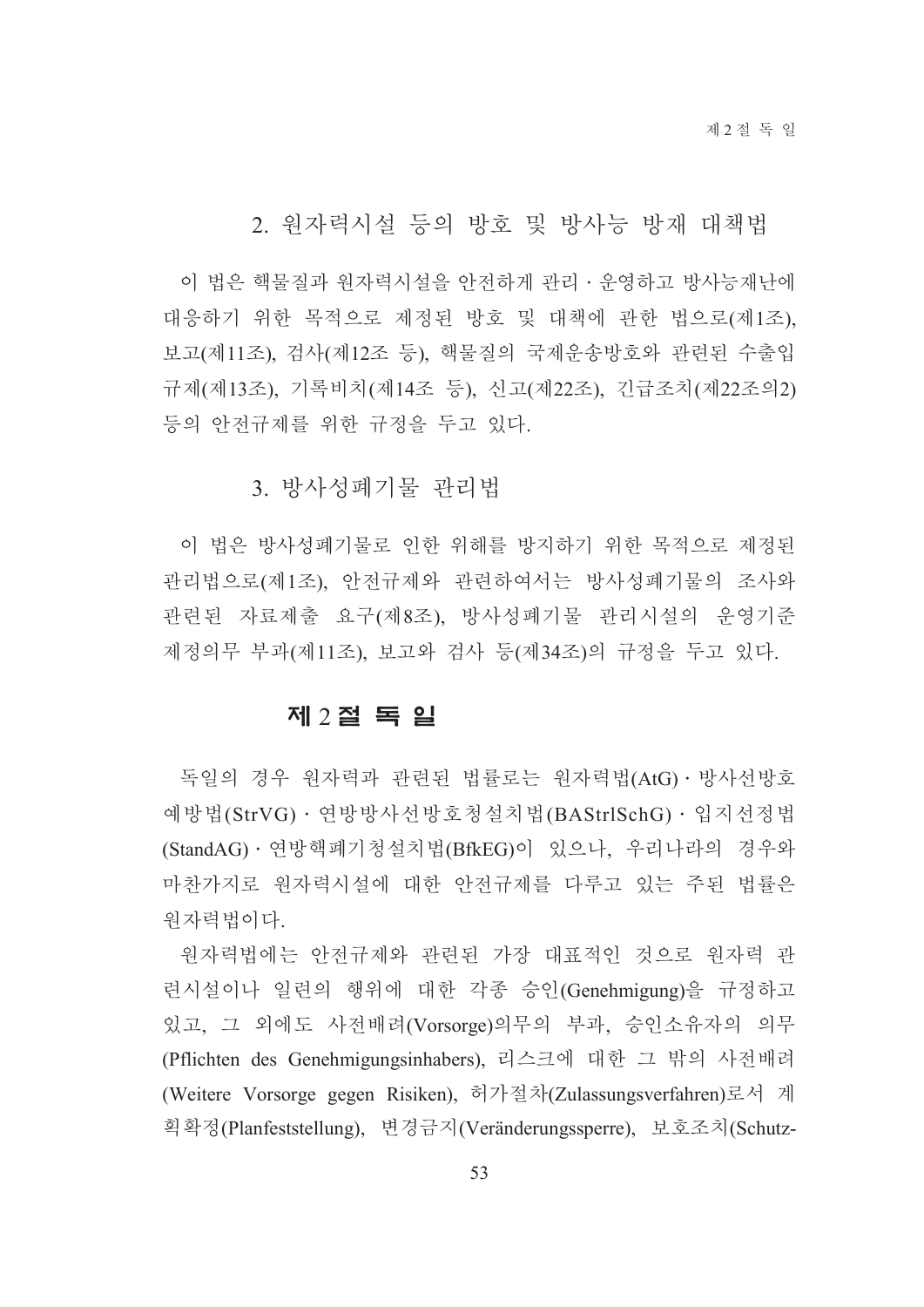### 2. 원자력시설 등의 방호 및 방사능 방재 대책법

이 법은 핵물질과 원자력시설을 안전하게 관리·운영하고 방사능재난에 대응하기 위한 목적으로 제정된 방호 및 대책에 관한 법으로(제1조), 보고(제11조), 검사(제12조 등), 핵물질의 국제운송방호와 관련된 수출입 규제(제13조), 기록비치(제14조 등), 신고(제22조), 긴급조치(제22조의2) 등의 안전규제를 위한 규정을 두고 있다.

### 3. 방사성폐기물 관리법

이 법은 방사성폐기물로 인한 위해를 방지하기 위한 목적으로 제정된 관리법으로(제1조), 안전규제와 관련하여서는 방사성폐기물의 조사와 관련된 자료제출 요구(제8조), 방사성폐기물 관리시설의 운영기준 제정의무 부과(제11조), 보고와 검사 등(제34조)의 규정을 두고 있다.

## 제 2 절 독 일

독일의 경우 원자력과 관련된 법률로는 원자력법(AtG)·방사선방호예방법(StrVG)·연방방사선방호청설치법(BAStrlSchG)·입지선정법(StandAG)·연방핵폐기청설치법(BfkEG)이 있으나, 우리나라의 경우와 마찬가지로 원자력시설에 대한 안전규제를 다루고 있는 주된 법률은 원자력법이다.

원자력법에는 안전규제와 관련된 가장 대표적인 것으로 원자력 관련시설이나 일련의 행위에 대한 각종 승인(Genehmigung)을 규정하고 있고, 그 외에도 사전배려(Vorsorge)의무의 부과, 승인소유자의 의무(Pflichten des Genehmigungsinhabers), 리스크에 대한 그 밖의 사전배려(Weitere Vorsorge gegen Risiken), 허가절차(Zulassungsverfahren)로서 계획확정(Planfeststellung), 변경금지(Veränderungssperre), 보호조치(Schutz-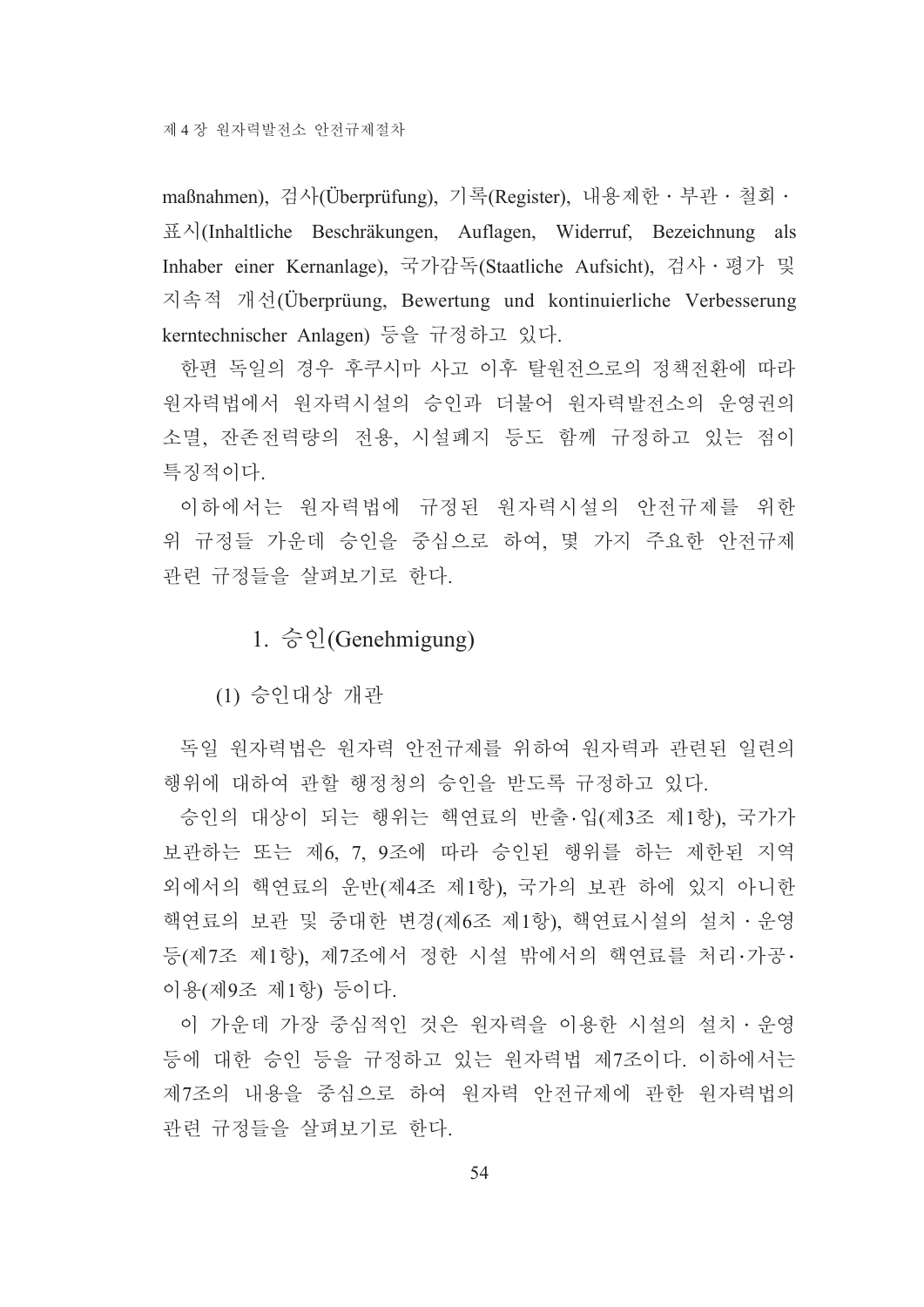maßnahmen), 검사(Überprüfung), 기록(Register), 내용제한 · 부관 · 철회 · 표시(Inhaltliche Beschräkungen, Auflagen, Widerruf, Bezeichnung als Inhaber einer Kernanlage), 국가감독(Staatliche Aufsicht), 검사 · 평가 및 지속적 개선(Überprüung, Bewertung und kontinuierliche Verbesserung kerntechnischer Anlagen) 등을 규정하고 있다.

한편 독일의 경우 후쿠시마 사고 이후 탈원전으로의 정책전환에 따라 원자력법에서 원자력시설의 승인과 더불어 원자력발전소의 운영권의 소멸, 잔존전력량의 전용, 시설폐지 등도 함께 규정하고 있는 점이 특징적이다.

이하에서는 원자력법에 규정된 원자력시설의 안전규제를 위한 위 규정들 가운데 승인을 중심으로 하여, 몇 가지 주요한 안전규제 관련 규정들을 살펴보기로 한다.

### 1. 승인(Genehmigung)

#### (1) 승인대상 개관

독일 원자력법은 원자력 안전규제를 위하여 원자력과 관련된 일련의 행위에 대하여 관할 행정청의 승인을 받도록 규정하고 있다.

승인의 대상이 되는 행위는 핵연료의 반출·입(제3조 제1항), 국가가 보관하는 또는 제6, 7, 9조에 따라 승인된 행위를 하는 제한된 지역 외에서의 핵연료의 운반(제4조 제1항), 국가의 보관 하에 있지 아니한 핵연료의 보관 및 중대한 변경(제6조 제1항), 핵연료시설의 설치 · 운영 등(제7조 제1항), 제7조에서 정한 시설 밖에서의 핵연료를 처리·가공·이용(제9조 제1항) 등이다.

이 가운데 가장 중심적인 것은 원자력을 이용한 시설의 설치 · 운영 등에 대한 승인 등을 규정하고 있는 원자력법 제7조이다. 이하에서는 제7조의 내용을 중심으로 하여 원자력 안전규제에 관한 원자력법의 관련 규정들을 살펴보기로 한다.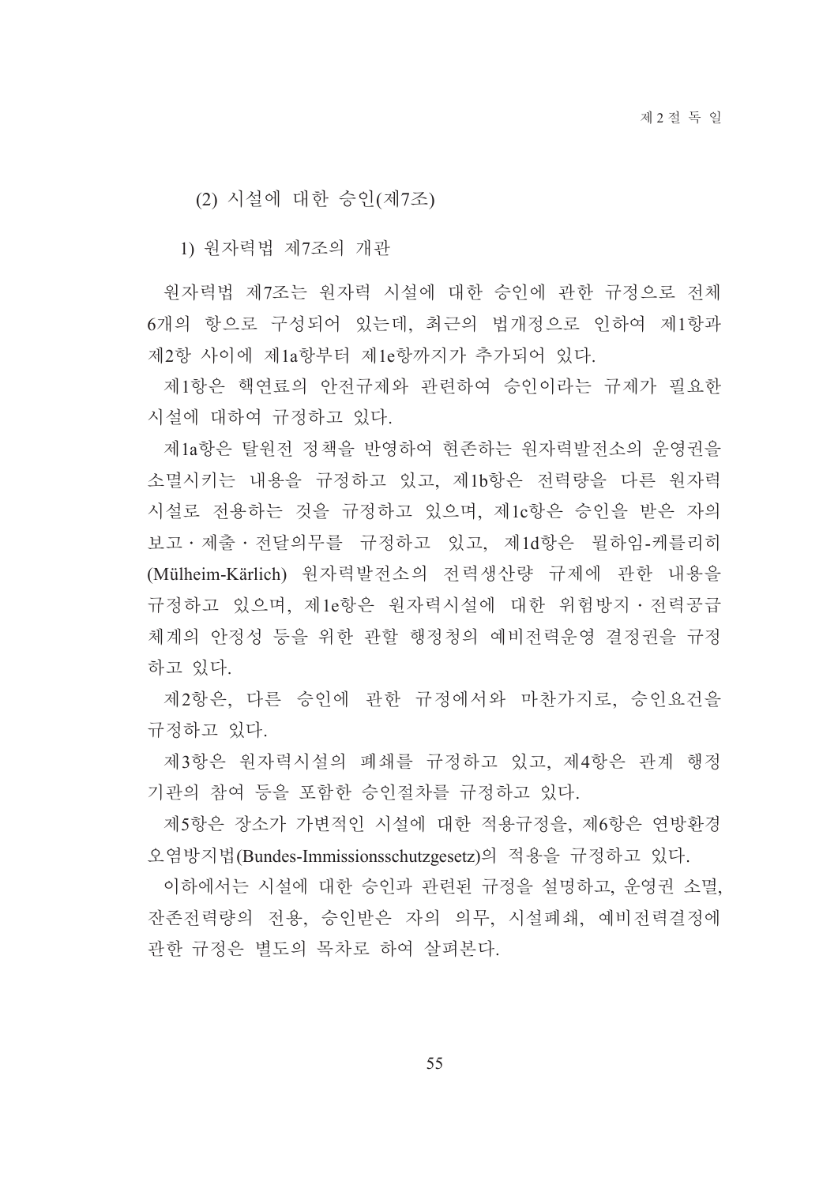### (2) 시설에 대한 승인(제7조)

#### 1) 원자력법 제7조의 개관

원자력법 제7조는 원자력 시설에 대한 승인에 관한 규정으로 전체 6개의 항으로 구성되어 있는데, 최근의 법개정으로 인하여 제1항과 제2항 사이에 제1a항부터 제1e항까지가 추가되어 있다.

제1항은 핵연료의 안전규제와 관련하여 승인이라는 규제가 필요한 시설에 대하여 규정하고 있다.

제1a항은 탈원전 정책을 반영하여 현존하는 원자력발전소의 운영권을 소멸시키는 내용을 규정하고 있고, 제1b항은 전력량을 다른 원자력 시설로 전용하는 것을 규정하고 있으며, 제1c항은 승인을 받은 자의 보고·제출·전달의무를 규정하고 있고, 제1d항은 뮐하임-케를리히(Mülheim-Kärlich) 원자력발전소의 전력생산량 규제에 관한 내용을 규정하고 있으며, 제1e항은 원자력시설에 대한 위험방지·전력공급 체계의 안정성 등을 위한 관할 행정청의 예비전력운영 결정권을 규정하고 있다.

제2항은, 다른 승인에 관한 규정에서와 마찬가지로, 승인요건을 규정하고 있다.

제3항은 원자력시설의 폐쇄를 규정하고 있고, 제4항은 관계 행정기관의 참여 등을 포함한 승인절차를 규정하고 있다.

제5항은 장소가 가변적인 시설에 대한 적용규정을, 제6항은 연방환경오염방지법(Bundes-Immissionsschutzgesetz)의 적용을 규정하고 있다.

이하에서는 시설에 대한 승인과 관련된 규정을 설명하고, 운영권 소멸, 잔존전력량의 전용, 승인받은 자의 의무, 시설폐쇄, 예비전력결정에 관한 규정은 별도의 목차로 하여 살펴본다.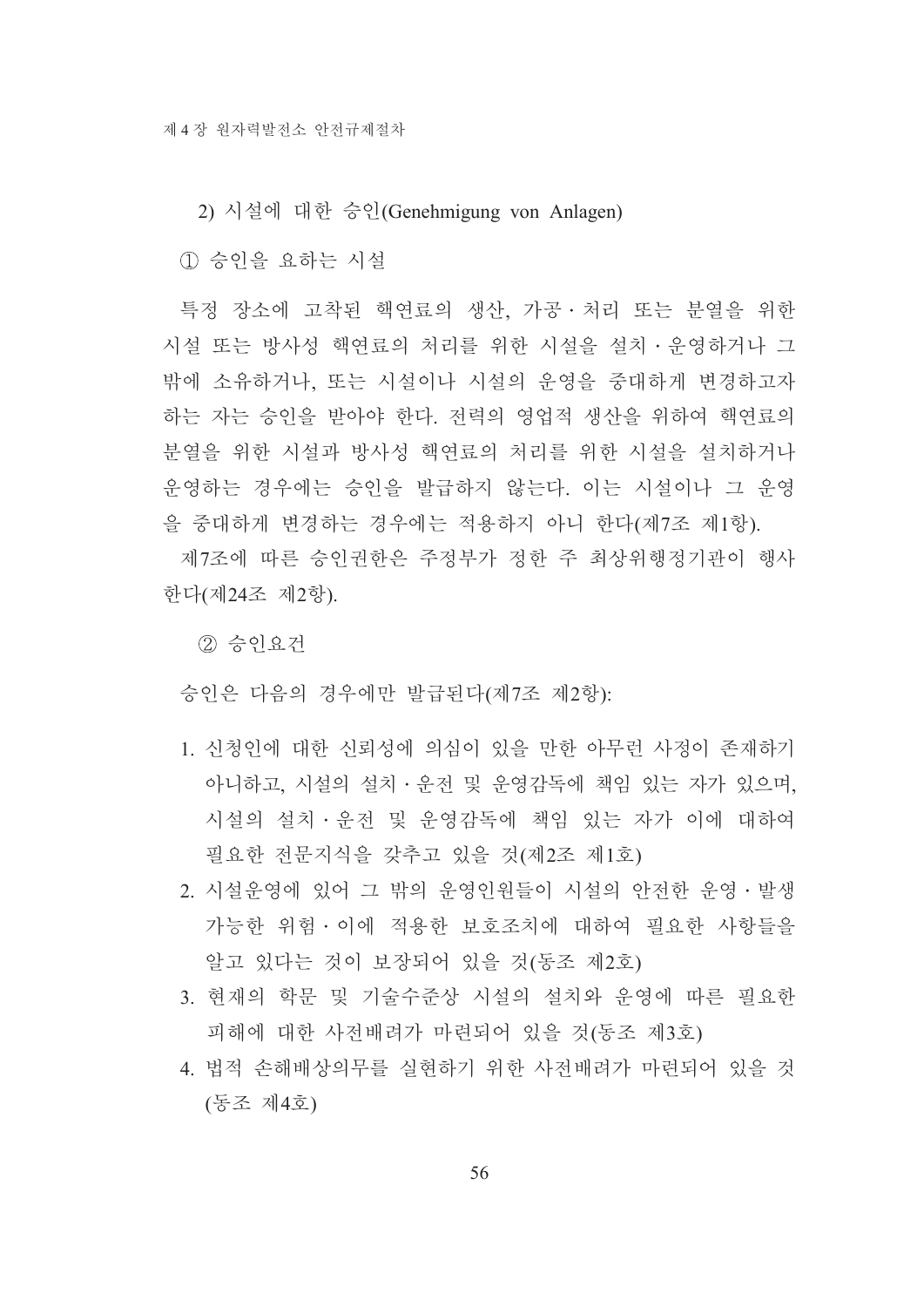2) 시설에 대한 승인(Genehmigung von Anlagen)

① 승인을 요하는 시설

특정 장소에 고착된 핵연료의 생산, 가공 · 처리 또는 분열을 위한 시설 또는 방사성 핵연료의 처리를 위한 시설을 설치 · 운영하거나 그 밖에 소유하거나, 또는 시설이나 시설의 운영을 중대하게 변경하고자 하는 자는 승인을 받아야 한다. 전력의 영업적 생산을 위하여 핵연료의 분열을 위한 시설과 방사성 핵연료의 처리를 위한 시설을 설치하거나 운영하는 경우에는 승인을 발급하지 않는다. 이는 시설이나 그 운영을 중대하게 변경하는 경우에는 적용하지 아니 한다(제7조 제1항).

제7조에 따른 승인권한은 주정부가 정한 주 최상위행정기관이 행사한다(제24조 제2항).

② 승인요건

승인은 다음의 경우에만 발급된다(제7조 제2항):

1. 신청인에 대한 신뢰성에 의심이 있을 만한 아무런 사정이 존재하기 아니하고, 시설의 설치 · 운전 및 운영감독에 책임 있는 자가 있으며, 시설의 설치 · 운전 및 운영감독에 책임 있는 자가 이에 대하여 필요한 전문지식을 갖추고 있을 것(제2조 제1호)
2. 시설운영에 있어 그 밖의 운영인원들이 시설의 안전한 운영 · 발생 가능한 위험 · 이에 적용한 보호조치에 대하여 필요한 사항들을 알고 있다는 것이 보장되어 있을 것(동조 제2호)
3. 현재의 학문 및 기술수준상 시설의 설치와 운영에 따른 필요한 피해에 대한 사전배려가 마련되어 있을 것(동조 제3호)
4. 법적 손해배상의무를 실현하기 위한 사전배려가 마련되어 있을 것 (동조 제4호)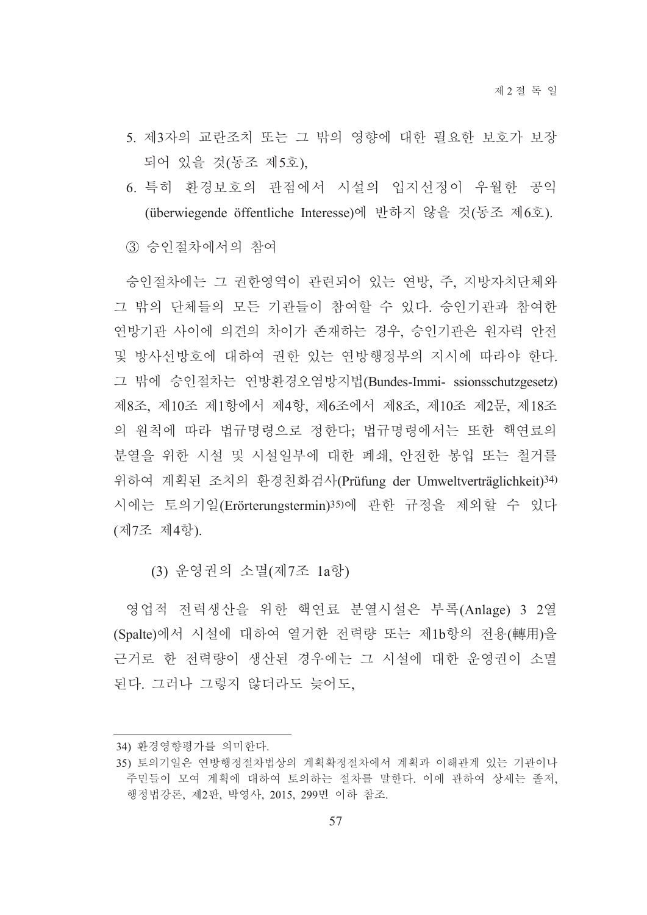5. 제3자의 교란조치 또는 그 밖의 영향에 대한 필요한 보호가 보장되어 있을 것(동조 제5호),
6. 특히 환경보호의 관점에서 시설의 입지선정이 우월한 공익(überwiegende öffentliche Interesse)에 반하지 않을 것(동조 제6호).

③ 승인절차에서의 참여

승인절차에는 그 권한영역이 관련되어 있는 연방, 주, 지방자치단체와 그 밖의 단체들의 모든 기관들이 참여할 수 있다. 승인기관과 참여한 연방기관 사이에 의견의 차이가 존재하는 경우, 승인기관은 원자력 안전 및 방사선방호에 대하여 권한 있는 연방행정부의 지시에 따라야 한다. 그 밖에 승인절차는 연방환경오염방지법(Bundes-Immi- ssionsschutzgesetz) 제8조, 제10조 제1항에서 제4항, 제6조에서 제8조, 제10조 제2문, 제18조의 원칙에 따라 법규명령으로 정한다; 법규명령에서는 또한 핵연료의 분열을 위한 시설 및 시설일부에 대한 폐쇄, 안전한 봉입 또는 철거를 위하여 계획된 조치의 환경친화검사(Prüfung der Umweltverträglichkeit)[34] 시에는 토의기일(Erörterungstermin)[35]에 관한 규정을 제외할 수 있다(제7조 제4항).

### (3) 운영권의 소멸(제7조 1a항)

영업적 전력생산을 위한 핵연료 분열시설은 부록(Anlage) 3 2열(Spalte)에서 시설에 대하여 열거한 전력량 또는 제1b항의 전용(轉用)을 근거로 한 전력량이 생산된 경우에는 그 시설에 대한 운영권이 소멸된다. 그러나 그렇지 않더라도 늦어도,

---

34) 환경영향평가를 의미한다.

35) 토의기일은 연방행정절차법상의 계획확정절차에서 계획과 이해관계 있는 기관이나 주민들이 모여 계획에 대하여 토의하는 절차를 말한다. 이에 관하여 상세는 졸저, 행정법강론, 제2판, 박영사, 2015, 299면 이하 참조.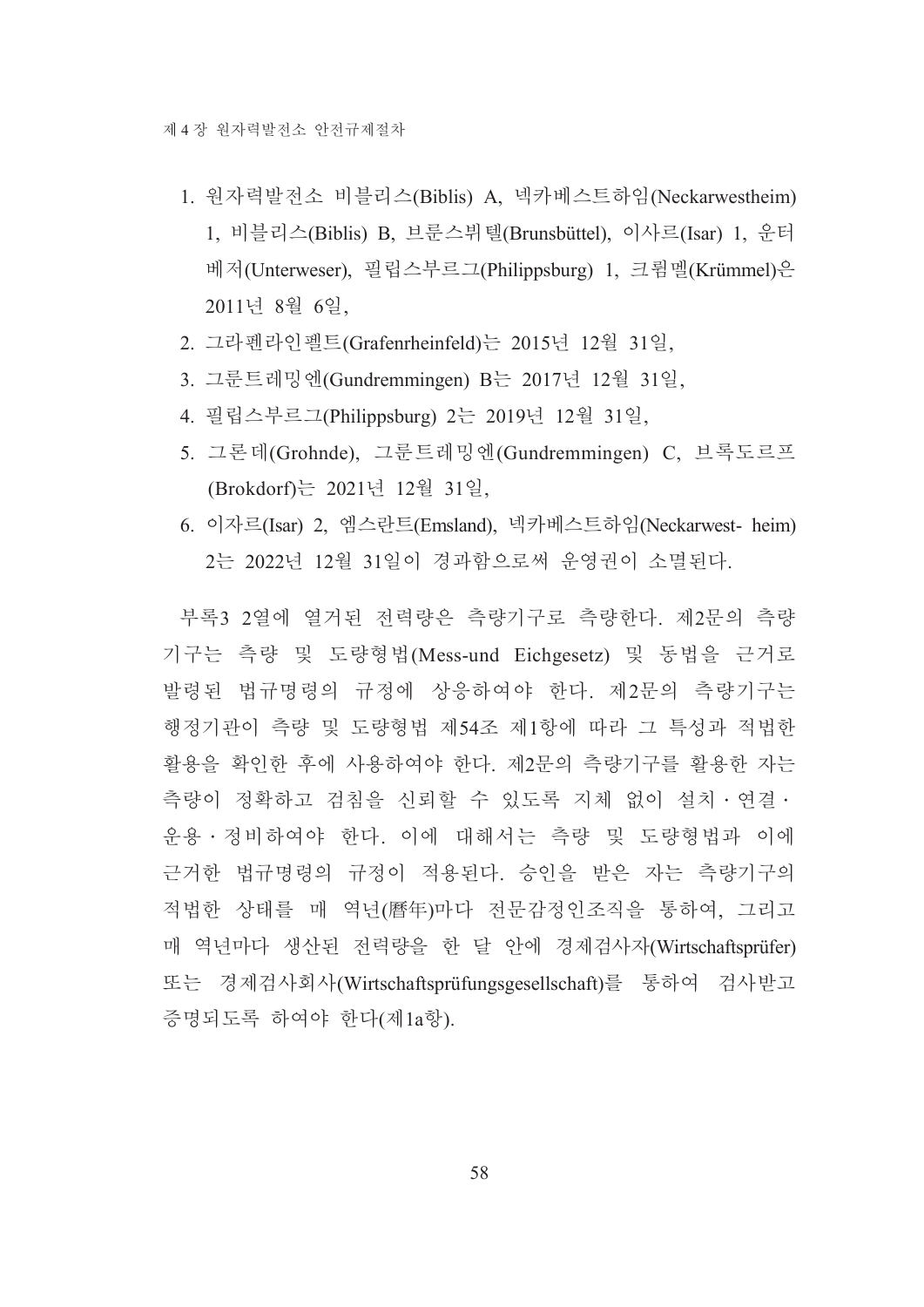1. 원자력발전소 비블리스(Biblis) A, 넥카베스트하임(Neckarwestheim) 1, 비블리스(Biblis) B, 브룬스뷔텔(Brunsbüttel), 이사르(Isar) 1, 운터베저(Unterweser), 필립스부르그(Philippsburg) 1, 크륌멜(Krümmel)은 2011년 8월 6일,
2. 그라펜라인펠트(Grafenrheinfeld)는 2015년 12월 31일,
3. 그룬트레밍엔(Gundremmingen) B는 2017년 12월 31일,
4. 필립스부르그(Philippsburg) 2는 2019년 12월 31일,
5. 그론데(Grohnde), 그룬트레밍엔(Gundremmingen) C, 브록도르프(Brokdorf)는 2021년 12월 31일,
6. 이자르(Isar) 2, 엠스란트(Emsland), 넥카베스트하임(Neckarwest- heim) 2는 2022년 12월 31일이 경과함으로써 운영권이 소멸된다.

부록3 2열에 열거된 전력량은 측량기구로 측량한다. 제2문의 측량기구는 측량 및 도량형법(Mess-und Eichgesetz) 및 동법을 근거로 발령된 법규명령의 규정에 상응하여야 한다. 제2문의 측량기구는 행정기관이 측량 및 도량형법 제54조 제1항에 따라 그 특성과 적법한 활용을 확인한 후에 사용하여야 한다. 제2문의 측량기구를 활용한 자는 측량이 정확하고 검침을 신뢰할 수 있도록 지체 없이 설치・연결・운용・정비하여야 한다. 이에 대해서는 측량 및 도량형법과 이에 근거한 법규명령의 규정이 적용된다. 승인을 받은 자는 측량기구의 적법한 상태를 매 역년(曆年)마다 전문감정인조직을 통하여, 그리고 매 역년마다 생산된 전력량을 한 달 안에 경제검사자(Wirtschaftsprüfer) 또는 경제검사회사(Wirtschaftsprüfungsgesellschaft)를 통하여 검사받고 증명되도록 하여야 한다(제1a항).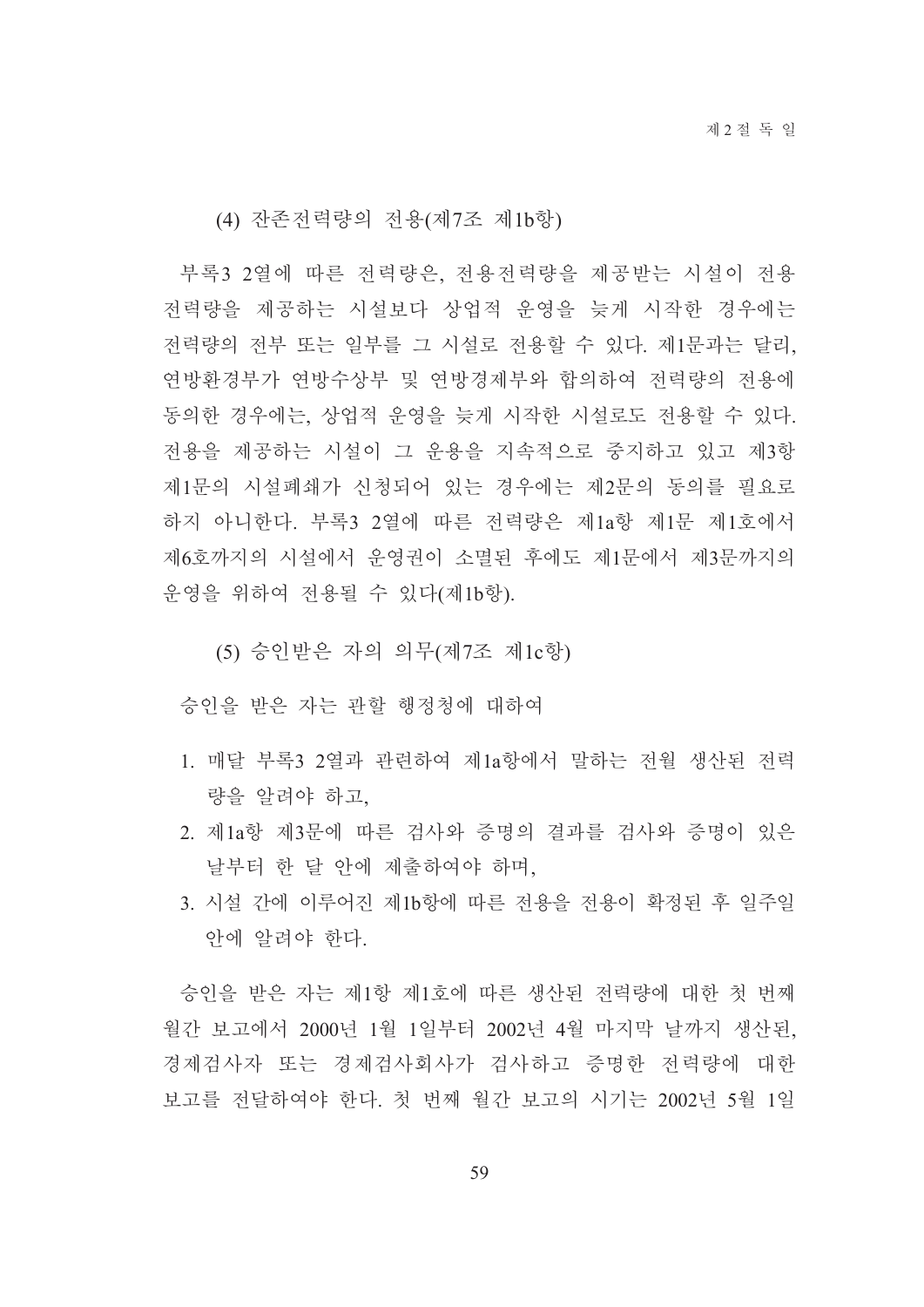#### (4) 잔존전력량의 전용(제7조 제1b항)

부록3 2열에 따른 전력량은, 전용전력량을 제공받는 시설이 전용전력량을 제공하는 시설보다 상업적 운영을 늦게 시작한 경우에는 전력량의 전부 또는 일부를 그 시설로 전용할 수 있다. 제1문과는 달리, 연방환경부가 연방수상부 및 연방경제부와 합의하여 전력량의 전용에 동의한 경우에는, 상업적 운영을 늦게 시작한 시설로도 전용할 수 있다. 전용을 제공하는 시설이 그 운용을 지속적으로 중지하고 있고 제3항 제1문의 시설폐쇄가 신청되어 있는 경우에는 제2문의 동의를 필요로 하지 아니한다. 부록3 2열에 따른 전력량은 제1a항 제1문 제1호에서 제6호까지의 시설에서 운영권이 소멸된 후에도 제1문에서 제3문까지의 운영을 위하여 전용될 수 있다(제1b항).

#### (5) 승인받은 자의 의무(제7조 제1c항)

승인을 받은 자는 관할 행정청에 대하여

1. 매달 부록3 2열과 관련하여 제1a항에서 말하는 전월 생산된 전력량을 알려야 하고,
2. 제1a항 제3문에 따른 검사와 증명의 결과를 검사와 증명이 있은 날부터 한 달 안에 제출하여야 하며,
3. 시설 간에 이루어진 제1b항에 따른 전용을 전용이 확정된 후 일주일 안에 알려야 한다.

승인을 받은 자는 제1항 제1호에 따른 생산된 전력량에 대한 첫 번째 월간 보고에서 2000년 1월 1일부터 2002년 4월 마지막 날까지 생산된, 경제검사자 또는 경제검사회사가 검사하고 증명한 전력량에 대한 보고를 전달하여야 한다. 첫 번째 월간 보고의 시기는 2002년 5월 1일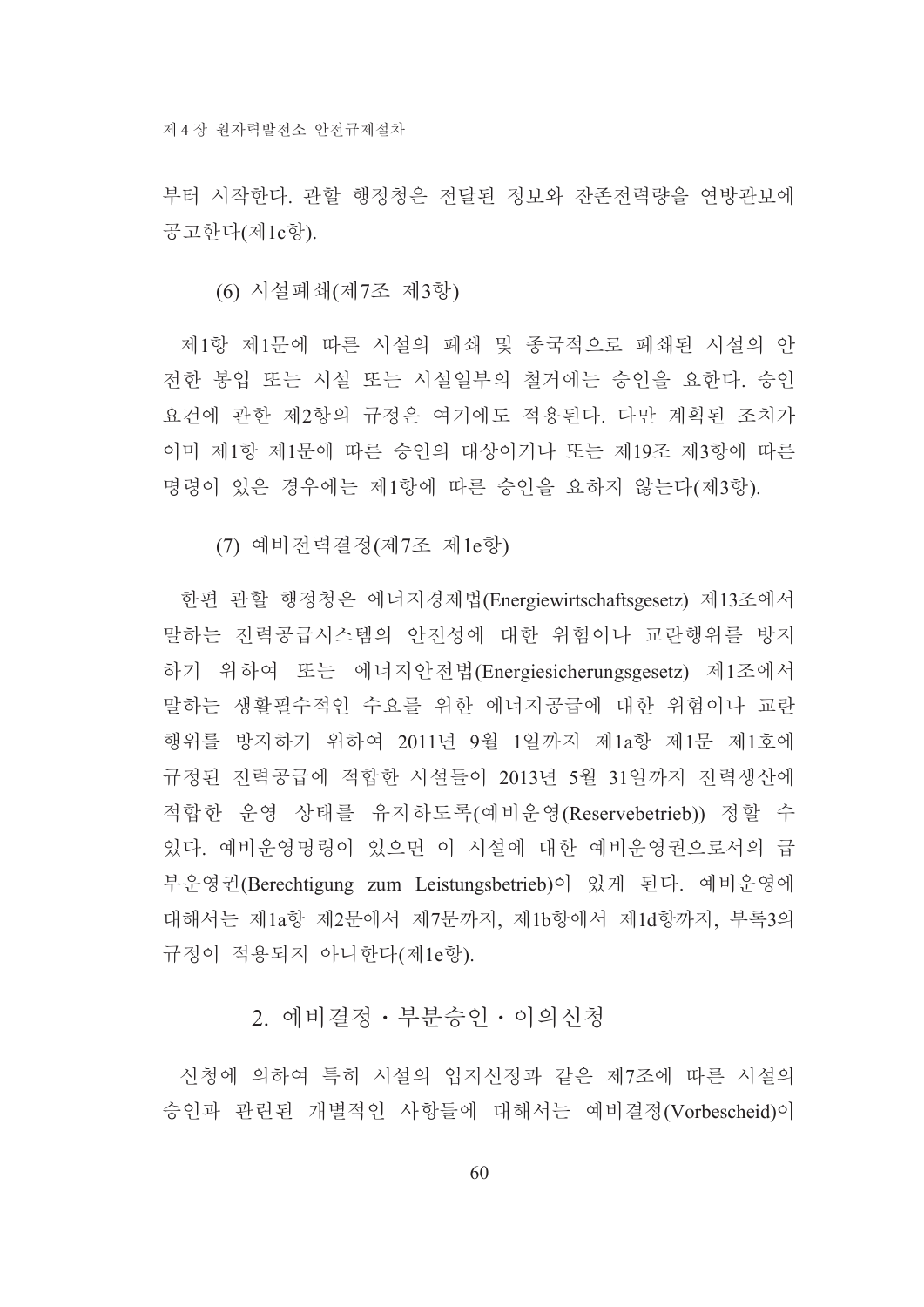부터 시작한다. 관할 행정청은 전달된 정보와 잔존전력량을 연방관보에 공고한다(제1c항).

(6) 시설폐쇄(제7조 제3항)

제1항 제1문에 따른 시설의 폐쇄 및 종국적으로 폐쇄된 시설의 안전한 봉입 또는 시설 또는 시설일부의 철거에는 승인을 요한다. 승인요건에 관한 제2항의 규정은 여기에도 적용된다. 다만 계획된 조치가 이미 제1항 제1문에 따른 승인의 대상이거나 또는 제19조 제3항에 따른 명령이 있은 경우에는 제1항에 따른 승인을 요하지 않는다(제3항).

(7) 예비전력결정(제7조 제1e항)

한편 관할 행정청은 에너지경제법(Energiewirtschaftsgesetz) 제13조에서 말하는 전력공급시스템의 안전성에 대한 위험이나 교란행위를 방지하기 위하여 또는 에너지안전법(Energiesicherungsgesetz) 제1조에서 말하는 생활필수적인 수요를 위한 에너지공급에 대한 위험이나 교란행위를 방지하기 위하여 2011년 9월 1일까지 제1a항 제1문 제1호에 규정된 전력공급에 적합한 시설들이 2013년 5월 31일까지 전력생산에 적합한 운영 상태를 유지하도록(예비운영(Reservebetrieb)) 정할 수 있다. 예비운영명령이 있으면 이 시설에 대한 예비운영권으로서의 급부운영권(Berechtigung zum Leistungsbetrieb)이 있게 된다. 예비운영에 대해서는 제1a항 제2문에서 제7문까지, 제1b항에서 제1d항까지, 부록3의 규정이 적용되지 아니한다(제1e항).

## 2. 예비결정 · 부분승인 · 이의신청

신청에 의하여 특히 시설의 입지선정과 같은 제7조에 따른 시설의 승인과 관련된 개별적인 사항들에 대해서는 예비결정(Vorbescheid)이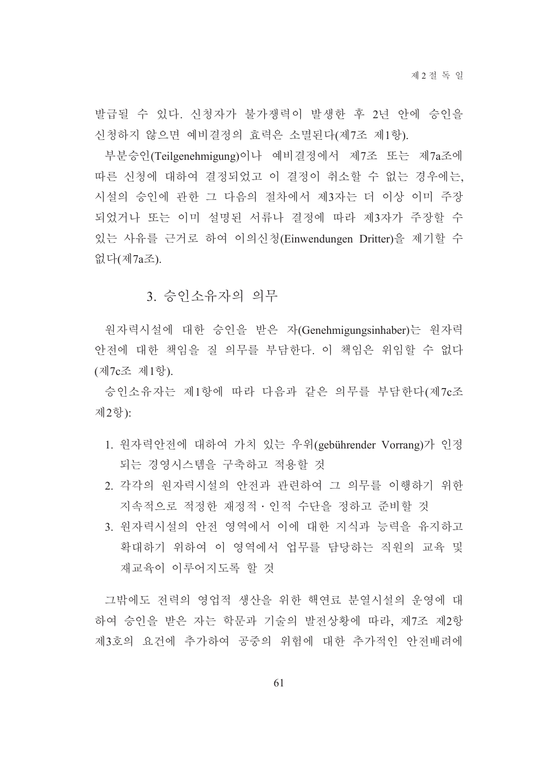발급될 수 있다. 신청자가 불가쟁력이 발생한 후 2년 안에 승인을 신청하지 않으면 예비결정의 효력은 소멸된다(제7조 제1항).

부분승인(Teilgenehmigung)이나 예비결정에서 제7조 또는 제7a조에 따른 신청에 대하여 결정되었고 이 결정이 취소할 수 없는 경우에는, 시설의 승인에 관한 그 다음의 절차에서 제3자는 더 이상 이미 주장되었거나 또는 이미 설명된 서류나 결정에 따라 제3자가 주장할 수 있는 사유를 근거로 하여 이의신청(Einwendungen Dritter)을 제기할 수 없다(제7a조).

### 3. 승인소유자의 의무

원자력시설에 대한 승인을 받은 자(Genehmigungsinhaber)는 원자력 안전에 대한 책임을 질 의무를 부담한다. 이 책임은 위임할 수 없다(제7c조 제1항).

승인소유자는 제1항에 따라 다음과 같은 의무를 부담한다(제7c조 제2항):

1. 원자력안전에 대하여 가치 있는 우위(gebührender Vorrang)가 인정되는 경영시스템을 구축하고 적용할 것
2. 각각의 원자력시설의 안전과 관련하여 그 의무를 이행하기 위한 지속적으로 적정한 재정적·인적 수단을 정하고 준비할 것
3. 원자력시설의 안전 영역에서 이에 대한 지식과 능력을 유지하고 확대하기 위하여 이 영역에서 업무를 담당하는 직원의 교육 및 재교육이 이루어지도록 할 것

그밖에도 전력의 영업적 생산을 위한 핵연료 분열시설의 운영에 대하여 승인을 받은 자는 학문과 기술의 발전상황에 따라, 제7조 제2항 제3호의 요건에 추가하여 공중의 위험에 대한 추가적인 안전배려에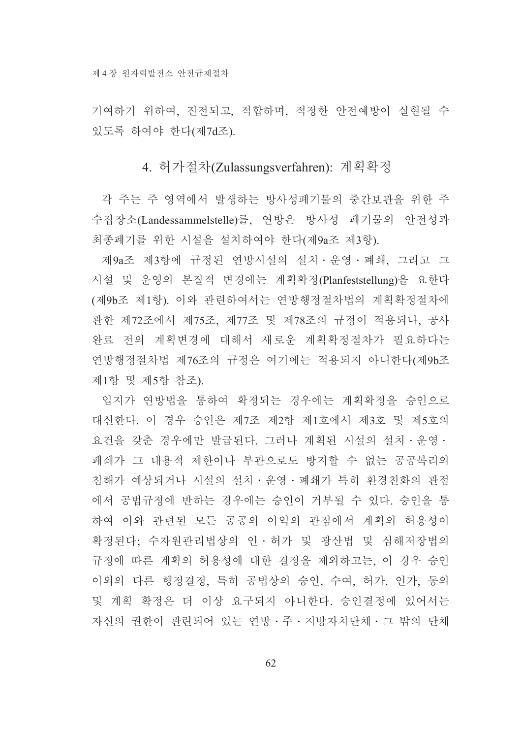기여하기 위하여, 진전되고, 적합하며, 적정한 안전예방이 실현될 수 있도록 하여야 한다(제7d조).

## 4. 허가절차(Zulassungsverfahren): 계획확정

각 주는 주 영역에서 발생하는 방사성폐기물의 중간보관을 위한 주 수집장소(Landessammelstelle)를, 연방은 방사성 폐기물의 안전성과 최종폐기를 위한 시설을 설치하여야 한다(제9a조 제3항).

제9a조 제3항에 규정된 연방시설의 설치 · 운영 · 폐쇄, 그리고 그 시설 및 운영의 본질적 변경에는 계획확정(Planfeststellung)을 요한다(제9b조 제1항). 이와 관련하여서는 연방행정절차법의 계획확정절차에 관한 제72조에서 제75조, 제77조 및 제78조의 규정이 적용되나, 공사 완료 전의 계획변경에 대해서 새로운 계획확정절차가 필요하다는 연방행정절차법 제76조의 규정은 여기에는 적용되지 아니한다(제9b조 제1항 및 제5항 참조).

입지가 연방법을 통하여 확정되는 경우에는 계획확정을 승인으로 대신한다. 이 경우 승인은 제7조 제2항 제1호에서 제3호 및 제5호의 요건을 갖춘 경우에만 발급된다. 그러나 계획된 시설의 설치 · 운영 · 폐쇄가 그 내용적 제한이나 부관으로도 방지할 수 없는 공공복리의 침해가 예상되거나 시설의 설치 · 운영 · 폐쇄가 특히 환경친화의 관점에서 공법규정에 반하는 경우에는 승인이 거부될 수 있다. 승인을 통하여 이와 관련된 모든 공공의 이익의 관점에서 계획의 허용성이 확정된다; 수자원관리법상의 인 · 허가 및 광산법 및 심해저장법의 규정에 따른 계획의 허용성에 대한 결정을 제외하고는, 이 경우 승인 이외의 다른 행정결정, 특히 공법상의 승인, 수여, 허가, 인가, 동의 및 계획 확정은 더 이상 요구되지 아니한다. 승인결정에 있어서는 자신의 권한이 관련되어 있는 연방 · 주 · 지방자치단체 · 그 밖의 단체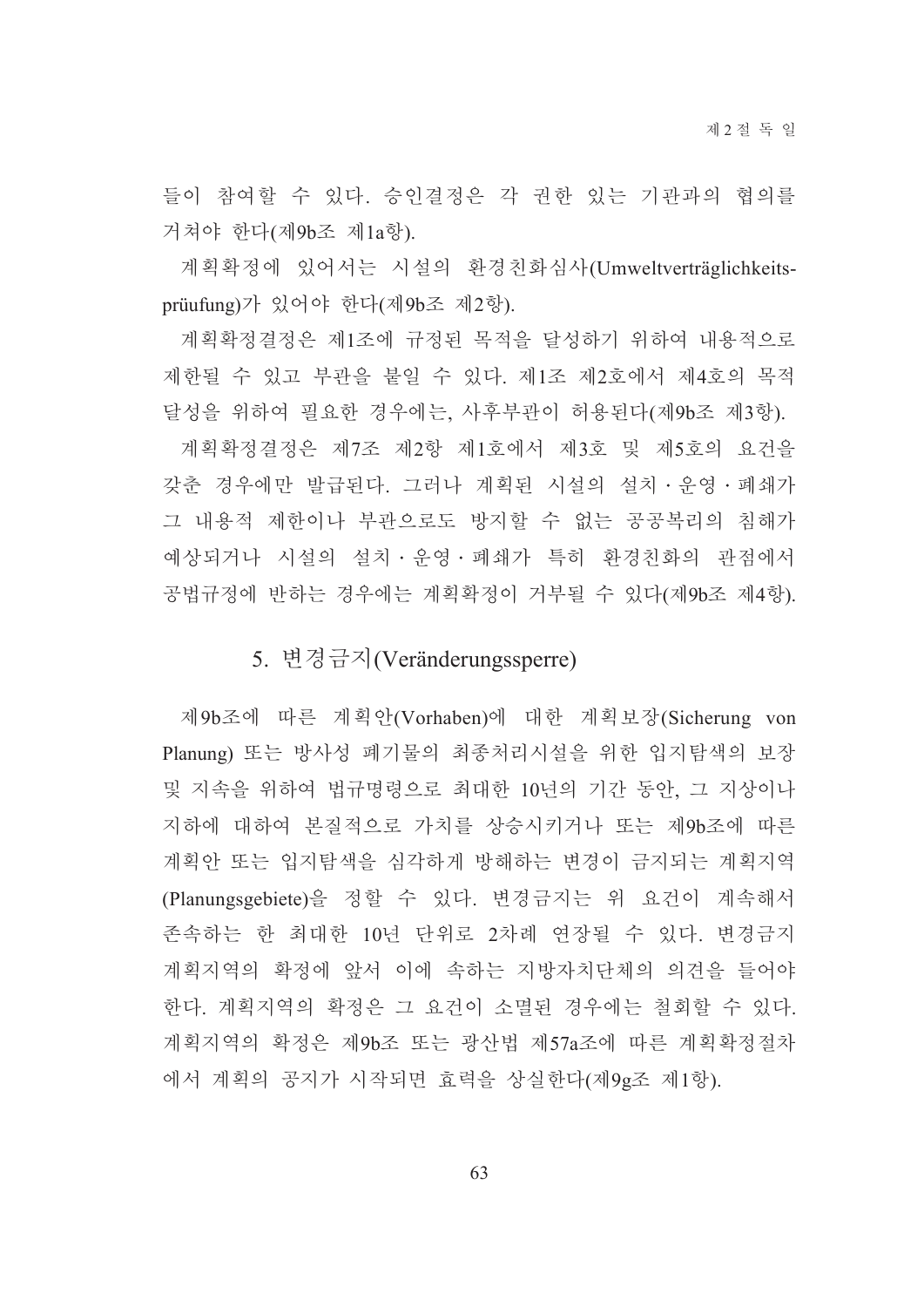들이 참여할 수 있다. 승인결정은 각 권한 있는 기관과의 협의를 거쳐야 한다(제9b조 제1a항).

계획확정에 있어서는 시설의 환경친화심사(Umweltverträglichkeits-prüufung)가 있어야 한다(제9b조 제2항).

계획확정결정은 제1조에 규정된 목적을 달성하기 위하여 내용적으로 제한될 수 있고 부관을 붙일 수 있다. 제1조 제2호에서 제4호의 목적 달성을 위하여 필요한 경우에는, 사후부관이 허용된다(제9b조 제3항).

계획확정결정은 제7조 제2항 제1호에서 제3호 및 제5호의 요건을 갖춘 경우에만 발급된다. 그러나 계획된 시설의 설치·운영·폐쇄가 그 내용적 제한이나 부관으로도 방지할 수 없는 공공복리의 침해가 예상되거나 시설의 설치·운영·폐쇄가 특히 환경친화의 관점에서 공법규정에 반하는 경우에는 계획확정이 거부될 수 있다(제9b조 제4항).

## 5. 변경금지(Veränderungssperre)

제9b조에 따른 계획안(Vorhaben)에 대한 계획보장(Sicherung von Planung) 또는 방사성 폐기물의 최종처리시설을 위한 입지탐색의 보장 및 지속을 위하여 법규명령으로 최대한 10년의 기간 동안, 그 지상이나 지하에 대하여 본질적으로 가치를 상승시키거나 또는 제9b조에 따른 계획안 또는 입지탐색을 심각하게 방해하는 변경이 금지되는 계획지역(Planungsgebiete)을 정할 수 있다. 변경금지는 위 요건이 계속해서 존속하는 한 최대한 10년 단위로 2차례 연장될 수 있다. 변경금지 계획지역의 확정에 앞서 이에 속하는 지방자치단체의 의견을 들어야 한다. 계획지역의 확정은 그 요건이 소멸된 경우에는 철회할 수 있다. 계획지역의 확정은 제9b조 또는 광산법 제57a조에 따른 계획확정절차에서 계획의 공지가 시작되면 효력을 상실한다(제9g조 제1항).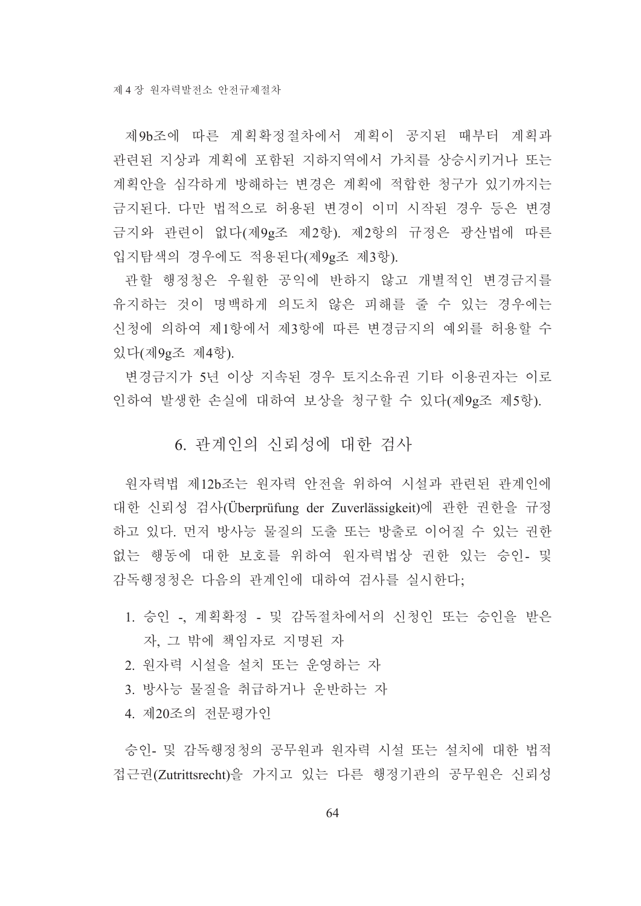제9b조에 따른 계획확정절차에서 계획이 공지된 때부터 계획과 관련된 지상과 계획에 포함된 지하지역에서 가치를 상승시키거나 또는 계획안을 심각하게 방해하는 변경은 계획에 적합한 청구가 있기까지는 금지된다. 다만 법적으로 허용된 변경이 이미 시작된 경우 등은 변경 금지와 관련이 없다(제9g조 제2항). 제2항의 규정은 광산법에 따른 입지탐색의 경우에도 적용된다(제9g조 제3항).

관할 행정청은 우월한 공익에 반하지 않고 개별적인 변경금지를 유지하는 것이 명백하게 의도치 않은 피해를 줄 수 있는 경우에는 신청에 의하여 제1항에서 제3항에 따른 변경금지의 예외를 허용할 수 있다(제9g조 제4항).

변경금지가 5년 이상 지속된 경우 토지소유권 기타 이용권자는 이로 인하여 발생한 손실에 대하여 보상을 청구할 수 있다(제9g조 제5항).

## 6. 관계인의 신뢰성에 대한 검사

원자력법 제12b조는 원자력 안전을 위하여 시설과 관련된 관계인에 대한 신뢰성 검사(Überprüfung der Zuverlässigkeit)에 관한 권한을 규정하고 있다. 먼저 방사능 물질의 도출 또는 방출로 이어질 수 있는 권한 없는 행동에 대한 보호를 위하여 원자력법상 권한 있는 승인- 및 감독행정청은 다음의 관계인에 대하여 검사를 실시한다;

1. 승인 -, 계획확정 - 및 감독절차에서의 신청인 또는 승인을 받은 자, 그 밖에 책임자로 지명된 자
2. 원자력 시설을 설치 또는 운영하는 자
3. 방사능 물질을 취급하거나 운반하는 자
4. 제20조의 전문평가인

승인- 및 감독행정청의 공무원과 원자력 시설 또는 설치에 대한 법적 접근권(Zutrittsrecht)을 가지고 있는 다른 행정기관의 공무원은 신뢰성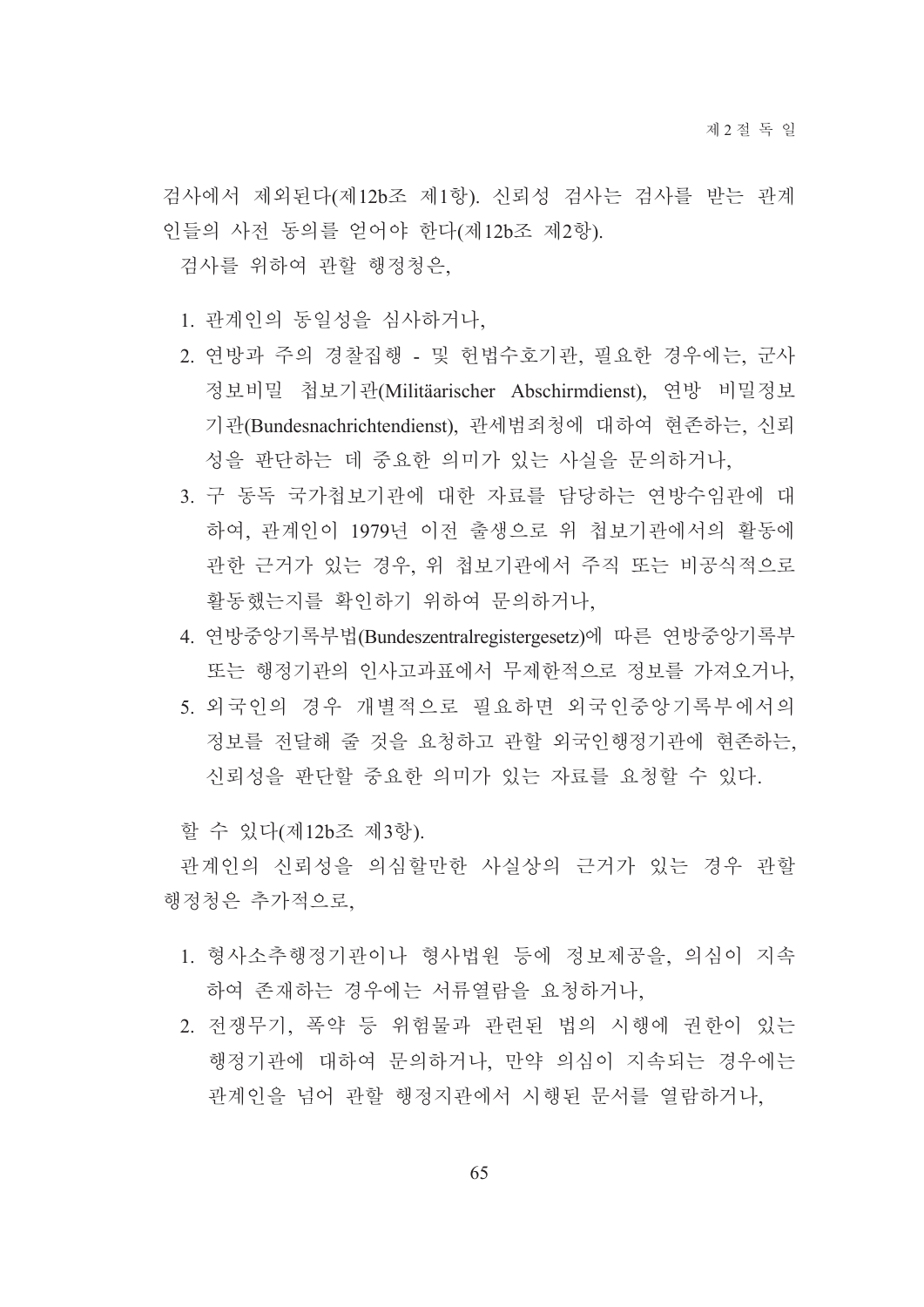검사에서 제외된다(제12b조 제1항). 신뢰성 검사는 검사를 받는 관계인들의 사전 동의를 얻어야 한다(제12b조 제2항).

검사를 위하여 관할 행정청은,

1. 관계인의 동일성을 심사하거나,
2. 연방과 주의 경찰집행 - 및 헌법수호기관, 필요한 경우에는, 군사정보비밀 첩보기관(Militäarischer Abschirmdienst), 연방 비밀정보기관(Bundesnachrichtendienst), 관세범죄청에 대하여 현존하는, 신뢰성을 판단하는 데 중요한 의미가 있는 사실을 문의하거나,
3. 구 동독 국가첩보기관에 대한 자료를 담당하는 연방수임관에 대하여, 관계인이 1979년 이전 출생으로 위 첩보기관에서의 활동에 관한 근거가 있는 경우, 위 첩보기관에서 주직 또는 비공식적으로 활동했는지를 확인하기 위하여 문의하거나,
4. 연방중앙기록부법(Bundeszentralregistergesetz)에 따른 연방중앙기록부 또는 행정기관의 인사고과표에서 무제한적으로 정보를 가져오거나,
5. 외국인의 경우 개별적으로 필요하면 외국인중앙기록부에서의 정보를 전달해 줄 것을 요청하고 관할 외국인행정기관에 현존하는, 신뢰성을 판단할 중요한 의미가 있는 자료를 요청할 수 있다.

할 수 있다(제12b조 제3항).

관계인의 신뢰성을 의심할만한 사실상의 근거가 있는 경우 관할 행정청은 추가적으로,

1. 형사소추행정기관이나 형사법원 등에 정보제공을, 의심이 지속하여 존재하는 경우에는 서류열람을 요청하거나,
2. 전쟁무기, 폭약 등 위험물과 관련된 법의 시행에 권한이 있는 행정기관에 대하여 문의하거나, 만약 의심이 지속되는 경우에는 관계인을 넘어 관할 행정지관에서 시행된 문서를 열람하거나,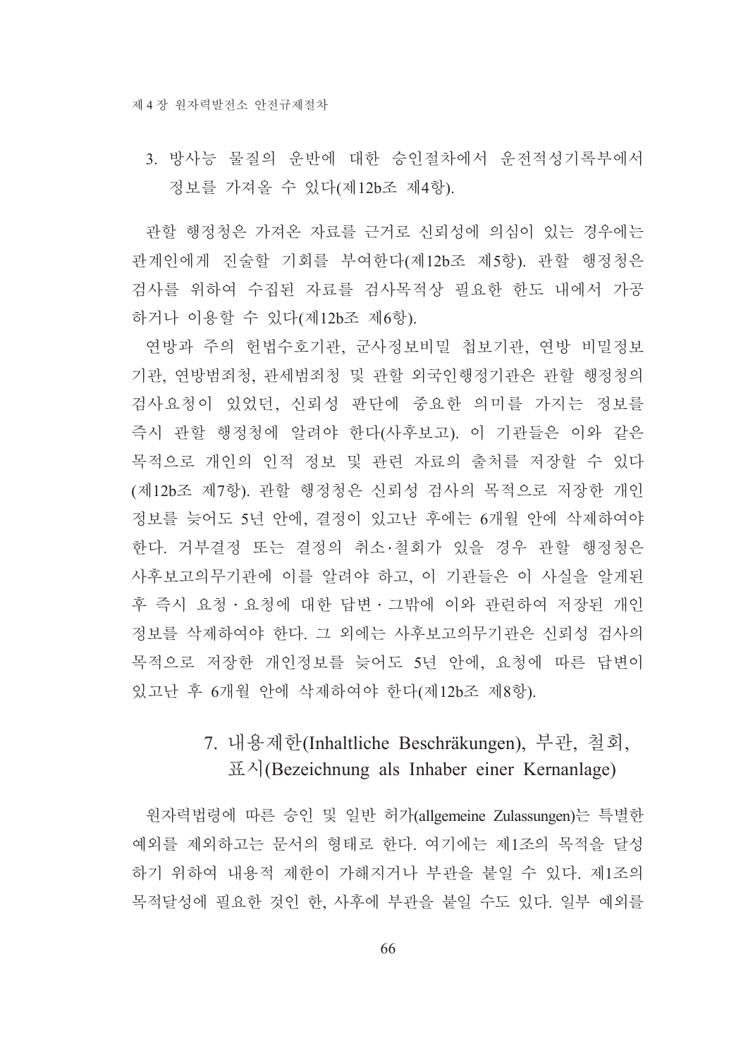3. 방사능 물질의 운반에 대한 승인절차에서 운전적성기록부에서 정보를 가져올 수 있다(제12b조 제4항).

관할 행정청은 가져온 자료를 근거로 신뢰성에 의심이 있는 경우에는 관계인에게 진술할 기회를 부여한다(제12b조 제5항). 관할 행정청은 검사를 위하여 수집된 자료를 검사목적상 필요한 한도 내에서 가공하거나 이용할 수 있다(제12b조 제6항).

연방과 주의 헌법수호기관, 군사정보비밀 첩보기관, 연방 비밀정보기관, 연방범죄청, 관세범죄청 및 관할 외국인행정기관은 관할 행정청의 검사요청이 있었던, 신뢰성 판단에 중요한 의미를 가지는 정보를 즉시 관할 행정청에 알려야 한다(사후보고). 이 기관들은 이와 같은 목적으로 개인의 인적 정보 및 관련 자료의 출처를 저장할 수 있다(제12b조 제7항). 관할 행정청은 신뢰성 검사의 목적으로 저장한 개인정보를 늦어도 5년 안에, 결정이 있고난 후에는 6개월 안에 삭제하여야 한다. 거부결정 또는 결정의 취소·철회가 있을 경우 관할 행정청은 사후보고의무기관에 이를 알려야 하고, 이 기관들은 이 사실을 알게된 후 즉시 요청 · 요청에 대한 답변 · 그밖에 이와 관련하여 저장된 개인정보를 삭제하여야 한다. 그 외에는 사후보고의무기관은 신뢰성 검사의 목적으로 저장한 개인정보를 늦어도 5년 안에, 요청에 따른 답변이 있고난 후 6개월 안에 삭제하여야 한다(제12b조 제8항).

## 7. 내용제한(Inhaltliche Beschräkungen), 부관, 철회, 표시(Bezeichnung als Inhaber einer Kernanlage)

원자력법령에 따른 승인 및 일반 허가(allgemeine Zulassungen)는 특별한 예외를 제외하고는 문서의 형태로 한다. 여기에는 제1조의 목적을 달성하기 위하여 내용적 제한이 가해지거나 부관을 붙일 수 있다. 제1조의 목적달성에 필요한 것인 한, 사후에 부관을 붙일 수도 있다. 일부 예외를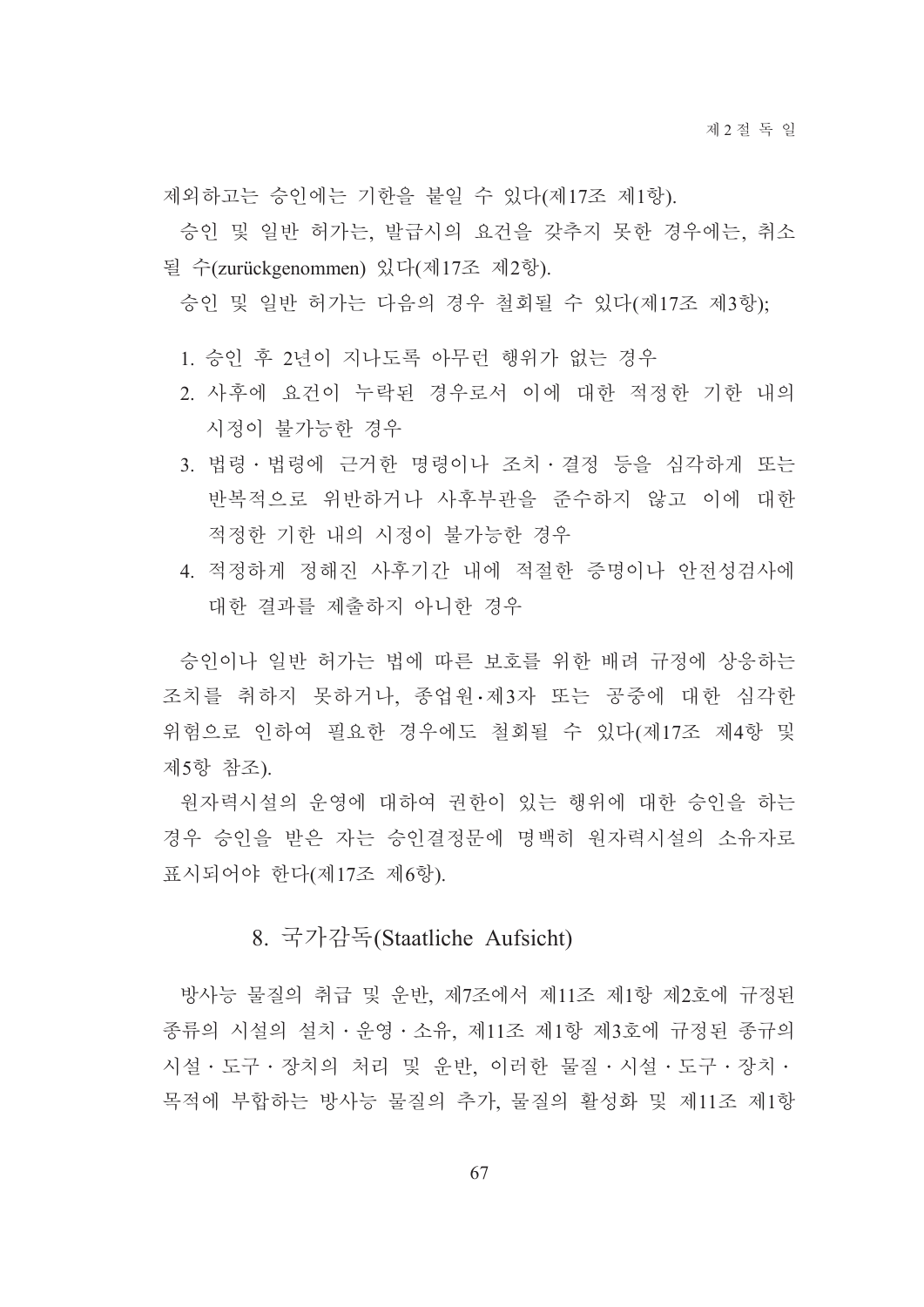제외하고는 승인에는 기한을 붙일 수 있다(제17조 제1항).

승인 및 일반 허가는, 발급시의 요건을 갖추지 못한 경우에는, 취소될 수(zurückgenommen) 있다(제17조 제2항).

승인 및 일반 허가는 다음의 경우 철회될 수 있다(제17조 제3항);

1. 승인 후 2년이 지나도록 아무런 행위가 없는 경우
2. 사후에 요건이 누락된 경우로서 이에 대한 적정한 기한 내의 시정이 불가능한 경우
3. 법령 · 법령에 근거한 명령이나 조치 · 결정 등을 심각하게 또는 반복적으로 위반하거나 사후부관을 준수하지 않고 이에 대한 적정한 기한 내의 시정이 불가능한 경우
4. 적정하게 정해진 사후기간 내에 적절한 증명이나 안전성검사에 대한 결과를 제출하지 아니한 경우

승인이나 일반 허가는 법에 따른 보호를 위한 배려 규정에 상응하는 조치를 취하지 못하거나, 종업원·제3자 또는 공중에 대한 심각한 위험으로 인하여 필요한 경우에도 철회될 수 있다(제17조 제4항 및 제5항 참조).

원자력시설의 운영에 대하여 권한이 있는 행위에 대한 승인을 하는 경우 승인을 받은 자는 승인결정문에 명백히 원자력시설의 소유자로 표시되어야 한다(제17조 제6항).

## 8. 국가감독(Staatliche Aufsicht)

방사능 물질의 취급 및 운반, 제7조에서 제11조 제1항 제2호에 규정된 종류의 시설의 설치 · 운영 · 소유, 제11조 제1항 제3호에 규정된 종규의 시설 · 도구 · 장치의 처리 및 운반, 이러한 물질 · 시설 · 도구 · 장치 · 목적에 부합하는 방사능 물질의 추가, 물질의 활성화 및 제11조 제1항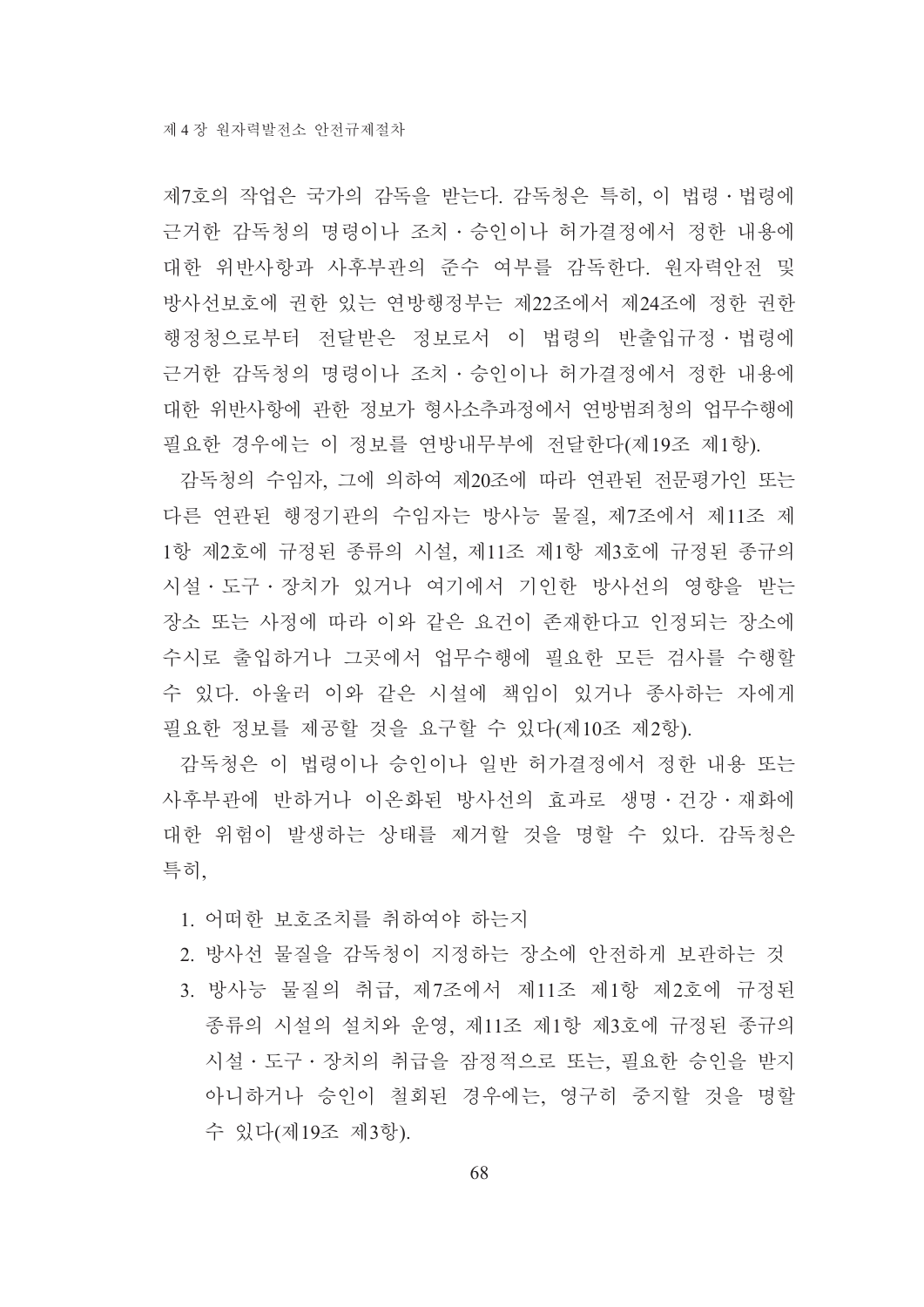제7호의 작업은 국가의 감독을 받는다. 감독청은 특히, 이 법령 · 법령에 근거한 감독청의 명령이나 조치 · 승인이나 허가결정에서 정한 내용에 대한 위반사항과 사후부관의 준수 여부를 감독한다. 원자력안전 및 방사선보호에 권한 있는 연방행정부는 제22조에서 제24조에 정한 권한 행정청으로부터 전달받은 정보로서 이 법령의 반출입규정 · 법령에 근거한 감독청의 명령이나 조치 · 승인이나 허가결정에서 정한 내용에 대한 위반사항에 관한 정보가 형사소추과정에서 연방범죄청의 업무수행에 필요한 경우에는 이 정보를 연방내무부에 전달한다(제19조 제1항).

감독청의 수임자, 그에 의하여 제20조에 따라 연관된 전문평가인 또는 다른 연관된 행정기관의 수임자는 방사능 물질, 제7조에서 제11조 제1항 제2호에 규정된 종류의 시설, 제11조 제1항 제3호에 규정된 종규의 시설 · 도구 · 장치가 있거나 여기에서 기인한 방사선의 영향을 받는 장소 또는 사정에 따라 이와 같은 요건이 존재한다고 인정되는 장소에 수시로 출입하거나 그곳에서 업무수행에 필요한 모든 검사를 수행할 수 있다. 아울러 이와 같은 시설에 책임이 있거나 종사하는 자에게 필요한 정보를 제공할 것을 요구할 수 있다(제10조 제2항).

감독청은 이 법령이나 승인이나 일반 허가결정에서 정한 내용 또는 사후부관에 반하거나 이온화된 방사선의 효과로 생명 · 건강 · 재화에 대한 위험이 발생하는 상태를 제거할 것을 명할 수 있다. 감독청은 특히,

1. 어떠한 보호조치를 취하여야 하는지
2. 방사선 물질을 감독청이 지정하는 장소에 안전하게 보관하는 것
3. 방사능 물질의 취급, 제7조에서 제11조 제1항 제2호에 규정된 종류의 시설의 설치와 운영, 제11조 제1항 제3호에 규정된 종규의 시설 · 도구 · 장치의 취급을 잠정적으로 또는, 필요한 승인을 받지 아니하거나 승인이 철회된 경우에는, 영구히 중지할 것을 명할 수 있다(제19조 제3항).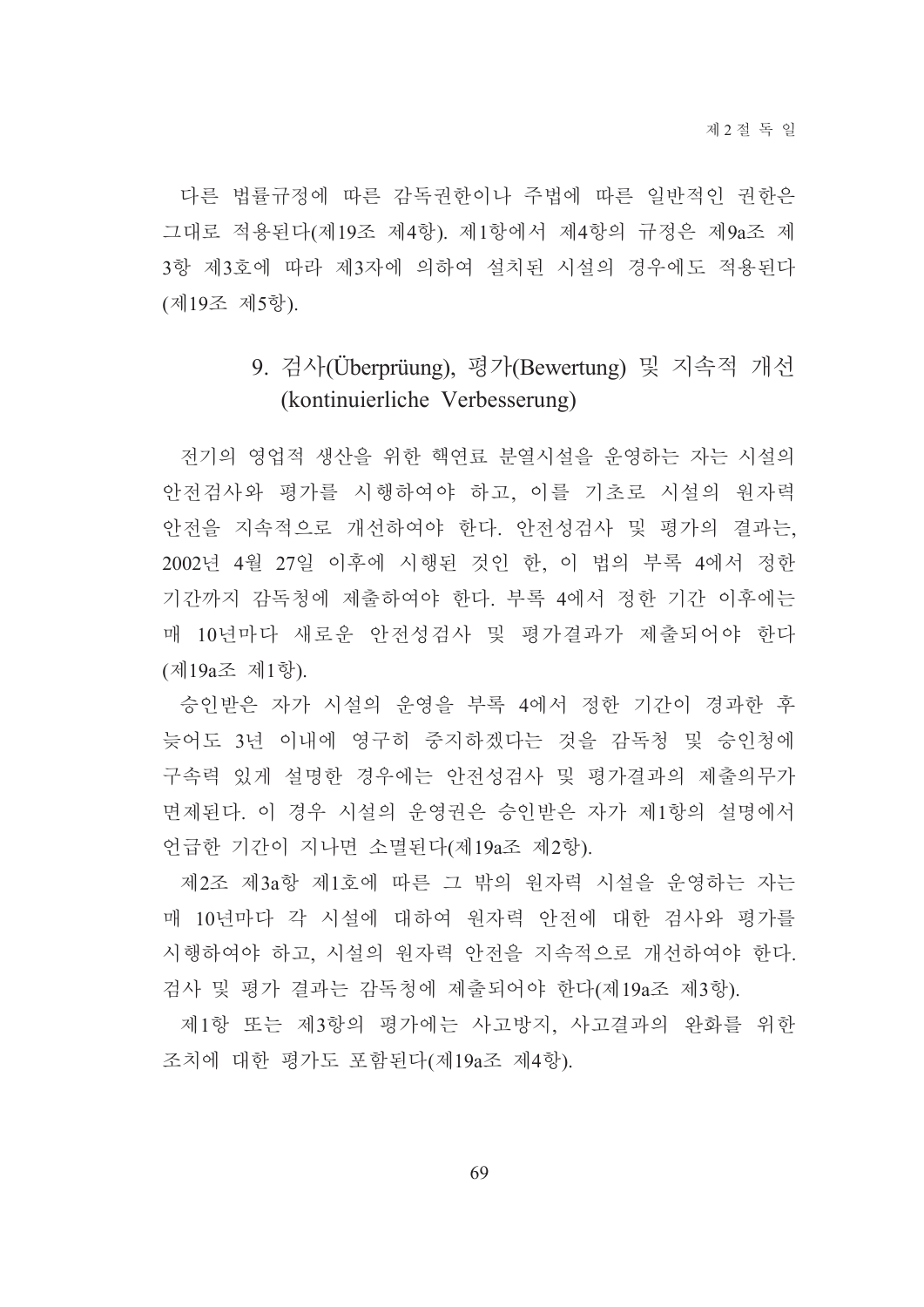다른 법률규정에 따른 감독권한이나 주법에 따른 일반적인 권한은 그대로 적용된다(제19조 제4항). 제1항에서 제4항의 규정은 제9a조 제3항 제3호에 따라 제3자에 의하여 설치된 시설의 경우에도 적용된다(제19조 제5항).

### 9. 검사(Überprüung), 평가(Bewertung) 및 지속적 개선(kontinuierliche Verbesserung)

전기의 영업적 생산을 위한 핵연료 분열시설을 운영하는 자는 시설의 안전검사와 평가를 시행하여야 하고, 이를 기초로 시설의 원자력 안전을 지속적으로 개선하여야 한다. 안전성검사 및 평가의 결과는, 2002년 4월 27일 이후에 시행된 것인 한, 이 법의 부록 4에서 정한 기간까지 감독청에 제출하여야 한다. 부록 4에서 정한 기간 이후에는 매 10년마다 새로운 안전성검사 및 평가결과가 제출되어야 한다(제19a조 제1항).

승인받은 자가 시설의 운영을 부록 4에서 정한 기간이 경과한 후 늦어도 3년 이내에 영구히 중지하겠다는 것을 감독청 및 승인청에 구속력 있게 설명한 경우에는 안전성검사 및 평가결과의 제출의무가 면제된다. 이 경우 시설의 운영권은 승인받은 자가 제1항의 설명에서 언급한 기간이 지나면 소멸된다(제19a조 제2항).

제2조 제3a항 제1호에 따른 그 밖의 원자력 시설을 운영하는 자는 매 10년마다 각 시설에 대하여 원자력 안전에 대한 검사와 평가를 시행하여야 하고, 시설의 원자력 안전을 지속적으로 개선하여야 한다. 검사 및 평가 결과는 감독청에 제출되어야 한다(제19a조 제3항).

제1항 또는 제3항의 평가에는 사고방지, 사고결과의 완화를 위한 조치에 대한 평가도 포함된다(제19a조 제4항).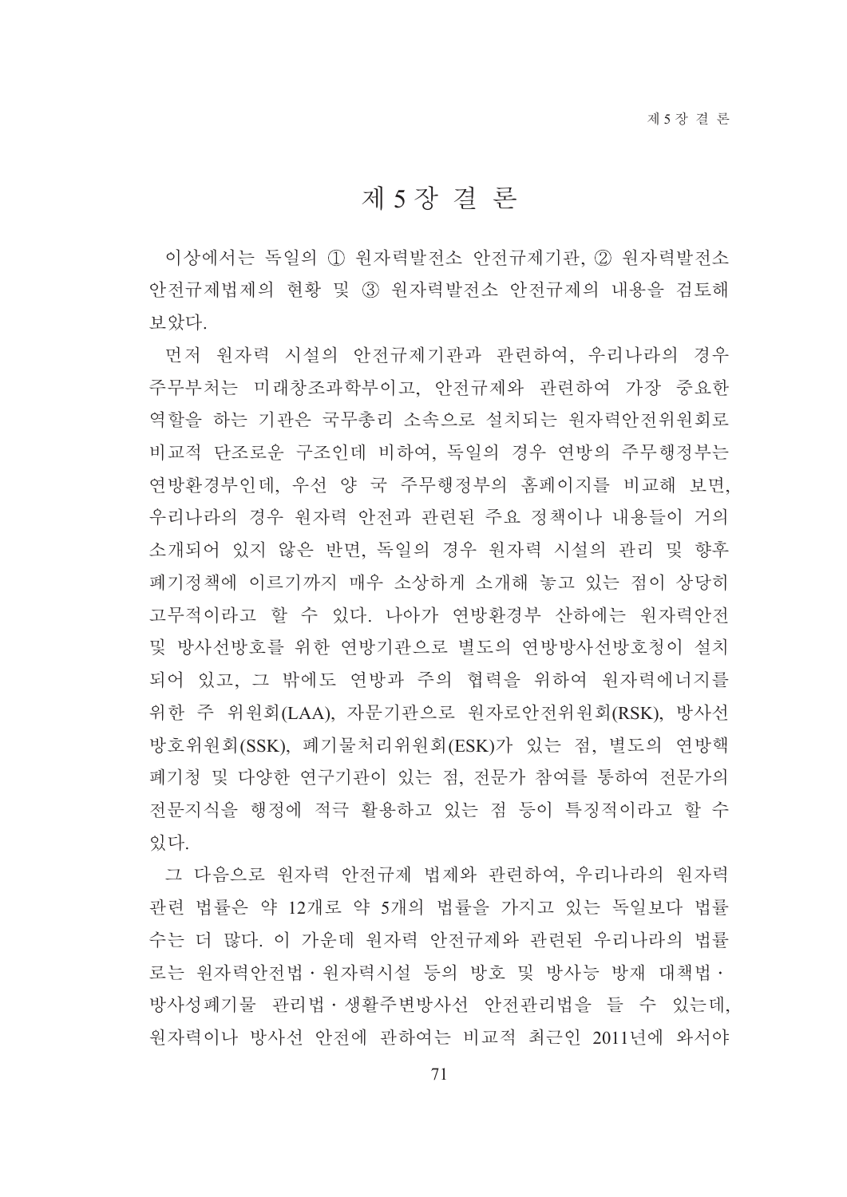# 제 5 장 결 론

이상에서는 독일의 ① 원자력발전소 안전규제기관, ② 원자력발전소 안전규제법제의 현황 및 ③ 원자력발전소 안전규제의 내용을 검토해 보았다.

먼저 원자력 시설의 안전규제기관과 관련하여, 우리나라의 경우 주무부처는 미래창조과학부이고, 안전규제와 관련하여 가장 중요한 역할을 하는 기관은 국무총리 소속으로 설치되는 원자력안전위원회로 비교적 단조로운 구조인데 비하여, 독일의 경우 연방의 주무행정부는 연방환경부인데, 우선 양 국 주무행정부의 홈페이지를 비교해 보면, 우리나라의 경우 원자력 안전과 관련된 주요 정책이나 내용들이 거의 소개되어 있지 않은 반면, 독일의 경우 원자력 시설의 관리 및 향후 폐기정책에 이르기까지 매우 소상하게 소개해 놓고 있는 점이 상당히 고무적이라고 할 수 있다. 나아가 연방환경부 산하에는 원자력안전 및 방사선방호를 위한 연방기관으로 별도의 연방방사선방호청이 설치되어 있고, 그 밖에도 연방과 주의 협력을 위하여 원자력에너지를 위한 주 위원회(LAA), 자문기관으로 원자로안전위원회(RSK), 방사선방호위원회(SSK), 폐기물처리위원회(ESK)가 있는 점, 별도의 연방핵폐기청 및 다양한 연구기관이 있는 점, 전문가 참여를 통하여 전문가의 전문지식을 행정에 적극 활용하고 있는 점 등이 특징적이라고 할 수 있다.

그 다음으로 원자력 안전규제 법제와 관련하여, 우리나라의 원자력 관련 법률은 약 12개로 약 5개의 법률을 가지고 있는 독일보다 법률 수는 더 많다. 이 가운데 원자력 안전규제와 관련된 우리나라의 법률로는 원자력안전법 · 원자력시설 등의 방호 및 방사능 방재 대책법 · 방사성폐기물 관리법 · 생활주변방사선 안전관리법을 들 수 있는데, 원자력이나 방사선 안전에 관하여는 비교적 최근인 2011년에 와서야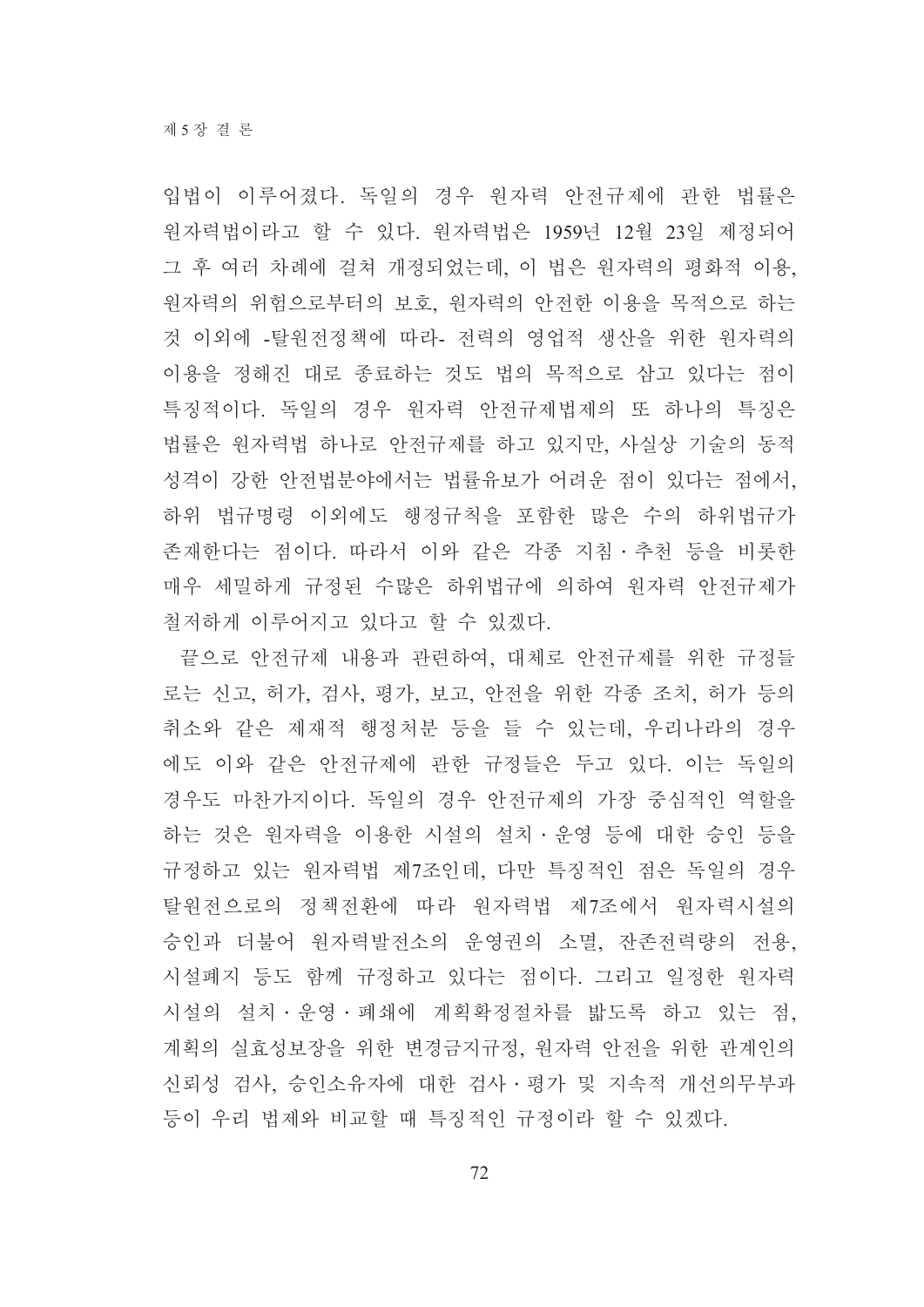입법이 이루어졌다. 독일의 경우 원자력 안전규제에 관한 법률은 원자력법이라고 할 수 있다. 원자력법은 1959년 12월 23일 제정되어 그 후 여러 차례에 걸쳐 개정되었는데, 이 법은 원자력의 평화적 이용, 원자력의 위험으로부터의 보호, 원자력의 안전한 이용을 목적으로 하는 것 이외에 -탈원전정책에 따라- 전력의 영업적 생산을 위한 원자력의 이용을 정해진 대로 종료하는 것도 법의 목적으로 삼고 있다는 점이 특징적이다. 독일의 경우 원자력 안전규제법제의 또 하나의 특징은 법률은 원자력법 하나로 안전규제를 하고 있지만, 사실상 기술의 동적 성격이 강한 안전법분야에서는 법률유보가 어려운 점이 있다는 점에서, 하위 법규명령 이외에도 행정규칙을 포함한 많은 수의 하위법규가 존재한다는 점이다. 따라서 이와 같은 각종 지침·추천 등을 비롯한 매우 세밀하게 규정된 수많은 하위법규에 의하여 원자력 안전규제가 철저하게 이루어지고 있다고 할 수 있겠다.

끝으로 안전규제 내용과 관련하여, 대체로 안전규제를 위한 규정들로는 신고, 허가, 검사, 평가, 보고, 안전을 위한 각종 조치, 허가 등의 취소와 같은 제재적 행정처분 등을 들 수 있는데, 우리나라의 경우에도 이와 같은 안전규제에 관한 규정들은 두고 있다. 이는 독일의 경우도 마찬가지이다. 독일의 경우 안전규제의 가장 중심적인 역할을 하는 것은 원자력을 이용한 시설의 설치·운영 등에 대한 승인 등을 규정하고 있는 원자력법 제7조인데, 다만 특징적인 점은 독일의 경우 탈원전으로의 정책전환에 따라 원자력법 제7조에서 원자력시설의 승인과 더불어 원자력발전소의 운영권의 소멸, 잔존전력량의 전용, 시설폐지 등도 함께 규정하고 있다는 점이다. 그리고 일정한 원자력시설의 설치·운영·폐쇄에 계획확정절차를 밟도록 하고 있는 점, 계획의 실효성보장을 위한 변경금지규정, 원자력 안전을 위한 관계인의 신뢰성 검사, 승인소유자에 대한 검사·평가 및 지속적 개선의무부과 등이 우리 법제와 비교할 때 특징적인 규정이라 할 수 있겠다.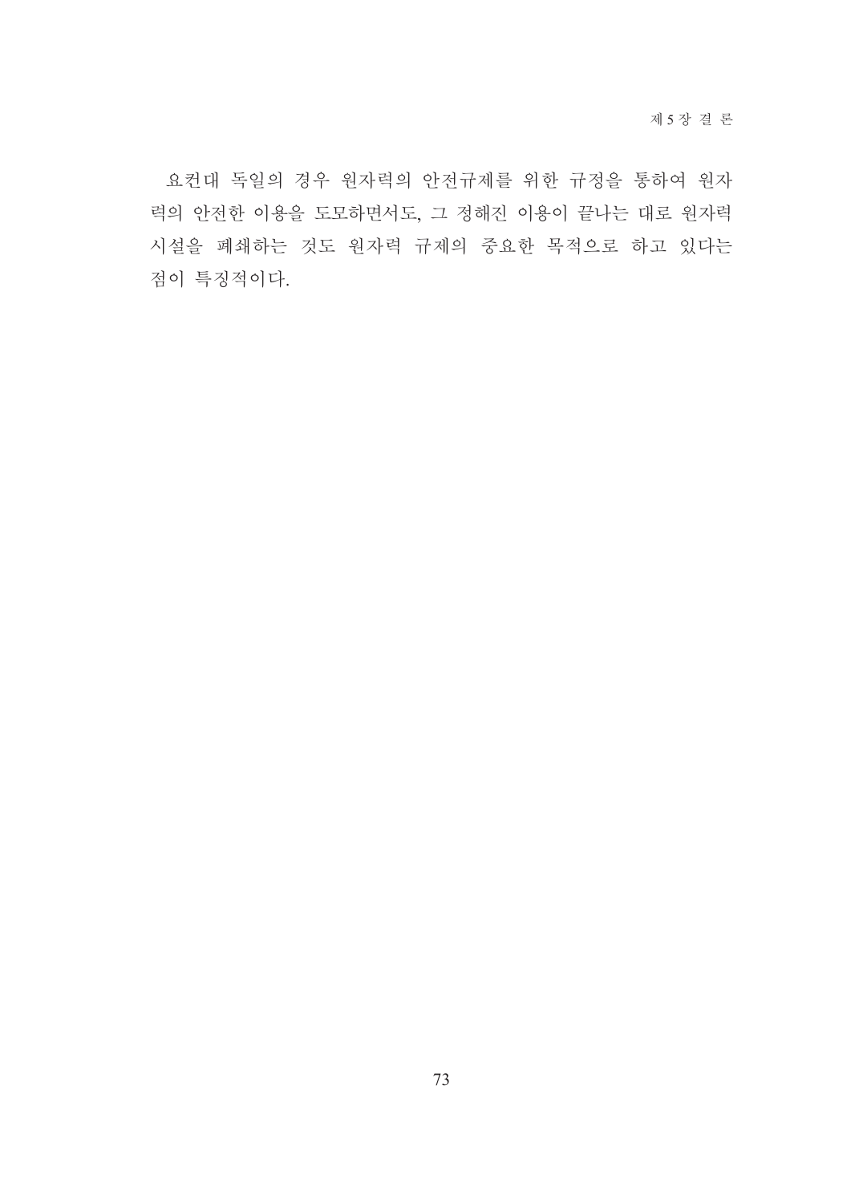요컨대 독일의 경우 원자력의 안전규제를 위한 규정을 통하여 원자력의 안전한 이용을 도모하면서도, 그 정해진 이용이 끝나는 대로 원자력 시설을 폐쇄하는 것도 원자력 규제의 중요한 목적으로 하고 있다는 점이 특징적이다.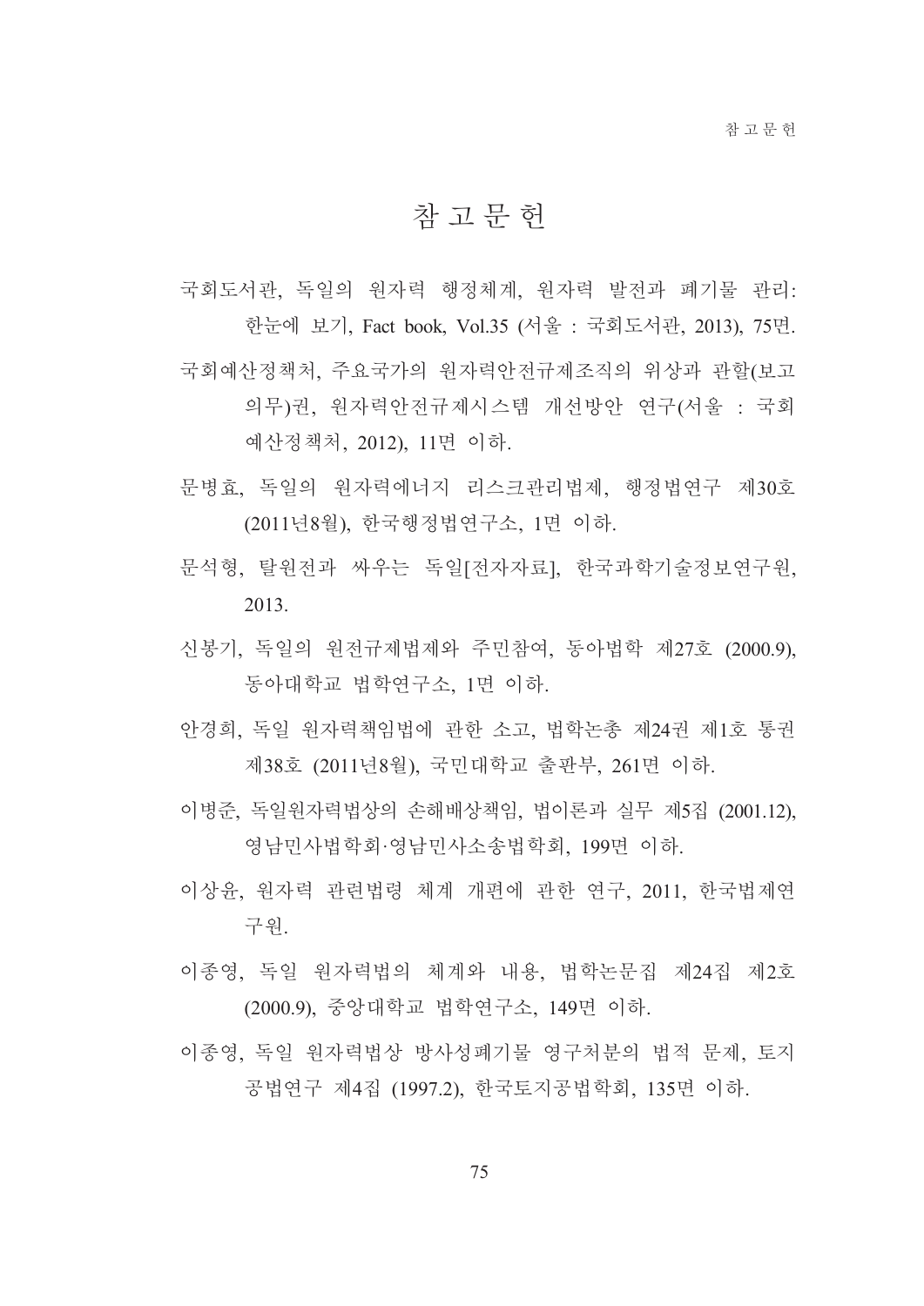# 참 고 문 헌

국회도서관, 독일의 원자력 행정체계, 원자력 발전과 폐기물 관리: 한눈에 보기, Fact book, Vol.35 (서울 : 국회도서관, 2013), 75면.

국회예산정책처, 주요국가의 원자력안전규제조직의 위상과 관할(보고의무)권, 원자력안전규제시스템 개선방안 연구(서울 : 국회예산정책처, 2012), 11면 이하.

문병효, 독일의 원자력에너지 리스크관리법제, 행정법연구 제30호 (2011년8월), 한국행정법연구소, 1면 이하.

문석형, 탈원전과 싸우는 독일[전자자료], 한국과학기술정보연구원, 2013.

신봉기, 독일의 원전규제법제와 주민참여, 동아법학 제27호 (2000.9), 동아대학교 법학연구소, 1면 이하.

안경희, 독일 원자력책임법에 관한 소고, 법학논총 제24권 제1호 통권 제38호 (2011년8월), 국민대학교 출판부, 261면 이하.

이병준, 독일원자력법상의 손해배상책임, 법이론과 실무 제5집 (2001.12), 영남민사법학회·영남민사소송법학회, 199면 이하.

이상윤, 원자력 관련법령 체계 개편에 관한 연구, 2011, 한국법제연구원.

이종영, 독일 원자력법의 체계와 내용, 법학논문집 제24집 제2호 (2000.9), 중앙대학교 법학연구소, 149면 이하.

이종영, 독일 원자력법상 방사성폐기물 영구처분의 법적 문제, 토지공법연구 제4집 (1997.2), 한국토지공법학회, 135면 이하.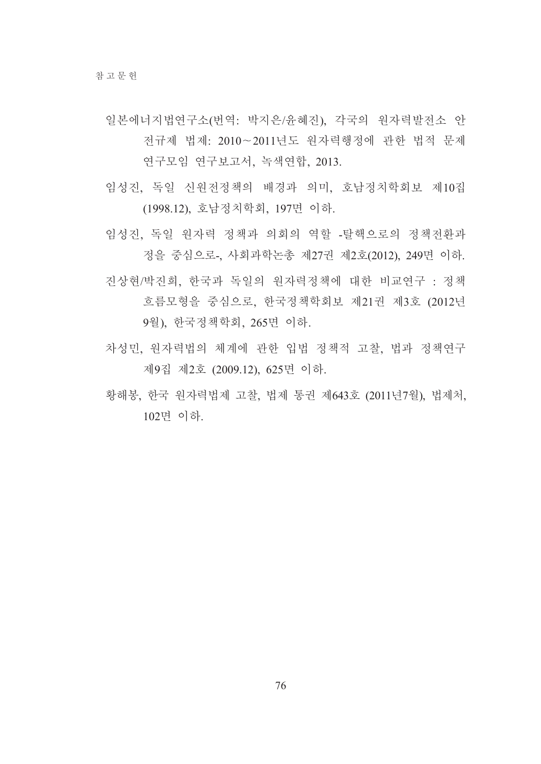일본에너지법연구소(번역: 박지은/윤혜진), 각국의 원자력발전소 안전규제 법제: 2010～2011년도 원자력행정에 관한 법적 문제 연구모임 연구보고서, 녹색연합, 2013.

임성진, 독일 신원전정책의 배경과 의미, 호남정치학회보 제10집 (1998.12), 호남정치학회, 197면 이하.

임성진, 독일 원자력 정책과 의회의 역할 -탈핵으로의 정책전환과정을 중심으로-, 사회과학논총 제27권 제2호(2012), 249면 이하.

진상현/박진희, 한국과 독일의 원자력정책에 대한 비교연구 : 정책흐름모형을 중심으로, 한국정책학회보 제21권 제3호 (2012년 9월), 한국정책학회, 265면 이하.

차성민, 원자력법의 체계에 관한 입법 정책적 고찰, 법과 정책연구 제9집 제2호 (2009.12), 625면 이하.

황해봉, 한국 원자력법제 고찰, 법제 통권 제643호 (2011년7월), 법제처, 102면 이하.